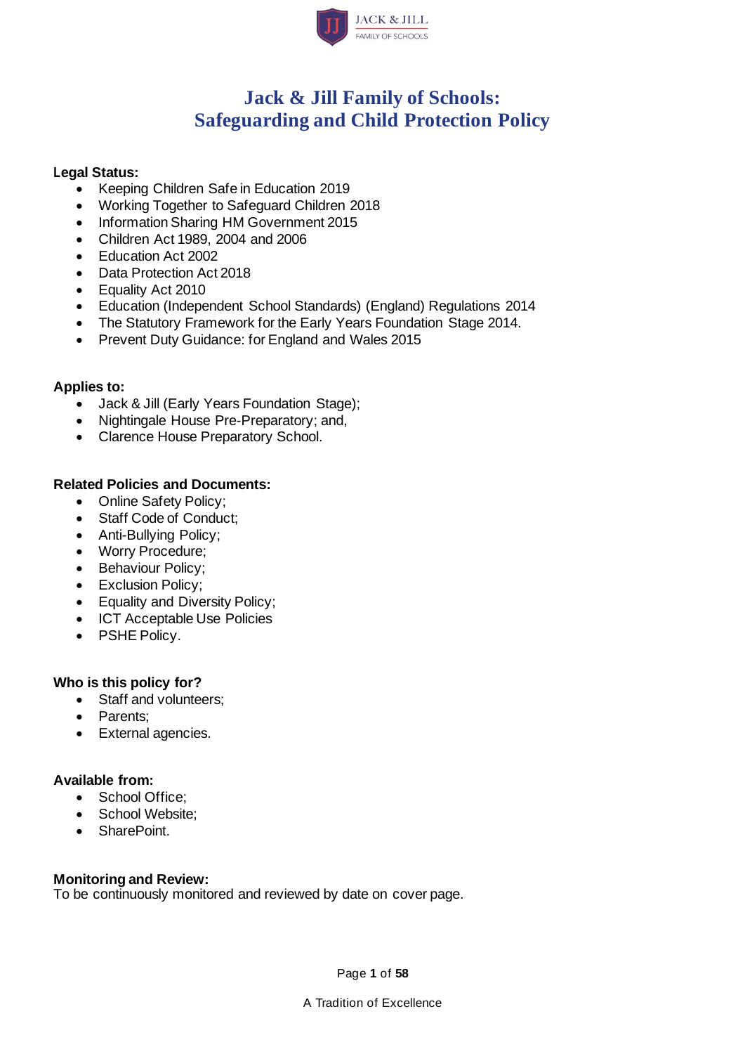# Jack & Jill Family of Schools: Safeguarding and Child Protection Policy

**Legal Status:**

- Keeping Children Safe in Education 2019
- Working Together to Safeguard Children 2018
- Information Sharing HM Government 2015
- Children Act 1989, 2004 and 2006
- Education Act 2002
- Data Protection Act 2018
- Equality Act 2010
- Education (Independent School Standards) (England) Regulations 2014
- The Statutory Framework for the Early Years Foundation Stage 2014.
- Prevent Duty Guidance: for England and Wales 2015

**Applies to:**

- Jack & Jill (Early Years Foundation Stage);
- Nightingale House Pre-Preparatory; and,
- Clarence House Preparatory School.

**Related Policies and Documents:**

- Online Safety Policy;
- Staff Code of Conduct;
- Anti-Bullying Policy;
- Worry Procedure;
- Behaviour Policy;
- Exclusion Policy;
- Equality and Diversity Policy;
- ICT Acceptable Use Policies
- PSHE Policy.

**Who is this policy for?**

- Staff and volunteers;
- Parents;
- External agencies.

**Available from:**

- School Office;
- School Website;
- SharePoint.

**Monitoring and Review:**
To be continuously monitored and reviewed by date on cover page.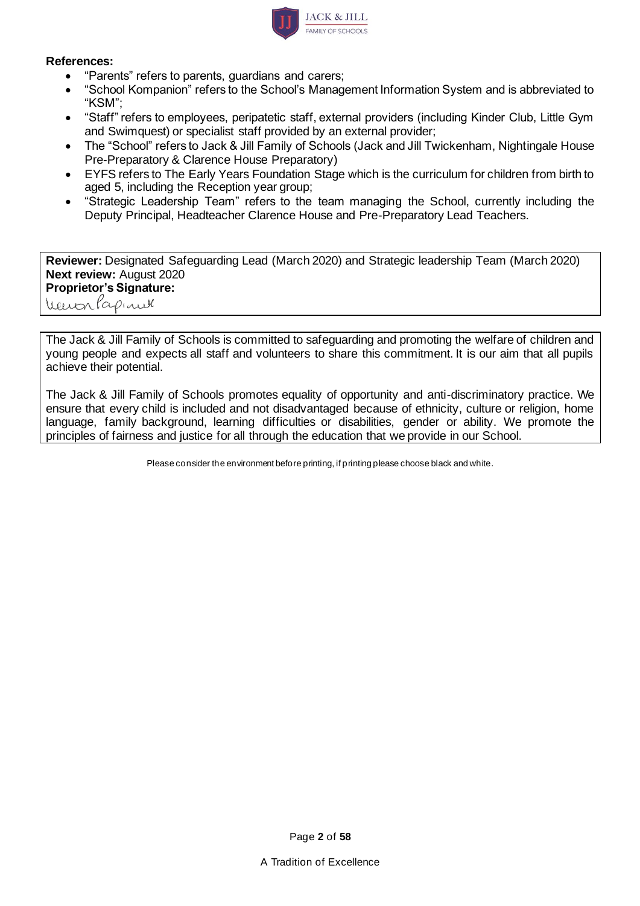**References:**

- "Parents" refers to parents, guardians and carers;
- "School Kompanion" refers to the School's Management Information System and is abbreviated to "KSM";
- "Staff" refers to employees, peripatetic staff, external providers (including Kinder Club, Little Gym and Swimquest) or specialist staff provided by an external provider;
- The "School" refers to Jack & Jill Family of Schools (Jack and Jill Twickenham, Nightingale House Pre-Preparatory & Clarence House Preparatory)
- EYFS refers to The Early Years Foundation Stage which is the curriculum for children from birth to aged 5, including the Reception year group;
- "Strategic Leadership Team" refers to the team managing the School, currently including the Deputy Principal, Headteacher Clarence House and Pre-Preparatory Lead Teachers.

**Reviewer:** Designated Safeguarding Lead (March 2020) and Strategic leadership Team (March 2020)
**Next review:** August 2020
**Proprietor's Signature:**

The Jack & Jill Family of Schools is committed to safeguarding and promoting the welfare of children and young people and expects all staff and volunteers to share this commitment. It is our aim that all pupils achieve their potential.

The Jack & Jill Family of Schools promotes equality of opportunity and anti-discriminatory practice. We ensure that every child is included and not disadvantaged because of ethnicity, culture or religion, home language, family background, learning difficulties or disabilities, gender or ability. We promote the principles of fairness and justice for all through the education that we provide in our School.

Please consider the environment before printing, if printing please choose black and white.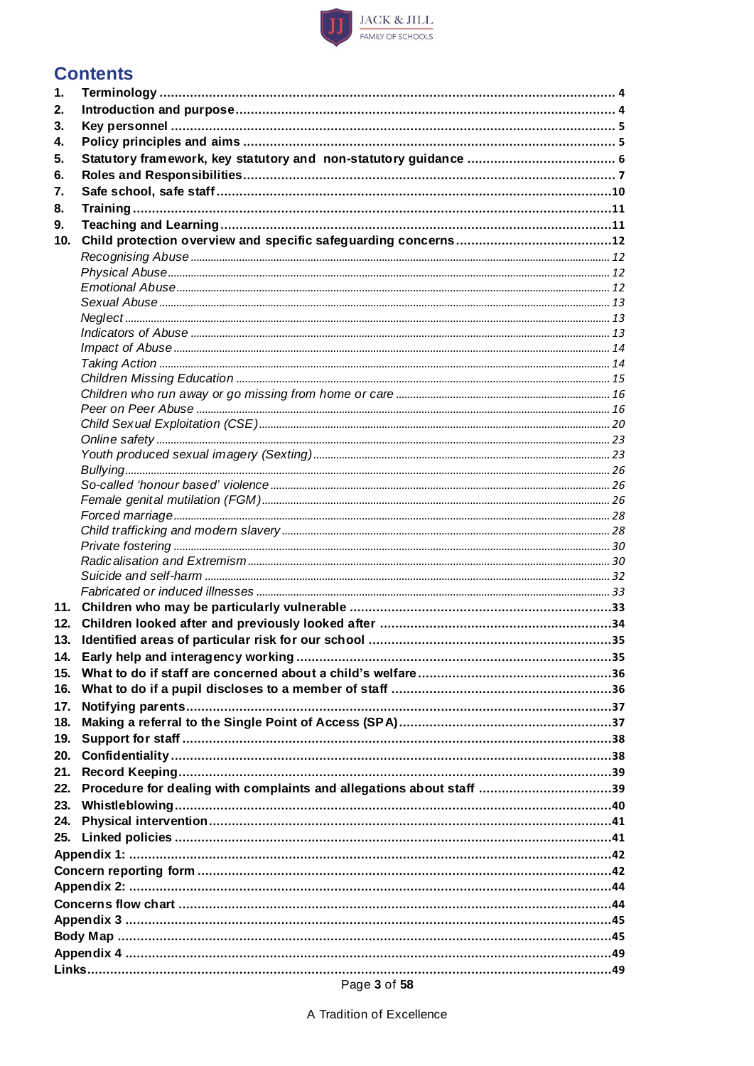# Contents

1. **Terminology** .......... 4
2. **Introduction and purpose** .......... 4
3. **Key personnel** .......... 5
4. **Policy principles and aims** .......... 5
5. **Statutory framework, key statutory and non-statutory guidance** .......... 6
6. **Roles and Responsibilities** .......... 7
7. **Safe school, safe staff** .......... 10
8. **Training** .......... 11
9. **Teaching and Learning** .......... 11
10. **Child protection overview and specific safeguarding concerns** .......... 12
    - *Recognising Abuse* .......... 12
    - *Physical Abuse* .......... 12
    - *Emotional Abuse* .......... 12
    - *Sexual Abuse* .......... 13
    - *Neglect* .......... 13
    - *Indicators of Abuse* .......... 13
    - *Impact of Abuse* .......... 14
    - *Taking Action* .......... 14
    - *Children Missing Education* .......... 15
    - *Children who run away or go missing from home or care* .......... 16
    - *Peer on Peer Abuse* .......... 16
    - *Child Sexual Exploitation (CSE)* .......... 20
    - *Online safety* .......... 23
    - *Youth produced sexual imagery (Sexting)* .......... 23
    - *Bullying* .......... 26
    - *So-called 'honour based' violence* .......... 26
    - *Female genital mutilation (FGM)* .......... 26
    - *Forced marriage* .......... 28
    - *Child trafficking and modern slavery* .......... 28
    - *Private fostering* .......... 30
    - *Radicalisation and Extremism* .......... 30
    - *Suicide and self-harm* .......... 32
    - *Fabricated or induced illnesses* .......... 33
11. **Children who may be particularly vulnerable** .......... 33
12. **Children looked after and previously looked after** .......... 34
13. **Identified areas of particular risk for our school** .......... 35
14. **Early help and interagency working** .......... 35
15. **What to do if staff are concerned about a child's welfare** .......... 36
16. **What to do if a pupil discloses to a member of staff** .......... 36
17. **Notifying parents** .......... 37
18. **Making a referral to the Single Point of Access (SPA)** .......... 37
19. **Support for staff** .......... 38
20. **Confidentiality** .......... 38
21. **Record Keeping** .......... 39
22. **Procedure for dealing with complaints and allegations about staff** .......... 39
23. **Whistleblowing** .......... 40
24. **Physical intervention** .......... 41
25. **Linked policies** .......... 41

**Appendix 1:** .......... 42

**Concern reporting form** .......... 42

**Appendix 2:** .......... 44

**Concerns flow chart** .......... 44

**Appendix 3** .......... 45

**Body Map** .......... 45

**Appendix 4** .......... 49

**Links** .......... 49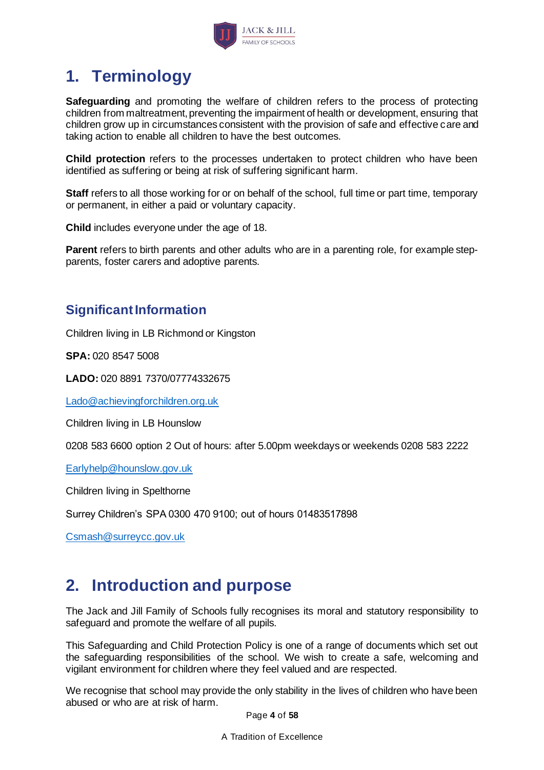# 1. Terminology

**Safeguarding** and promoting the welfare of children refers to the process of protecting children from maltreatment, preventing the impairment of health or development, ensuring that children grow up in circumstances consistent with the provision of safe and effective care and taking action to enable all children to have the best outcomes.

**Child protection** refers to the processes undertaken to protect children who have been identified as suffering or being at risk of suffering significant harm.

**Staff** refers to all those working for or on behalf of the school, full time or part time, temporary or permanent, in either a paid or voluntary capacity.

**Child** includes everyone under the age of 18.

**Parent** refers to birth parents and other adults who are in a parenting role, for example step-parents, foster carers and adoptive parents.

## Significant Information

Children living in LB Richmond or Kingston

**SPA:** 020 8547 5008

**LADO:** 020 8891 7370/07774332675

Lado@achievingforchildren.org.uk

Children living in LB Hounslow

0208 583 6600 option 2 Out of hours: after 5.00pm weekdays or weekends 0208 583 2222

Earlyhelp@hounslow.gov.uk

Children living in Spelthorne

Surrey Children's SPA 0300 470 9100; out of hours 01483517898

Csmash@surreycc.gov.uk

# 2. Introduction and purpose

The Jack and Jill Family of Schools fully recognises its moral and statutory responsibility to safeguard and promote the welfare of all pupils.

This Safeguarding and Child Protection Policy is one of a range of documents which set out the safeguarding responsibilities of the school. We wish to create a safe, welcoming and vigilant environment for children where they feel valued and are respected.

We recognise that school may provide the only stability in the lives of children who have been abused or who are at risk of harm.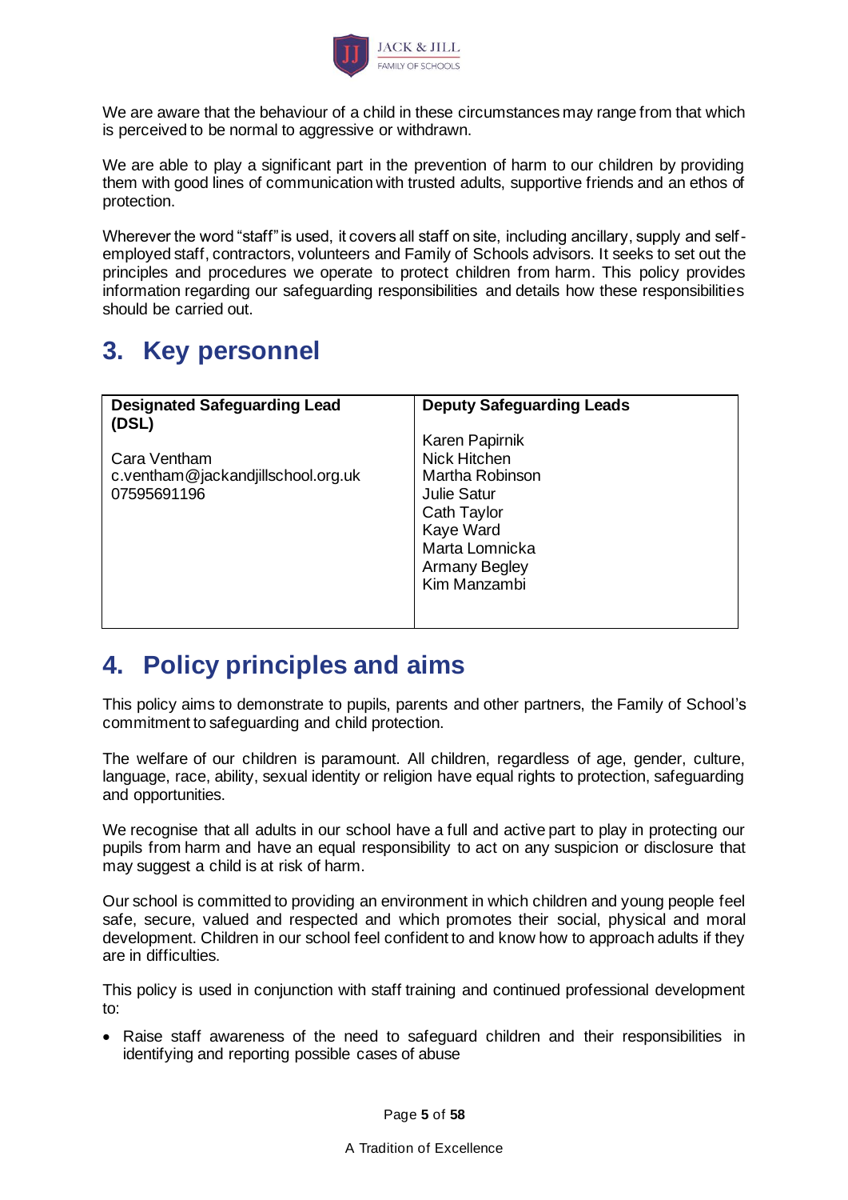We are aware that the behaviour of a child in these circumstances may range from that which is perceived to be normal to aggressive or withdrawn.

We are able to play a significant part in the prevention of harm to our children by providing them with good lines of communication with trusted adults, supportive friends and an ethos of protection.

Wherever the word "staff" is used, it covers all staff on site, including ancillary, supply and self-employed staff, contractors, volunteers and Family of Schools advisors. It seeks to set out the principles and procedures we operate to protect children from harm. This policy provides information regarding our safeguarding responsibilities and details how these responsibilities should be carried out.

## 3. Key personnel

| **Designated Safeguarding Lead (DSL)** | **Deputy Safeguarding Leads** |
|---|---|
| Cara Ventham<br>c.ventham@jackandjillschool.org.uk<br>07595691196 | Karen Papirnik<br>Nick Hitchen<br>Martha Robinson<br>Julie Satur<br>Cath Taylor<br>Kaye Ward<br>Marta Lomnicka<br>Armany Begley<br>Kim Manzambi |

## 4. Policy principles and aims

This policy aims to demonstrate to pupils, parents and other partners, the Family of School's commitment to safeguarding and child protection.

The welfare of our children is paramount. All children, regardless of age, gender, culture, language, race, ability, sexual identity or religion have equal rights to protection, safeguarding and opportunities.

We recognise that all adults in our school have a full and active part to play in protecting our pupils from harm and have an equal responsibility to act on any suspicion or disclosure that may suggest a child is at risk of harm.

Our school is committed to providing an environment in which children and young people feel safe, secure, valued and respected and which promotes their social, physical and moral development. Children in our school feel confident to and know how to approach adults if they are in difficulties.

This policy is used in conjunction with staff training and continued professional development to:

- Raise staff awareness of the need to safeguard children and their responsibilities in identifying and reporting possible cases of abuse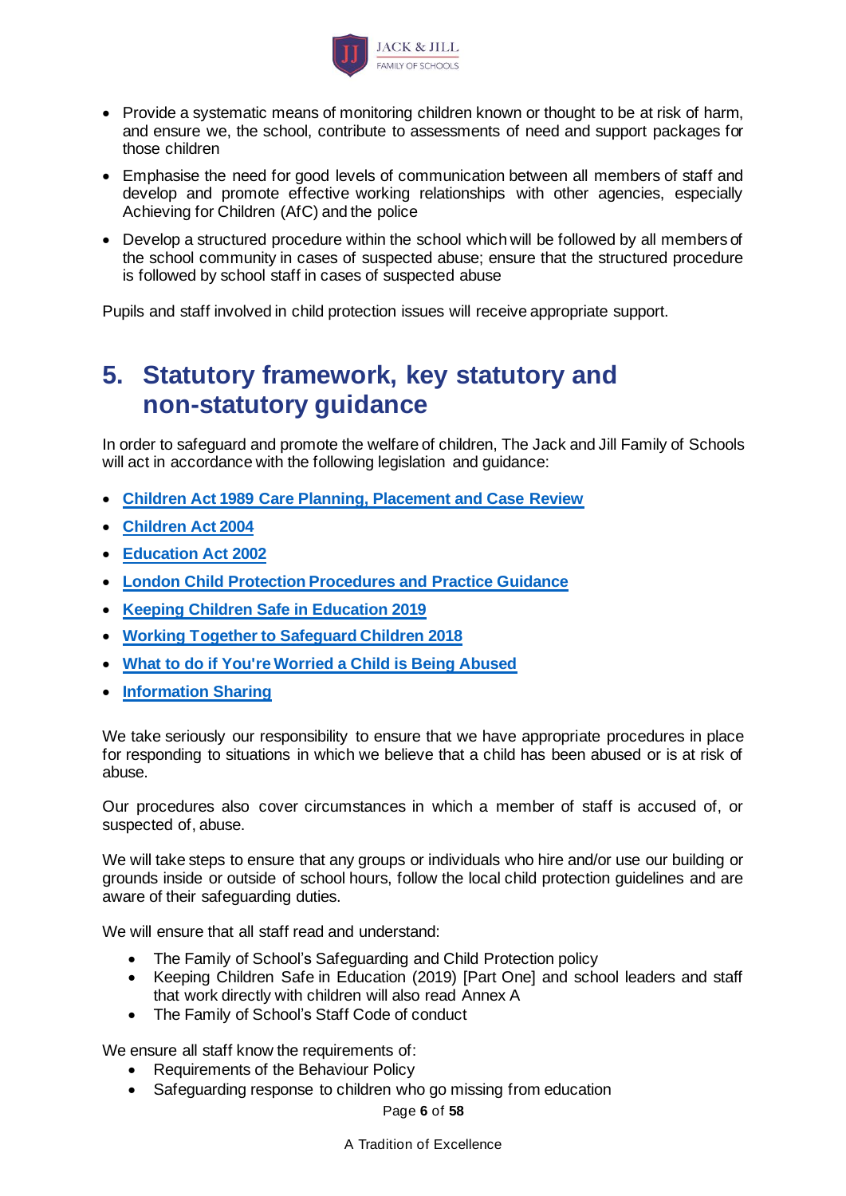- Provide a systematic means of monitoring children known or thought to be at risk of harm, and ensure we, the school, contribute to assessments of need and support packages for those children
- Emphasise the need for good levels of communication between all members of staff and develop and promote effective working relationships with other agencies, especially Achieving for Children (AfC) and the police
- Develop a structured procedure within the school which will be followed by all members of the school community in cases of suspected abuse; ensure that the structured procedure is followed by school staff in cases of suspected abuse

Pupils and staff involved in child protection issues will receive appropriate support.

# 5. Statutory framework, key statutory and non-statutory guidance

In order to safeguard and promote the welfare of children, The Jack and Jill Family of Schools will act in accordance with the following legislation and guidance:

- **Children Act 1989 Care Planning, Placement and Case Review**
- **Children Act 2004**
- **Education Act 2002**
- **London Child Protection Procedures and Practice Guidance**
- **Keeping Children Safe in Education 2019**
- **Working Together to Safeguard Children 2018**
- **What to do if You're Worried a Child is Being Abused**
- **Information Sharing**

We take seriously our responsibility to ensure that we have appropriate procedures in place for responding to situations in which we believe that a child has been abused or is at risk of abuse.

Our procedures also cover circumstances in which a member of staff is accused of, or suspected of, abuse.

We will take steps to ensure that any groups or individuals who hire and/or use our building or grounds inside or outside of school hours, follow the local child protection guidelines and are aware of their safeguarding duties.

We will ensure that all staff read and understand:

- The Family of School's Safeguarding and Child Protection policy
- Keeping Children Safe in Education (2019) [Part One] and school leaders and staff that work directly with children will also read Annex A
- The Family of School's Staff Code of conduct

We ensure all staff know the requirements of:

- Requirements of the Behaviour Policy
- Safeguarding response to children who go missing from education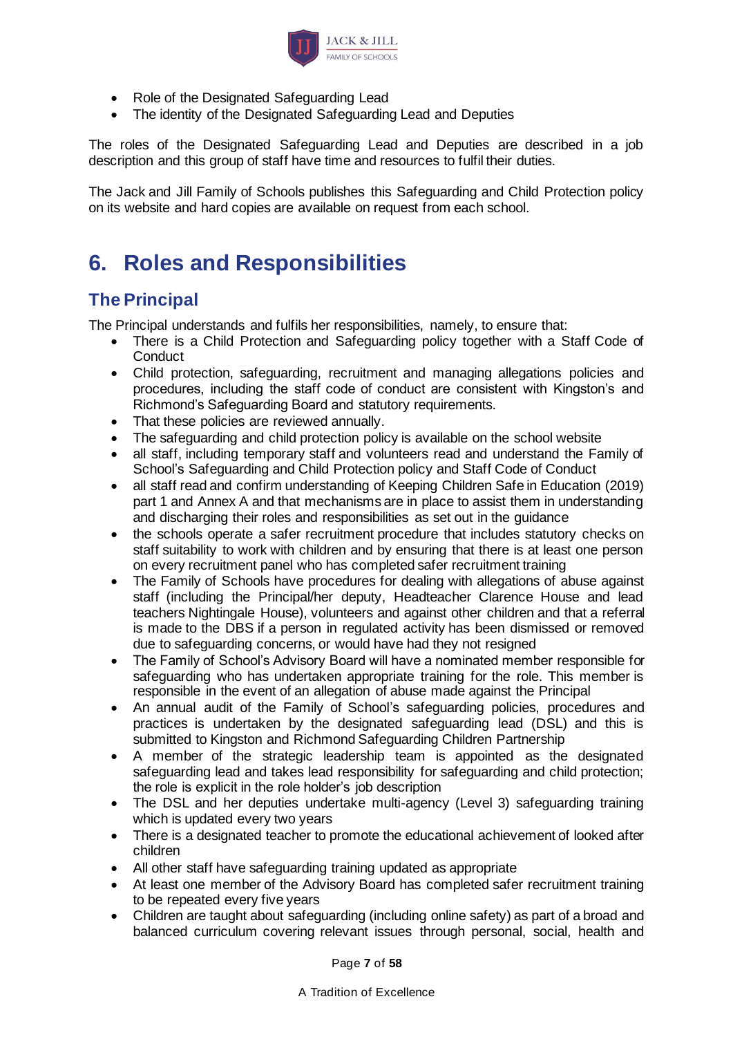- Role of the Designated Safeguarding Lead
- The identity of the Designated Safeguarding Lead and Deputies

The roles of the Designated Safeguarding Lead and Deputies are described in a job description and this group of staff have time and resources to fulfil their duties.

The Jack and Jill Family of Schools publishes this Safeguarding and Child Protection policy on its website and hard copies are available on request from each school.

# 6. Roles and Responsibilities

## The Principal

The Principal understands and fulfils her responsibilities, namely, to ensure that:

- There is a Child Protection and Safeguarding policy together with a Staff Code of Conduct
- Child protection, safeguarding, recruitment and managing allegations policies and procedures, including the staff code of conduct are consistent with Kingston's and Richmond's Safeguarding Board and statutory requirements.
- That these policies are reviewed annually.
- The safeguarding and child protection policy is available on the school website
- all staff, including temporary staff and volunteers read and understand the Family of School's Safeguarding and Child Protection policy and Staff Code of Conduct
- all staff read and confirm understanding of Keeping Children Safe in Education (2019) part 1 and Annex A and that mechanisms are in place to assist them in understanding and discharging their roles and responsibilities as set out in the guidance
- the schools operate a safer recruitment procedure that includes statutory checks on staff suitability to work with children and by ensuring that there is at least one person on every recruitment panel who has completed safer recruitment training
- The Family of Schools have procedures for dealing with allegations of abuse against staff (including the Principal/her deputy, Headteacher Clarence House and lead teachers Nightingale House), volunteers and against other children and that a referral is made to the DBS if a person in regulated activity has been dismissed or removed due to safeguarding concerns, or would have had they not resigned
- The Family of School's Advisory Board will have a nominated member responsible for safeguarding who has undertaken appropriate training for the role. This member is responsible in the event of an allegation of abuse made against the Principal
- An annual audit of the Family of School's safeguarding policies, procedures and practices is undertaken by the designated safeguarding lead (DSL) and this is submitted to Kingston and Richmond Safeguarding Children Partnership
- A member of the strategic leadership team is appointed as the designated safeguarding lead and takes lead responsibility for safeguarding and child protection; the role is explicit in the role holder's job description
- The DSL and her deputies undertake multi-agency (Level 3) safeguarding training which is updated every two years
- There is a designated teacher to promote the educational achievement of looked after children
- All other staff have safeguarding training updated as appropriate
- At least one member of the Advisory Board has completed safer recruitment training to be repeated every five years
- Children are taught about safeguarding (including online safety) as part of a broad and balanced curriculum covering relevant issues through personal, social, health and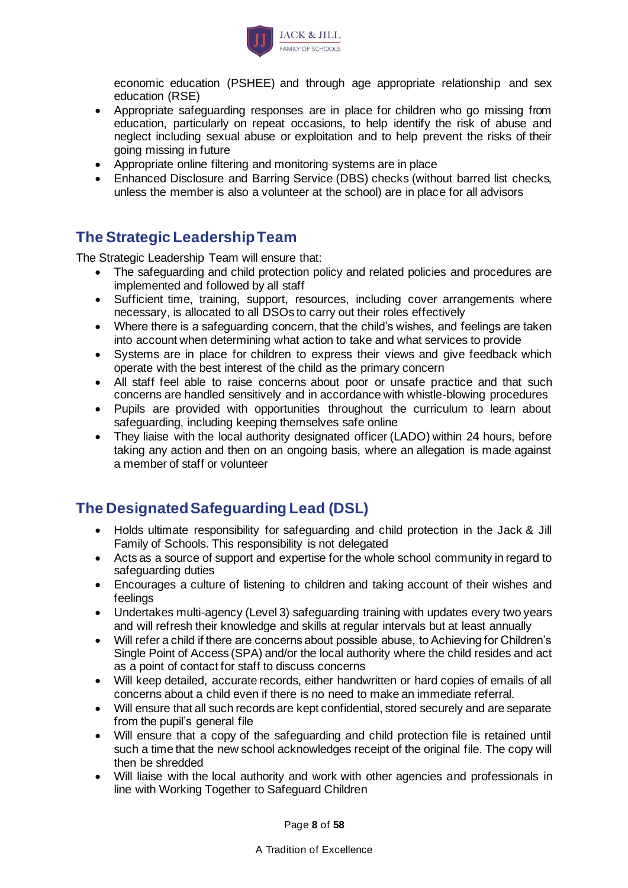economic education (PSHEE) and through age appropriate relationship and sex education (RSE)

- Appropriate safeguarding responses are in place for children who go missing from education, particularly on repeat occasions, to help identify the risk of abuse and neglect including sexual abuse or exploitation and to help prevent the risks of their going missing in future
- Appropriate online filtering and monitoring systems are in place
- Enhanced Disclosure and Barring Service (DBS) checks (without barred list checks, unless the member is also a volunteer at the school) are in place for all advisors

## The Strategic Leadership Team

The Strategic Leadership Team will ensure that:

- The safeguarding and child protection policy and related policies and procedures are implemented and followed by all staff
- Sufficient time, training, support, resources, including cover arrangements where necessary, is allocated to all DSOs to carry out their roles effectively
- Where there is a safeguarding concern, that the child's wishes, and feelings are taken into account when determining what action to take and what services to provide
- Systems are in place for children to express their views and give feedback which operate with the best interest of the child as the primary concern
- All staff feel able to raise concerns about poor or unsafe practice and that such concerns are handled sensitively and in accordance with whistle-blowing procedures
- Pupils are provided with opportunities throughout the curriculum to learn about safeguarding, including keeping themselves safe online
- They liaise with the local authority designated officer (LADO) within 24 hours, before taking any action and then on an ongoing basis, where an allegation is made against a member of staff or volunteer

## The Designated Safeguarding Lead (DSL)

- Holds ultimate responsibility for safeguarding and child protection in the Jack & Jill Family of Schools. This responsibility is not delegated
- Acts as a source of support and expertise for the whole school community in regard to safeguarding duties
- Encourages a culture of listening to children and taking account of their wishes and feelings
- Undertakes multi-agency (Level 3) safeguarding training with updates every two years and will refresh their knowledge and skills at regular intervals but at least annually
- Will refer a child if there are concerns about possible abuse, to Achieving for Children's Single Point of Access (SPA) and/or the local authority where the child resides and act as a point of contact for staff to discuss concerns
- Will keep detailed, accurate records, either handwritten or hard copies of emails of all concerns about a child even if there is no need to make an immediate referral.
- Will ensure that all such records are kept confidential, stored securely and are separate from the pupil's general file
- Will ensure that a copy of the safeguarding and child protection file is retained until such a time that the new school acknowledges receipt of the original file. The copy will then be shredded
- Will liaise with the local authority and work with other agencies and professionals in line with Working Together to Safeguard Children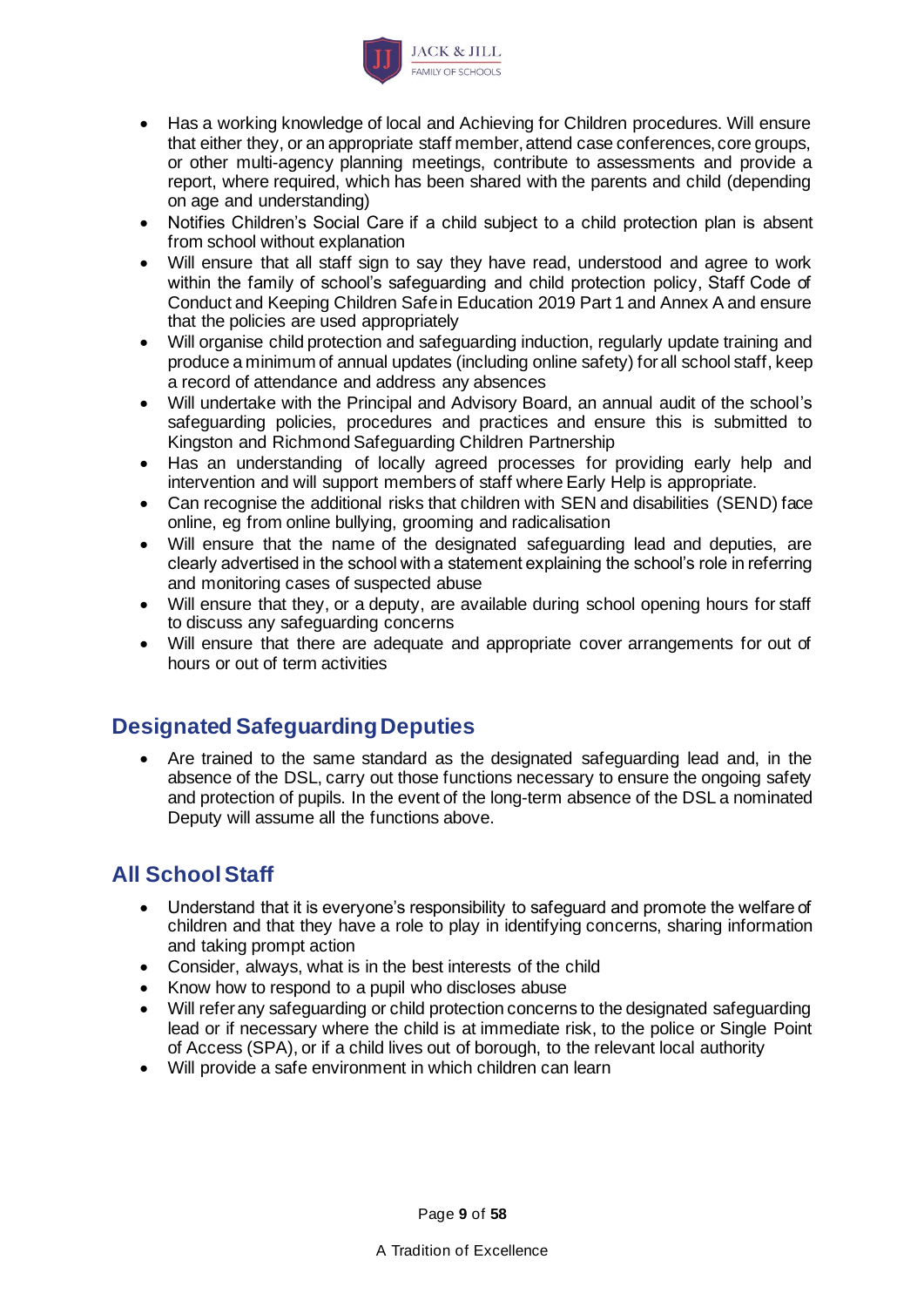- Has a working knowledge of local and Achieving for Children procedures. Will ensure that either they, or an appropriate staff member, attend case conferences, core groups, or other multi-agency planning meetings, contribute to assessments and provide a report, where required, which has been shared with the parents and child (depending on age and understanding)
- Notifies Children's Social Care if a child subject to a child protection plan is absent from school without explanation
- Will ensure that all staff sign to say they have read, understood and agree to work within the family of school's safeguarding and child protection policy, Staff Code of Conduct and Keeping Children Safe in Education 2019 Part 1 and Annex A and ensure that the policies are used appropriately
- Will organise child protection and safeguarding induction, regularly update training and produce a minimum of annual updates (including online safety) for all school staff, keep a record of attendance and address any absences
- Will undertake with the Principal and Advisory Board, an annual audit of the school's safeguarding policies, procedures and practices and ensure this is submitted to Kingston and Richmond Safeguarding Children Partnership
- Has an understanding of locally agreed processes for providing early help and intervention and will support members of staff where Early Help is appropriate.
- Can recognise the additional risks that children with SEN and disabilities (SEND) face online, eg from online bullying, grooming and radicalisation
- Will ensure that the name of the designated safeguarding lead and deputies, are clearly advertised in the school with a statement explaining the school's role in referring and monitoring cases of suspected abuse
- Will ensure that they, or a deputy, are available during school opening hours for staff to discuss any safeguarding concerns
- Will ensure that there are adequate and appropriate cover arrangements for out of hours or out of term activities

## Designated Safeguarding Deputies

- Are trained to the same standard as the designated safeguarding lead and, in the absence of the DSL, carry out those functions necessary to ensure the ongoing safety and protection of pupils. In the event of the long-term absence of the DSL a nominated Deputy will assume all the functions above.

## All School Staff

- Understand that it is everyone's responsibility to safeguard and promote the welfare of children and that they have a role to play in identifying concerns, sharing information and taking prompt action
- Consider, always, what is in the best interests of the child
- Know how to respond to a pupil who discloses abuse
- Will refer any safeguarding or child protection concerns to the designated safeguarding lead or if necessary where the child is at immediate risk, to the police or Single Point of Access (SPA), or if a child lives out of borough, to the relevant local authority
- Will provide a safe environment in which children can learn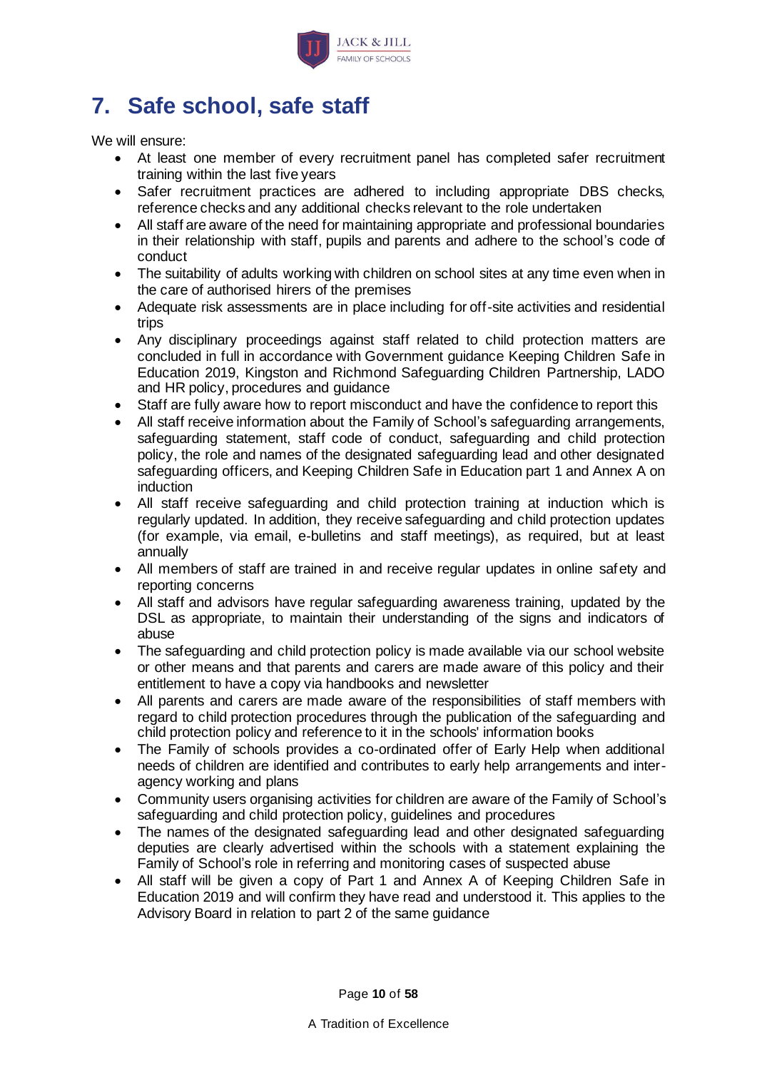## 7. Safe school, safe staff

We will ensure:

- At least one member of every recruitment panel has completed safer recruitment training within the last five years
- Safer recruitment practices are adhered to including appropriate DBS checks, reference checks and any additional checks relevant to the role undertaken
- All staff are aware of the need for maintaining appropriate and professional boundaries in their relationship with staff, pupils and parents and adhere to the school's code of conduct
- The suitability of adults working with children on school sites at any time even when in the care of authorised hirers of the premises
- Adequate risk assessments are in place including for off-site activities and residential trips
- Any disciplinary proceedings against staff related to child protection matters are concluded in full in accordance with Government guidance Keeping Children Safe in Education 2019, Kingston and Richmond Safeguarding Children Partnership, LADO and HR policy, procedures and guidance
- Staff are fully aware how to report misconduct and have the confidence to report this
- All staff receive information about the Family of School's safeguarding arrangements, safeguarding statement, staff code of conduct, safeguarding and child protection policy, the role and names of the designated safeguarding lead and other designated safeguarding officers, and Keeping Children Safe in Education part 1 and Annex A on induction
- All staff receive safeguarding and child protection training at induction which is regularly updated. In addition, they receive safeguarding and child protection updates (for example, via email, e-bulletins and staff meetings), as required, but at least annually
- All members of staff are trained in and receive regular updates in online safety and reporting concerns
- All staff and advisors have regular safeguarding awareness training, updated by the DSL as appropriate, to maintain their understanding of the signs and indicators of abuse
- The safeguarding and child protection policy is made available via our school website or other means and that parents and carers are made aware of this policy and their entitlement to have a copy via handbooks and newsletter
- All parents and carers are made aware of the responsibilities of staff members with regard to child protection procedures through the publication of the safeguarding and child protection policy and reference to it in the schools' information books
- The Family of schools provides a co-ordinated offer of Early Help when additional needs of children are identified and contributes to early help arrangements and inter-agency working and plans
- Community users organising activities for children are aware of the Family of School's safeguarding and child protection policy, guidelines and procedures
- The names of the designated safeguarding lead and other designated safeguarding deputies are clearly advertised within the schools with a statement explaining the Family of School's role in referring and monitoring cases of suspected abuse
- All staff will be given a copy of Part 1 and Annex A of Keeping Children Safe in Education 2019 and will confirm they have read and understood it. This applies to the Advisory Board in relation to part 2 of the same guidance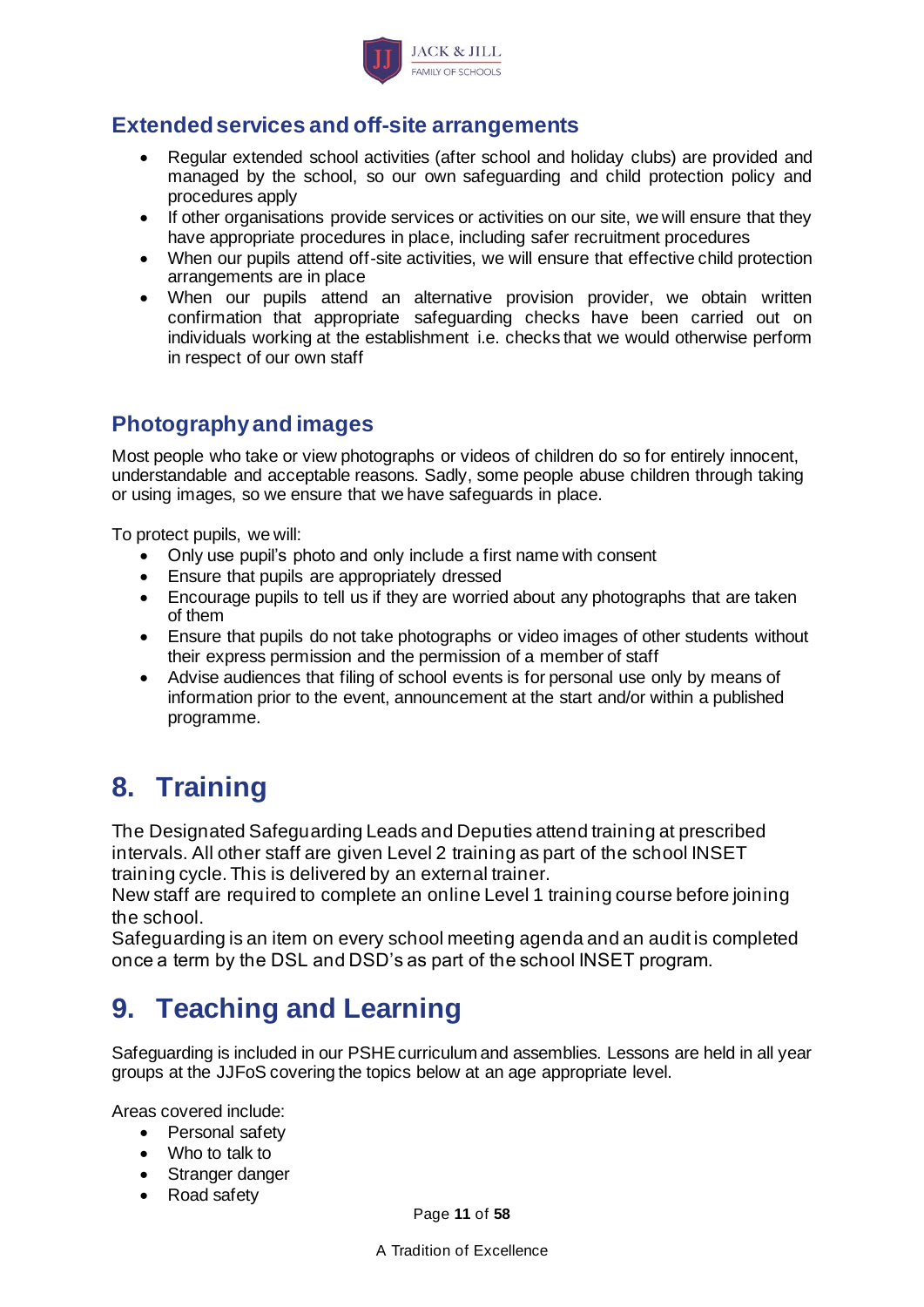### Extended services and off-site arrangements

- Regular extended school activities (after school and holiday clubs) are provided and managed by the school, so our own safeguarding and child protection policy and procedures apply
- If other organisations provide services or activities on our site, we will ensure that they have appropriate procedures in place, including safer recruitment procedures
- When our pupils attend off-site activities, we will ensure that effective child protection arrangements are in place
- When our pupils attend an alternative provision provider, we obtain written confirmation that appropriate safeguarding checks have been carried out on individuals working at the establishment i.e. checks that we would otherwise perform in respect of our own staff

### Photography and images

Most people who take or view photographs or videos of children do so for entirely innocent, understandable and acceptable reasons. Sadly, some people abuse children through taking or using images, so we ensure that we have safeguards in place.

To protect pupils, we will:

- Only use pupil's photo and only include a first name with consent
- Ensure that pupils are appropriately dressed
- Encourage pupils to tell us if they are worried about any photographs that are taken of them
- Ensure that pupils do not take photographs or video images of other students without their express permission and the permission of a member of staff
- Advise audiences that filing of school events is for personal use only by means of information prior to the event, announcement at the start and/or within a published programme.

## 8. Training

The Designated Safeguarding Leads and Deputies attend training at prescribed intervals. All other staff are given Level 2 training as part of the school INSET training cycle. This is delivered by an external trainer.
New staff are required to complete an online Level 1 training course before joining the school.
Safeguarding is an item on every school meeting agenda and an audit is completed once a term by the DSL and DSD's as part of the school INSET program.

## 9. Teaching and Learning

Safeguarding is included in our PSHE curriculum and assemblies. Lessons are held in all year groups at the JJFoS covering the topics below at an age appropriate level.

Areas covered include:

- Personal safety
- Who to talk to
- Stranger danger
- Road safety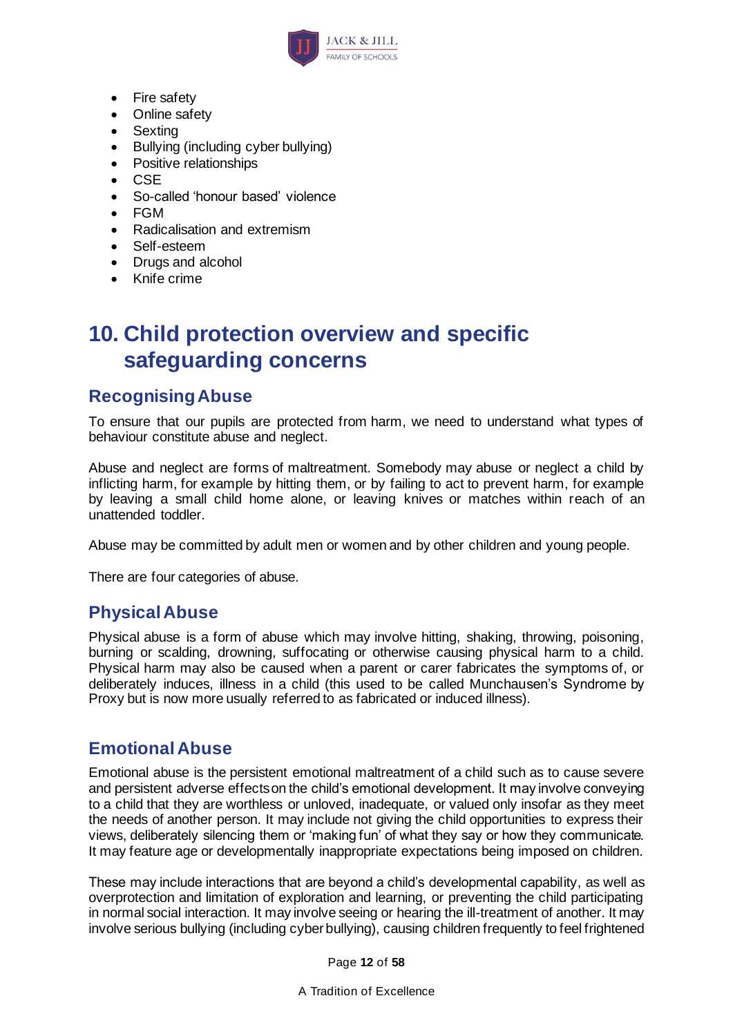- Fire safety
- Online safety
- Sexting
- Bullying (including cyber bullying)
- Positive relationships
- CSE
- So-called 'honour based' violence
- FGM
- Radicalisation and extremism
- Self-esteem
- Drugs and alcohol
- Knife crime

# 10. Child protection overview and specific safeguarding concerns

## Recognising Abuse

To ensure that our pupils are protected from harm, we need to understand what types of behaviour constitute abuse and neglect.

Abuse and neglect are forms of maltreatment. Somebody may abuse or neglect a child by inflicting harm, for example by hitting them, or by failing to act to prevent harm, for example by leaving a small child home alone, or leaving knives or matches within reach of an unattended toddler.

Abuse may be committed by adult men or women and by other children and young people.

There are four categories of abuse.

## Physical Abuse

Physical abuse is a form of abuse which may involve hitting, shaking, throwing, poisoning, burning or scalding, drowning, suffocating or otherwise causing physical harm to a child. Physical harm may also be caused when a parent or carer fabricates the symptoms of, or deliberately induces, illness in a child (this used to be called Munchausen's Syndrome by Proxy but is now more usually referred to as fabricated or induced illness).

## Emotional Abuse

Emotional abuse is the persistent emotional maltreatment of a child such as to cause severe and persistent adverse effects on the child's emotional development. It may involve conveying to a child that they are worthless or unloved, inadequate, or valued only insofar as they meet the needs of another person. It may include not giving the child opportunities to express their views, deliberately silencing them or 'making fun' of what they say or how they communicate. It may feature age or developmentally inappropriate expectations being imposed on children.

These may include interactions that are beyond a child's developmental capability, as well as overprotection and limitation of exploration and learning, or preventing the child participating in normal social interaction. It may involve seeing or hearing the ill-treatment of another. It may involve serious bullying (including cyber bullying), causing children frequently to feel frightened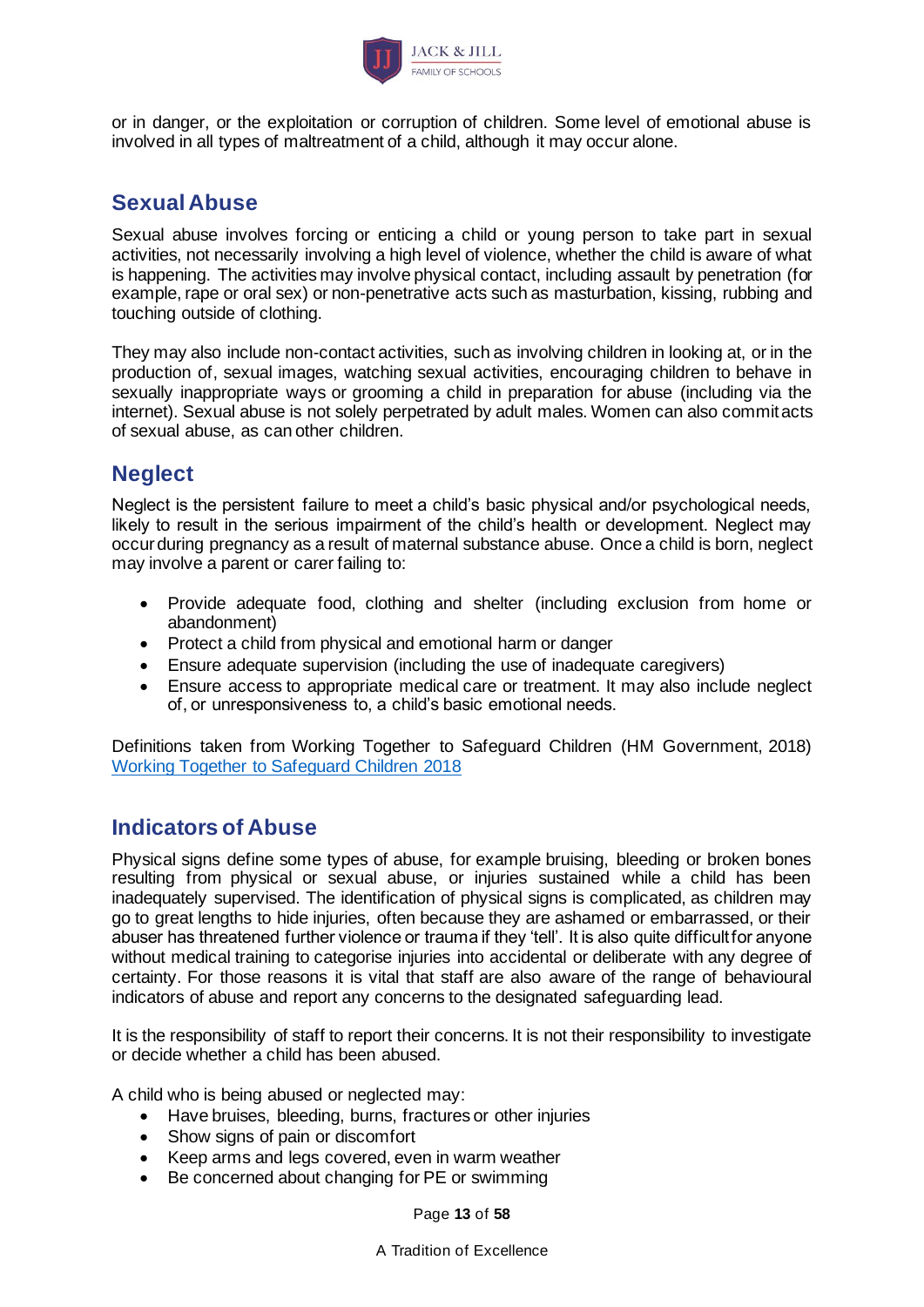or in danger, or the exploitation or corruption of children. Some level of emotional abuse is involved in all types of maltreatment of a child, although it may occur alone.

## Sexual Abuse

Sexual abuse involves forcing or enticing a child or young person to take part in sexual activities, not necessarily involving a high level of violence, whether the child is aware of what is happening. The activities may involve physical contact, including assault by penetration (for example, rape or oral sex) or non-penetrative acts such as masturbation, kissing, rubbing and touching outside of clothing.

They may also include non-contact activities, such as involving children in looking at, or in the production of, sexual images, watching sexual activities, encouraging children to behave in sexually inappropriate ways or grooming a child in preparation for abuse (including via the internet). Sexual abuse is not solely perpetrated by adult males. Women can also commit acts of sexual abuse, as can other children.

## Neglect

Neglect is the persistent failure to meet a child's basic physical and/or psychological needs, likely to result in the serious impairment of the child's health or development. Neglect may occur during pregnancy as a result of maternal substance abuse. Once a child is born, neglect may involve a parent or carer failing to:

- Provide adequate food, clothing and shelter (including exclusion from home or abandonment)
- Protect a child from physical and emotional harm or danger
- Ensure adequate supervision (including the use of inadequate caregivers)
- Ensure access to appropriate medical care or treatment. It may also include neglect of, or unresponsiveness to, a child's basic emotional needs.

Definitions taken from Working Together to Safeguard Children (HM Government, 2018) [Working Together to Safeguard Children 2018]

## Indicators of Abuse

Physical signs define some types of abuse, for example bruising, bleeding or broken bones resulting from physical or sexual abuse, or injuries sustained while a child has been inadequately supervised. The identification of physical signs is complicated, as children may go to great lengths to hide injuries, often because they are ashamed or embarrassed, or their abuser has threatened further violence or trauma if they 'tell'. It is also quite difficult for anyone without medical training to categorise injuries into accidental or deliberate with any degree of certainty. For those reasons it is vital that staff are also aware of the range of behavioural indicators of abuse and report any concerns to the designated safeguarding lead.

It is the responsibility of staff to report their concerns. It is not their responsibility to investigate or decide whether a child has been abused.

A child who is being abused or neglected may:

- Have bruises, bleeding, burns, fractures or other injuries
- Show signs of pain or discomfort
- Keep arms and legs covered, even in warm weather
- Be concerned about changing for PE or swimming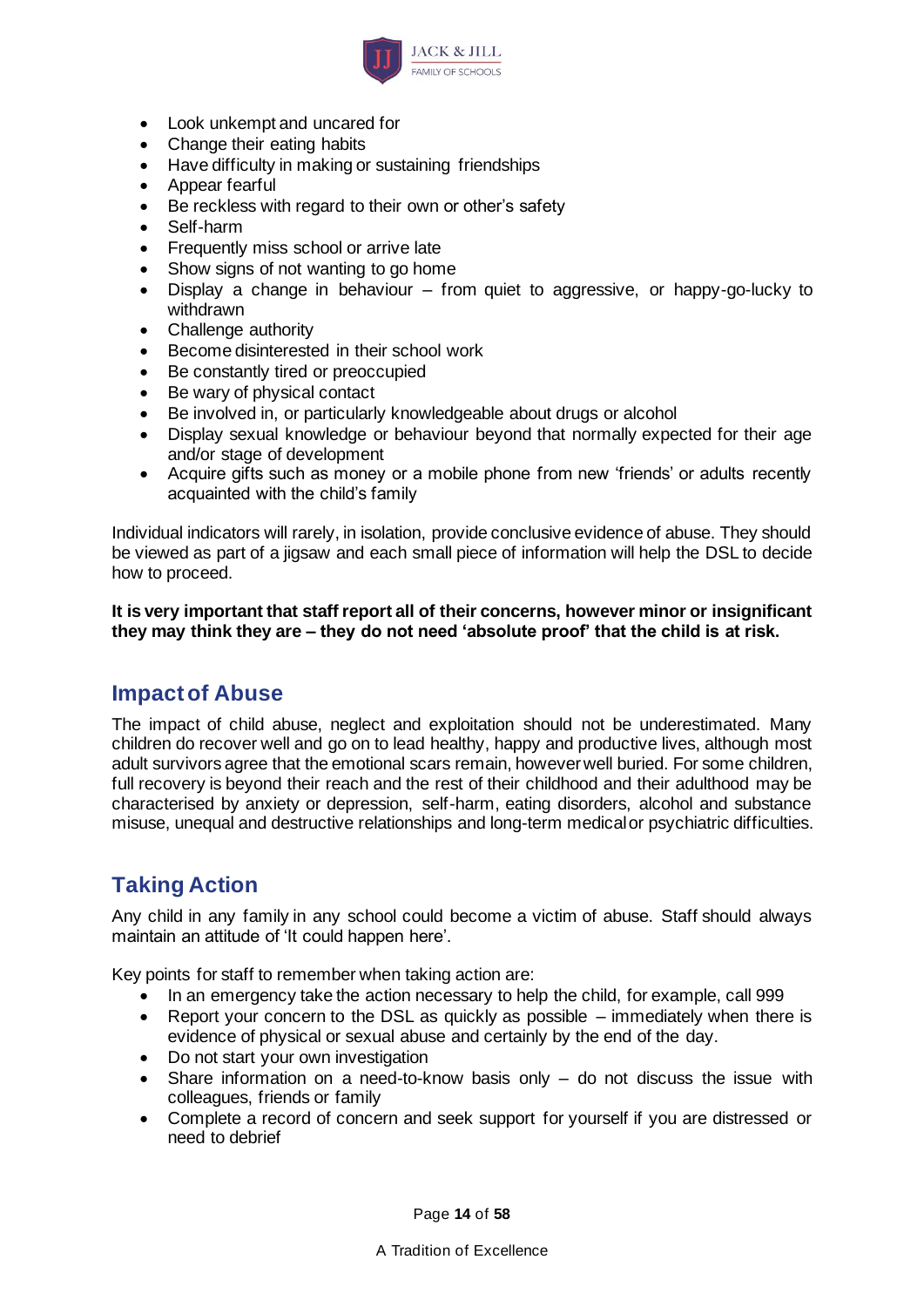- Look unkempt and uncared for
- Change their eating habits
- Have difficulty in making or sustaining friendships
- Appear fearful
- Be reckless with regard to their own or other's safety
- Self-harm
- Frequently miss school or arrive late
- Show signs of not wanting to go home
- Display a change in behaviour – from quiet to aggressive, or happy-go-lucky to withdrawn
- Challenge authority
- Become disinterested in their school work
- Be constantly tired or preoccupied
- Be wary of physical contact
- Be involved in, or particularly knowledgeable about drugs or alcohol
- Display sexual knowledge or behaviour beyond that normally expected for their age and/or stage of development
- Acquire gifts such as money or a mobile phone from new 'friends' or adults recently acquainted with the child's family

Individual indicators will rarely, in isolation, provide conclusive evidence of abuse. They should be viewed as part of a jigsaw and each small piece of information will help the DSL to decide how to proceed.

**It is very important that staff report all of their concerns, however minor or insignificant they may think they are – they do not need 'absolute proof' that the child is at risk.**

## Impact of Abuse

The impact of child abuse, neglect and exploitation should not be underestimated. Many children do recover well and go on to lead healthy, happy and productive lives, although most adult survivors agree that the emotional scars remain, however well buried. For some children, full recovery is beyond their reach and the rest of their childhood and their adulthood may be characterised by anxiety or depression, self-harm, eating disorders, alcohol and substance misuse, unequal and destructive relationships and long-term medical or psychiatric difficulties.

## Taking Action

Any child in any family in any school could become a victim of abuse. Staff should always maintain an attitude of 'It could happen here'.

Key points for staff to remember when taking action are:

- In an emergency take the action necessary to help the child, for example, call 999
- Report your concern to the DSL as quickly as possible – immediately when there is evidence of physical or sexual abuse and certainly by the end of the day.
- Do not start your own investigation
- Share information on a need-to-know basis only – do not discuss the issue with colleagues, friends or family
- Complete a record of concern and seek support for yourself if you are distressed or need to debrief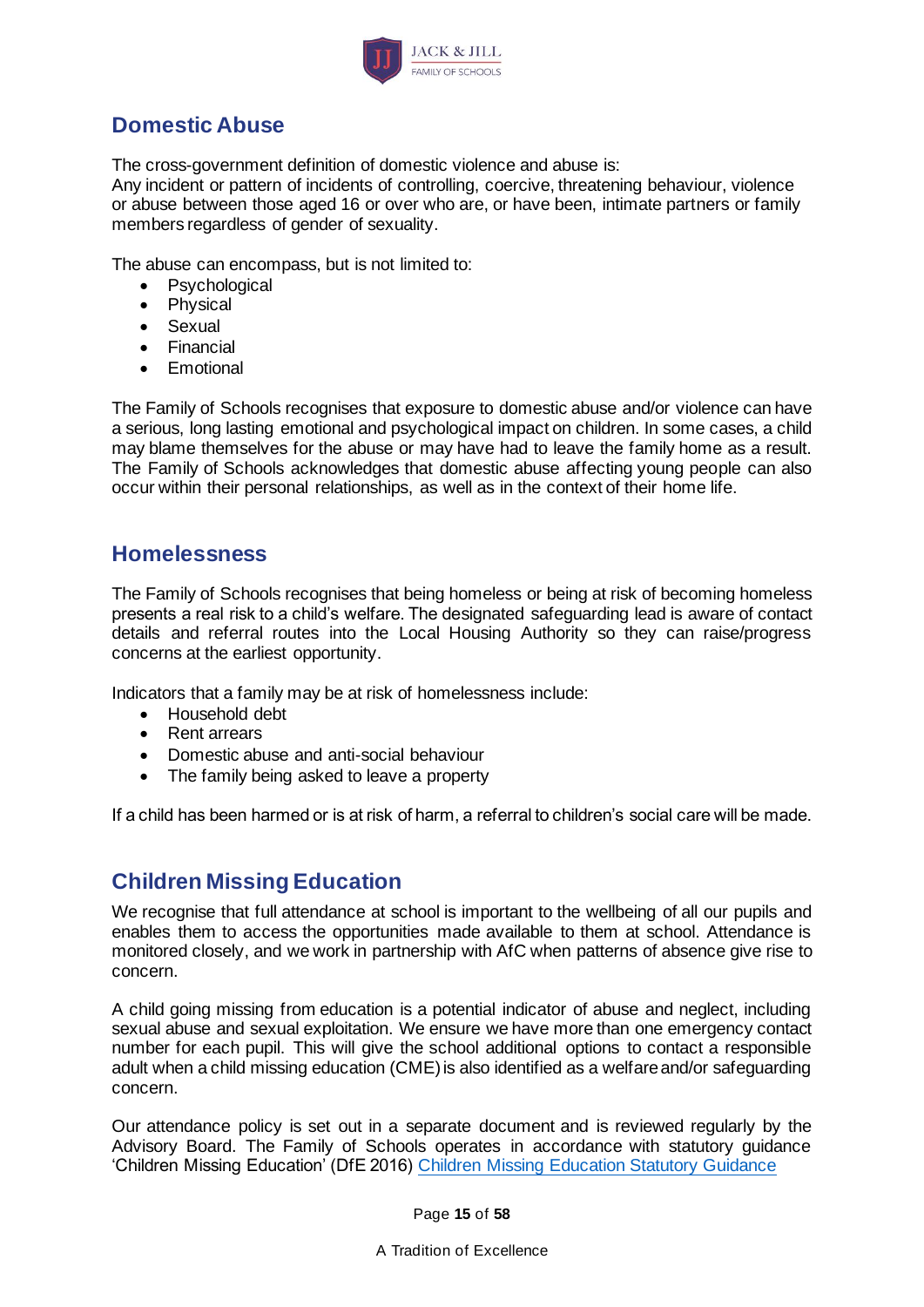## Domestic Abuse

The cross-government definition of domestic violence and abuse is:
Any incident or pattern of incidents of controlling, coercive, threatening behaviour, violence or abuse between those aged 16 or over who are, or have been, intimate partners or family members regardless of gender of sexuality.

The abuse can encompass, but is not limited to:

- Psychological
- Physical
- Sexual
- Financial
- Emotional

The Family of Schools recognises that exposure to domestic abuse and/or violence can have a serious, long lasting emotional and psychological impact on children. In some cases, a child may blame themselves for the abuse or may have had to leave the family home as a result. The Family of Schools acknowledges that domestic abuse affecting young people can also occur within their personal relationships, as well as in the context of their home life.

## Homelessness

The Family of Schools recognises that being homeless or being at risk of becoming homeless presents a real risk to a child's welfare. The designated safeguarding lead is aware of contact details and referral routes into the Local Housing Authority so they can raise/progress concerns at the earliest opportunity.

Indicators that a family may be at risk of homelessness include:

- Household debt
- Rent arrears
- Domestic abuse and anti-social behaviour
- The family being asked to leave a property

If a child has been harmed or is at risk of harm, a referral to children's social care will be made.

## Children Missing Education

We recognise that full attendance at school is important to the wellbeing of all our pupils and enables them to access the opportunities made available to them at school. Attendance is monitored closely, and we work in partnership with AfC when patterns of absence give rise to concern.

A child going missing from education is a potential indicator of abuse and neglect, including sexual abuse and sexual exploitation. We ensure we have more than one emergency contact number for each pupil. This will give the school additional options to contact a responsible adult when a child missing education (CME) is also identified as a welfare and/or safeguarding concern.

Our attendance policy is set out in a separate document and is reviewed regularly by the Advisory Board. The Family of Schools operates in accordance with statutory guidance 'Children Missing Education' (DfE 2016) Children Missing Education Statutory Guidance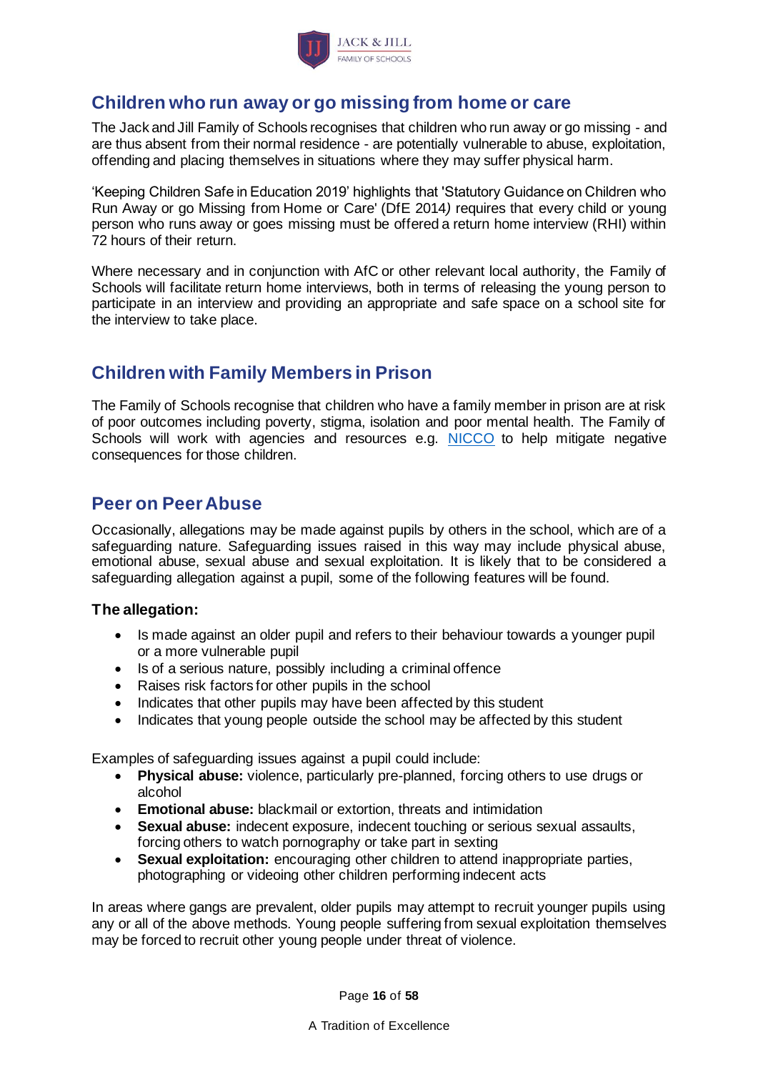## Children who run away or go missing from home or care

The Jack and Jill Family of Schools recognises that children who run away or go missing - and are thus absent from their normal residence - are potentially vulnerable to abuse, exploitation, offending and placing themselves in situations where they may suffer physical harm.

'Keeping Children Safe in Education 2019' highlights that 'Statutory Guidance on Children who Run Away or go Missing from Home or Care' (DfE 2014*)* requires that every child or young person who runs away or goes missing must be offered a return home interview (RHI) within 72 hours of their return.

Where necessary and in conjunction with AfC or other relevant local authority, the Family of Schools will facilitate return home interviews, both in terms of releasing the young person to participate in an interview and providing an appropriate and safe space on a school site for the interview to take place.

## Children with Family Members in Prison

The Family of Schools recognise that children who have a family member in prison are at risk of poor outcomes including poverty, stigma, isolation and poor mental health. The Family of Schools will work with agencies and resources e.g. NICCO to help mitigate negative consequences for those children.

## Peer on Peer Abuse

Occasionally, allegations may be made against pupils by others in the school, which are of a safeguarding nature. Safeguarding issues raised in this way may include physical abuse, emotional abuse, sexual abuse and sexual exploitation. It is likely that to be considered a safeguarding allegation against a pupil, some of the following features will be found.

### The allegation:

- Is made against an older pupil and refers to their behaviour towards a younger pupil or a more vulnerable pupil
- Is of a serious nature, possibly including a criminal offence
- Raises risk factors for other pupils in the school
- Indicates that other pupils may have been affected by this student
- Indicates that young people outside the school may be affected by this student

Examples of safeguarding issues against a pupil could include:

- **Physical abuse:** violence, particularly pre-planned, forcing others to use drugs or alcohol
- **Emotional abuse:** blackmail or extortion, threats and intimidation
- **Sexual abuse:** indecent exposure, indecent touching or serious sexual assaults, forcing others to watch pornography or take part in sexting
- **Sexual exploitation:** encouraging other children to attend inappropriate parties, photographing or videoing other children performing indecent acts

In areas where gangs are prevalent, older pupils may attempt to recruit younger pupils using any or all of the above methods. Young people suffering from sexual exploitation themselves may be forced to recruit other young people under threat of violence.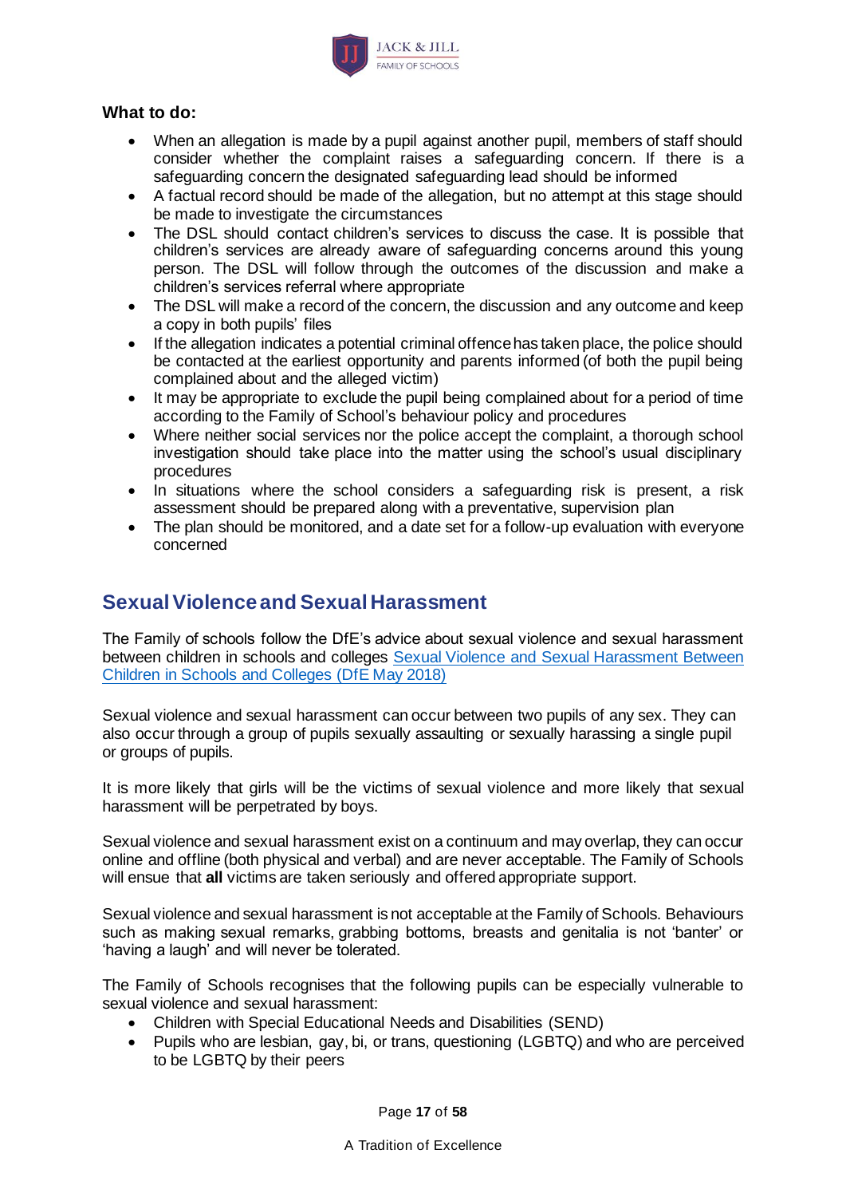**What to do:**

- When an allegation is made by a pupil against another pupil, members of staff should consider whether the complaint raises a safeguarding concern. If there is a safeguarding concern the designated safeguarding lead should be informed
- A factual record should be made of the allegation, but no attempt at this stage should be made to investigate the circumstances
- The DSL should contact children's services to discuss the case. It is possible that children's services are already aware of safeguarding concerns around this young person. The DSL will follow through the outcomes of the discussion and make a children's services referral where appropriate
- The DSL will make a record of the concern, the discussion and any outcome and keep a copy in both pupils' files
- If the allegation indicates a potential criminal offence has taken place, the police should be contacted at the earliest opportunity and parents informed (of both the pupil being complained about and the alleged victim)
- It may be appropriate to exclude the pupil being complained about for a period of time according to the Family of School's behaviour policy and procedures
- Where neither social services nor the police accept the complaint, a thorough school investigation should take place into the matter using the school's usual disciplinary procedures
- In situations where the school considers a safeguarding risk is present, a risk assessment should be prepared along with a preventative, supervision plan
- The plan should be monitored, and a date set for a follow-up evaluation with everyone concerned

## Sexual Violence and Sexual Harassment

The Family of schools follow the DfE's advice about sexual violence and sexual harassment between children in schools and colleges [Sexual Violence and Sexual Harassment Between Children in Schools and Colleges (DfE May 2018)]

Sexual violence and sexual harassment can occur between two pupils of any sex. They can also occur through a group of pupils sexually assaulting or sexually harassing a single pupil or groups of pupils.

It is more likely that girls will be the victims of sexual violence and more likely that sexual harassment will be perpetrated by boys.

Sexual violence and sexual harassment exist on a continuum and may overlap, they can occur online and offline (both physical and verbal) and are never acceptable. The Family of Schools will ensue that **all** victims are taken seriously and offered appropriate support.

Sexual violence and sexual harassment is not acceptable at the Family of Schools. Behaviours such as making sexual remarks, grabbing bottoms, breasts and genitalia is not 'banter' or 'having a laugh' and will never be tolerated.

The Family of Schools recognises that the following pupils can be especially vulnerable to sexual violence and sexual harassment:

- Children with Special Educational Needs and Disabilities (SEND)
- Pupils who are lesbian, gay, bi, or trans, questioning (LGBTQ) and who are perceived to be LGBTQ by their peers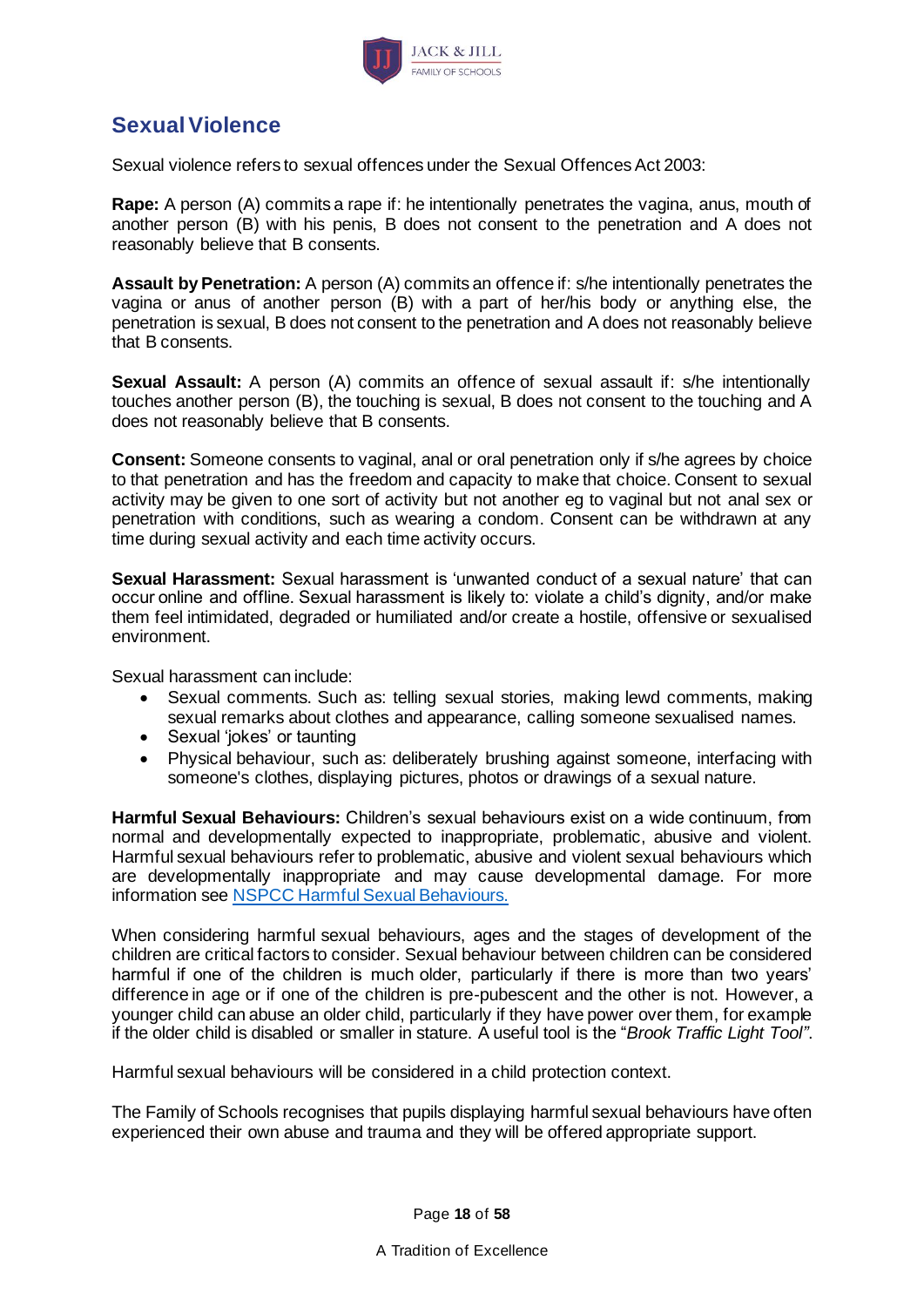## Sexual Violence

Sexual violence refers to sexual offences under the Sexual Offences Act 2003:

**Rape:** A person (A) commits a rape if: he intentionally penetrates the vagina, anus, mouth of another person (B) with his penis, B does not consent to the penetration and A does not reasonably believe that B consents.

**Assault by Penetration:** A person (A) commits an offence if: s/he intentionally penetrates the vagina or anus of another person (B) with a part of her/his body or anything else, the penetration is sexual, B does not consent to the penetration and A does not reasonably believe that B consents.

**Sexual Assault:** A person (A) commits an offence of sexual assault if: s/he intentionally touches another person (B), the touching is sexual, B does not consent to the touching and A does not reasonably believe that B consents.

**Consent:** Someone consents to vaginal, anal or oral penetration only if s/he agrees by choice to that penetration and has the freedom and capacity to make that choice. Consent to sexual activity may be given to one sort of activity but not another eg to vaginal but not anal sex or penetration with conditions, such as wearing a condom. Consent can be withdrawn at any time during sexual activity and each time activity occurs.

**Sexual Harassment:** Sexual harassment is 'unwanted conduct of a sexual nature' that can occur online and offline. Sexual harassment is likely to: violate a child's dignity, and/or make them feel intimidated, degraded or humiliated and/or create a hostile, offensive or sexualised environment.

Sexual harassment can include:

- Sexual comments. Such as: telling sexual stories, making lewd comments, making sexual remarks about clothes and appearance, calling someone sexualised names.
- Sexual 'jokes' or taunting
- Physical behaviour, such as: deliberately brushing against someone, interfacing with someone's clothes, displaying pictures, photos or drawings of a sexual nature.

**Harmful Sexual Behaviours:** Children's sexual behaviours exist on a wide continuum, from normal and developmentally expected to inappropriate, problematic, abusive and violent. Harmful sexual behaviours refer to problematic, abusive and violent sexual behaviours which are developmentally inappropriate and may cause developmental damage. For more information see [NSPCC Harmful Sexual Behaviours.]()

When considering harmful sexual behaviours, ages and the stages of development of the children are critical factors to consider. Sexual behaviour between children can be considered harmful if one of the children is much older, particularly if there is more than two years' difference in age or if one of the children is pre-pubescent and the other is not. However, a younger child can abuse an older child, particularly if they have power over them, for example if the older child is disabled or smaller in stature. A useful tool is the "*Brook Traffic Light Tool"*.

Harmful sexual behaviours will be considered in a child protection context.

The Family of Schools recognises that pupils displaying harmful sexual behaviours have often experienced their own abuse and trauma and they will be offered appropriate support.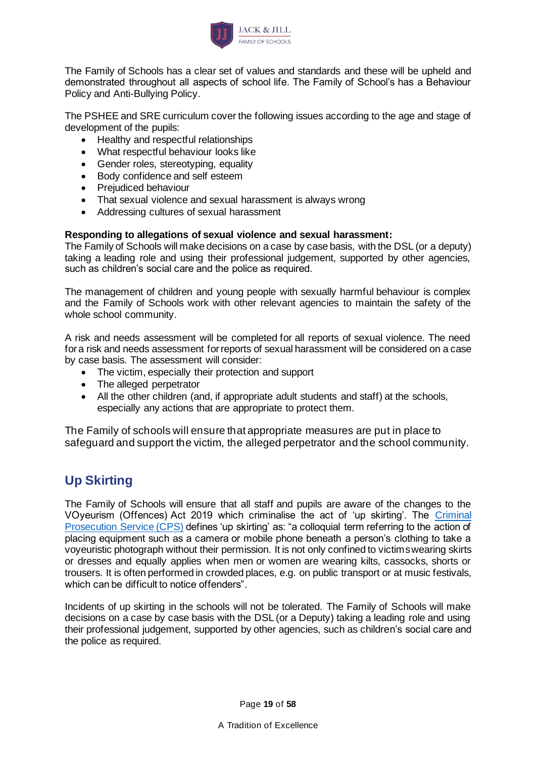The Family of Schools has a clear set of values and standards and these will be upheld and demonstrated throughout all aspects of school life. The Family of School's has a Behaviour Policy and Anti-Bullying Policy.

The PSHEE and SRE curriculum cover the following issues according to the age and stage of development of the pupils:

- Healthy and respectful relationships
- What respectful behaviour looks like
- Gender roles, stereotyping, equality
- Body confidence and self esteem
- Prejudiced behaviour
- That sexual violence and sexual harassment is always wrong
- Addressing cultures of sexual harassment

**Responding to allegations of sexual violence and sexual harassment:**
The Family of Schools will make decisions on a case by case basis, with the DSL (or a deputy) taking a leading role and using their professional judgement, supported by other agencies, such as children's social care and the police as required.

The management of children and young people with sexually harmful behaviour is complex and the Family of Schools work with other relevant agencies to maintain the safety of the whole school community.

A risk and needs assessment will be completed for all reports of sexual violence. The need for a risk and needs assessment for reports of sexual harassment will be considered on a case by case basis. The assessment will consider:

- The victim, especially their protection and support
- The alleged perpetrator
- All the other children (and, if appropriate adult students and staff) at the schools, especially any actions that are appropriate to protect them.

The Family of schools will ensure that appropriate measures are put in place to safeguard and support the victim, the alleged perpetrator and the school community.

## Up Skirting

The Family of Schools will ensure that all staff and pupils are aware of the changes to the VOyeurism (Offences) Act 2019 which criminalise the act of 'up skirting'. The Criminal Prosecution Service (CPS) defines 'up skirting' as: "a colloquial term referring to the action of placing equipment such as a camera or mobile phone beneath a person's clothing to take a voyeuristic photograph without their permission. It is not only confined to victims wearing skirts or dresses and equally applies when men or women are wearing kilts, cassocks, shorts or trousers. It is often performed in crowded places, e.g. on public transport or at music festivals, which can be difficult to notice offenders".

Incidents of up skirting in the schools will not be tolerated. The Family of Schools will make decisions on a case by case basis with the DSL (or a Deputy) taking a leading role and using their professional judgement, supported by other agencies, such as children's social care and the police as required.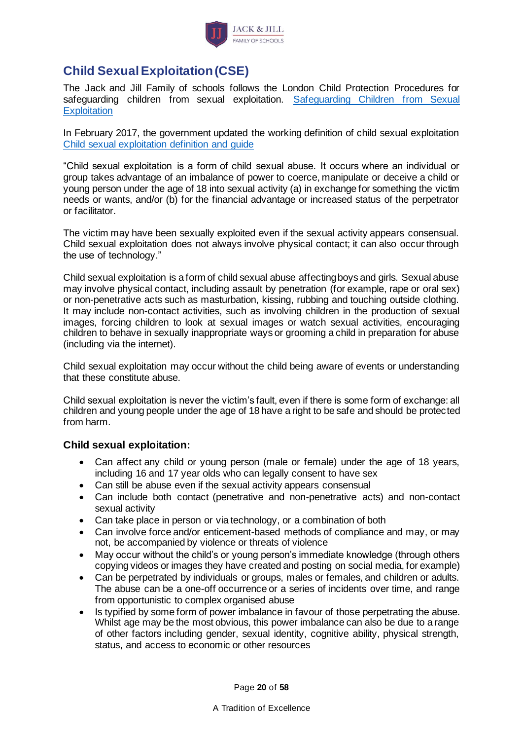## Child Sexual Exploitation (CSE)

The Jack and Jill Family of schools follows the London Child Protection Procedures for safeguarding children from sexual exploitation. [Safeguarding Children from Sexual Exploitation]

In February 2017, the government updated the working definition of child sexual exploitation [Child sexual exploitation definition and guide]

"Child sexual exploitation is a form of child sexual abuse. It occurs where an individual or group takes advantage of an imbalance of power to coerce, manipulate or deceive a child or young person under the age of 18 into sexual activity (a) in exchange for something the victim needs or wants, and/or (b) for the financial advantage or increased status of the perpetrator or facilitator.

The victim may have been sexually exploited even if the sexual activity appears consensual. Child sexual exploitation does not always involve physical contact; it can also occur through the use of technology."

Child sexual exploitation is a form of child sexual abuse affecting boys and girls. Sexual abuse may involve physical contact, including assault by penetration (for example, rape or oral sex) or non-penetrative acts such as masturbation, kissing, rubbing and touching outside clothing. It may include non-contact activities, such as involving children in the production of sexual images, forcing children to look at sexual images or watch sexual activities, encouraging children to behave in sexually inappropriate ways or grooming a child in preparation for abuse (including via the internet).

Child sexual exploitation may occur without the child being aware of events or understanding that these constitute abuse.

Child sexual exploitation is never the victim's fault, even if there is some form of exchange: all children and young people under the age of 18 have a right to be safe and should be protected from harm.

### Child sexual exploitation:

- Can affect any child or young person (male or female) under the age of 18 years, including 16 and 17 year olds who can legally consent to have sex
- Can still be abuse even if the sexual activity appears consensual
- Can include both contact (penetrative and non-penetrative acts) and non-contact sexual activity
- Can take place in person or via technology, or a combination of both
- Can involve force and/or enticement-based methods of compliance and may, or may not, be accompanied by violence or threats of violence
- May occur without the child's or young person's immediate knowledge (through others copying videos or images they have created and posting on social media, for example)
- Can be perpetrated by individuals or groups, males or females, and children or adults. The abuse can be a one-off occurrence or a series of incidents over time, and range from opportunistic to complex organised abuse
- Is typified by some form of power imbalance in favour of those perpetrating the abuse. Whilst age may be the most obvious, this power imbalance can also be due to a range of other factors including gender, sexual identity, cognitive ability, physical strength, status, and access to economic or other resources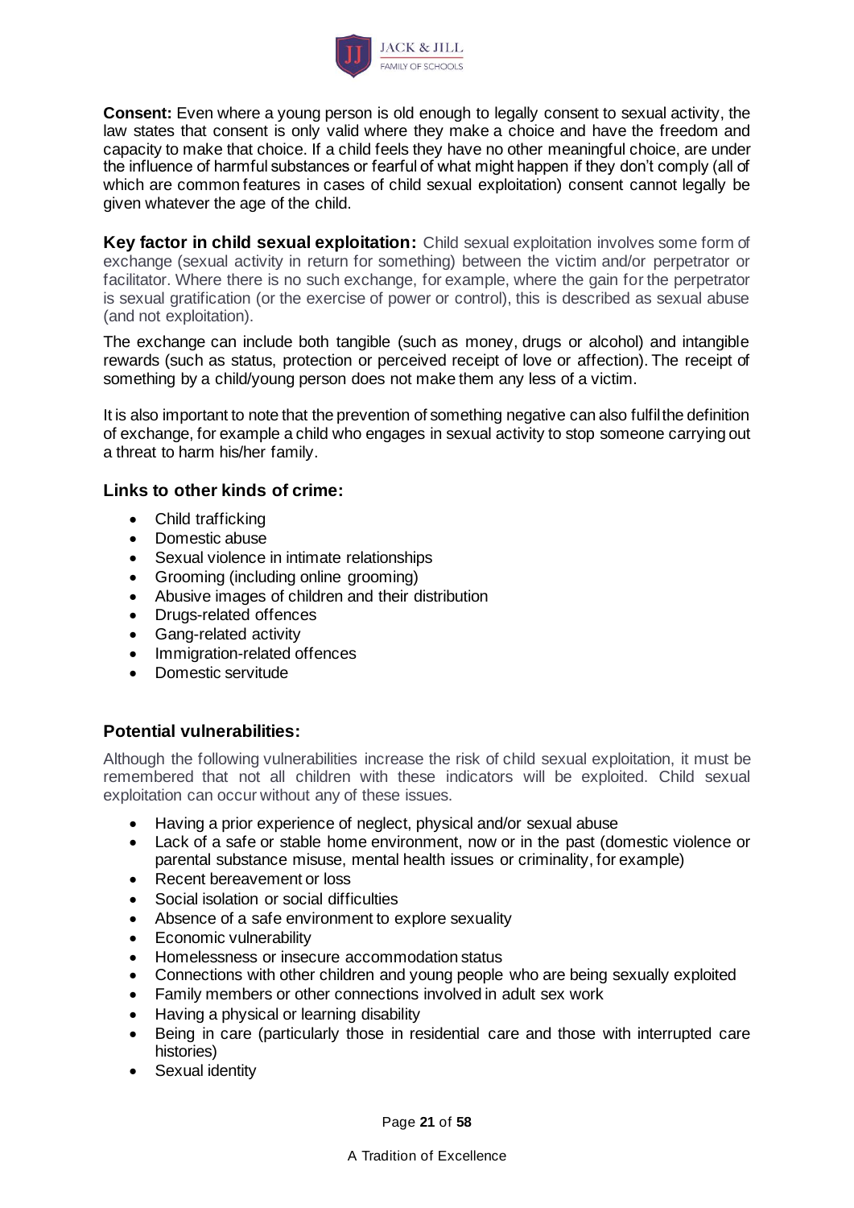**Consent:** Even where a young person is old enough to legally consent to sexual activity, the law states that consent is only valid where they make a choice and have the freedom and capacity to make that choice. If a child feels they have no other meaningful choice, are under the influence of harmful substances or fearful of what might happen if they don't comply (all of which are common features in cases of child sexual exploitation) consent cannot legally be given whatever the age of the child.

**Key factor in child sexual exploitation:** Child sexual exploitation involves some form of exchange (sexual activity in return for something) between the victim and/or perpetrator or facilitator. Where there is no such exchange, for example, where the gain for the perpetrator is sexual gratification (or the exercise of power or control), this is described as sexual abuse (and not exploitation).

The exchange can include both tangible (such as money, drugs or alcohol) and intangible rewards (such as status, protection or perceived receipt of love or affection). The receipt of something by a child/young person does not make them any less of a victim.

It is also important to note that the prevention of something negative can also fulfil the definition of exchange, for example a child who engages in sexual activity to stop someone carrying out a threat to harm his/her family.

### Links to other kinds of crime:

- Child trafficking
- Domestic abuse
- Sexual violence in intimate relationships
- Grooming (including online grooming)
- Abusive images of children and their distribution
- Drugs-related offences
- Gang-related activity
- Immigration-related offences
- Domestic servitude

### Potential vulnerabilities:

Although the following vulnerabilities increase the risk of child sexual exploitation, it must be remembered that not all children with these indicators will be exploited. Child sexual exploitation can occur without any of these issues.

- Having a prior experience of neglect, physical and/or sexual abuse
- Lack of a safe or stable home environment, now or in the past (domestic violence or parental substance misuse, mental health issues or criminality, for example)
- Recent bereavement or loss
- Social isolation or social difficulties
- Absence of a safe environment to explore sexuality
- Economic vulnerability
- Homelessness or insecure accommodation status
- Connections with other children and young people who are being sexually exploited
- Family members or other connections involved in adult sex work
- Having a physical or learning disability
- Being in care (particularly those in residential care and those with interrupted care histories)
- Sexual identity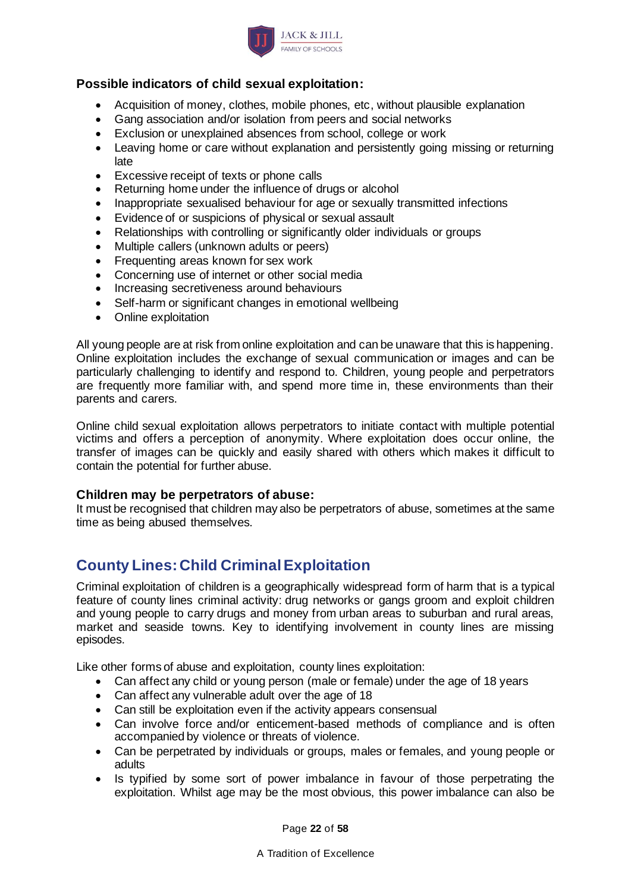### Possible indicators of child sexual exploitation:

- Acquisition of money, clothes, mobile phones, etc, without plausible explanation
- Gang association and/or isolation from peers and social networks
- Exclusion or unexplained absences from school, college or work
- Leaving home or care without explanation and persistently going missing or returning late
- Excessive receipt of texts or phone calls
- Returning home under the influence of drugs or alcohol
- Inappropriate sexualised behaviour for age or sexually transmitted infections
- Evidence of or suspicions of physical or sexual assault
- Relationships with controlling or significantly older individuals or groups
- Multiple callers (unknown adults or peers)
- Frequenting areas known for sex work
- Concerning use of internet or other social media
- Increasing secretiveness around behaviours
- Self-harm or significant changes in emotional wellbeing
- Online exploitation

All young people are at risk from online exploitation and can be unaware that this is happening. Online exploitation includes the exchange of sexual communication or images and can be particularly challenging to identify and respond to. Children, young people and perpetrators are frequently more familiar with, and spend more time in, these environments than their parents and carers.

Online child sexual exploitation allows perpetrators to initiate contact with multiple potential victims and offers a perception of anonymity. Where exploitation does occur online, the transfer of images can be quickly and easily shared with others which makes it difficult to contain the potential for further abuse.

### Children may be perpetrators of abuse:

It must be recognised that children may also be perpetrators of abuse, sometimes at the same time as being abused themselves.

## County Lines: Child Criminal Exploitation

Criminal exploitation of children is a geographically widespread form of harm that is a typical feature of county lines criminal activity: drug networks or gangs groom and exploit children and young people to carry drugs and money from urban areas to suburban and rural areas, market and seaside towns. Key to identifying involvement in county lines are missing episodes.

Like other forms of abuse and exploitation, county lines exploitation:

- Can affect any child or young person (male or female) under the age of 18 years
- Can affect any vulnerable adult over the age of 18
- Can still be exploitation even if the activity appears consensual
- Can involve force and/or enticement-based methods of compliance and is often accompanied by violence or threats of violence.
- Can be perpetrated by individuals or groups, males or females, and young people or adults
- Is typified by some sort of power imbalance in favour of those perpetrating the exploitation. Whilst age may be the most obvious, this power imbalance can also be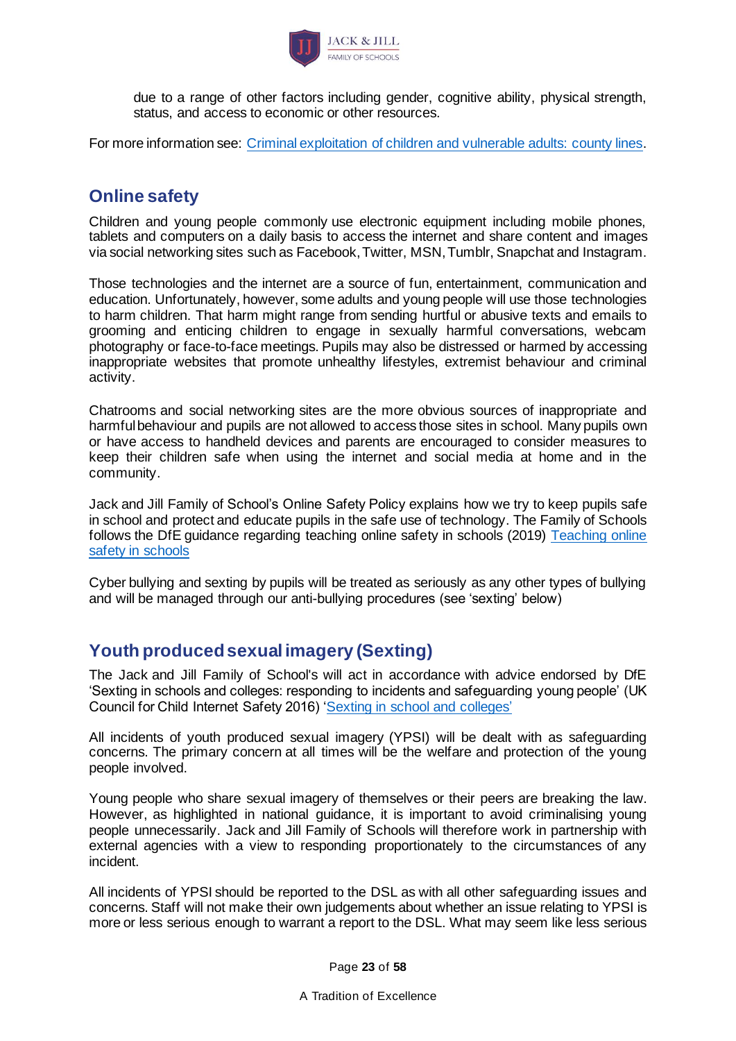due to a range of other factors including gender, cognitive ability, physical strength, status, and access to economic or other resources.

For more information see: [Criminal exploitation of children and vulnerable adults: county lines](#).

## Online safety

Children and young people commonly use electronic equipment including mobile phones, tablets and computers on a daily basis to access the internet and share content and images via social networking sites such as Facebook, Twitter, MSN, Tumblr, Snapchat and Instagram.

Those technologies and the internet are a source of fun, entertainment, communication and education. Unfortunately, however, some adults and young people will use those technologies to harm children. That harm might range from sending hurtful or abusive texts and emails to grooming and enticing children to engage in sexually harmful conversations, webcam photography or face-to-face meetings. Pupils may also be distressed or harmed by accessing inappropriate websites that promote unhealthy lifestyles, extremist behaviour and criminal activity.

Chatrooms and social networking sites are the more obvious sources of inappropriate and harmful behaviour and pupils are not allowed to access those sites in school. Many pupils own or have access to handheld devices and parents are encouraged to consider measures to keep their children safe when using the internet and social media at home and in the community.

Jack and Jill Family of School's Online Safety Policy explains how we try to keep pupils safe in school and protect and educate pupils in the safe use of technology. The Family of Schools follows the DfE guidance regarding teaching online safety in schools (2019) [Teaching online safety in schools](#)

Cyber bullying and sexting by pupils will be treated as seriously as any other types of bullying and will be managed through our anti-bullying procedures (see 'sexting' below)

## Youth produced sexual imagery (Sexting)

The Jack and Jill Family of School's will act in accordance with advice endorsed by DfE 'Sexting in schools and colleges: responding to incidents and safeguarding young people' (UK Council for Child Internet Safety 2016) ['Sexting in school and colleges'](#)

All incidents of youth produced sexual imagery (YPSI) will be dealt with as safeguarding concerns. The primary concern at all times will be the welfare and protection of the young people involved.

Young people who share sexual imagery of themselves or their peers are breaking the law. However, as highlighted in national guidance, it is important to avoid criminalising young people unnecessarily. Jack and Jill Family of Schools will therefore work in partnership with external agencies with a view to responding proportionately to the circumstances of any incident.

All incidents of YPSI should be reported to the DSL as with all other safeguarding issues and concerns. Staff will not make their own judgements about whether an issue relating to YPSI is more or less serious enough to warrant a report to the DSL. What may seem like less serious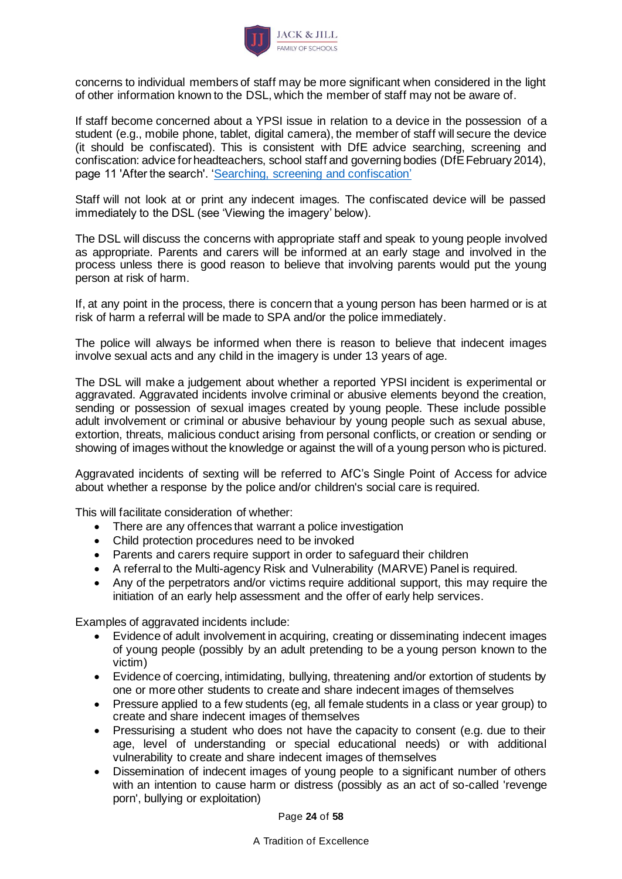concerns to individual members of staff may be more significant when considered in the light of other information known to the DSL, which the member of staff may not be aware of.

If staff become concerned about a YPSI issue in relation to a device in the possession of a student (e.g., mobile phone, tablet, digital camera), the member of staff will secure the device (it should be confiscated). This is consistent with DfE advice searching, screening and confiscation: advice for headteachers, school staff and governing bodies (DfE February 2014), page 11 'After the search'. ['Searching, screening and confiscation']

Staff will not look at or print any indecent images. The confiscated device will be passed immediately to the DSL (see 'Viewing the imagery' below).

The DSL will discuss the concerns with appropriate staff and speak to young people involved as appropriate. Parents and carers will be informed at an early stage and involved in the process unless there is good reason to believe that involving parents would put the young person at risk of harm.

If, at any point in the process, there is concern that a young person has been harmed or is at risk of harm a referral will be made to SPA and/or the police immediately.

The police will always be informed when there is reason to believe that indecent images involve sexual acts and any child in the imagery is under 13 years of age.

The DSL will make a judgement about whether a reported YPSI incident is experimental or aggravated. Aggravated incidents involve criminal or abusive elements beyond the creation, sending or possession of sexual images created by young people. These include possible adult involvement or criminal or abusive behaviour by young people such as sexual abuse, extortion, threats, malicious conduct arising from personal conflicts, or creation or sending or showing of images without the knowledge or against the will of a young person who is pictured.

Aggravated incidents of sexting will be referred to AfC's Single Point of Access for advice about whether a response by the police and/or children's social care is required.

This will facilitate consideration of whether:

- There are any offences that warrant a police investigation
- Child protection procedures need to be invoked
- Parents and carers require support in order to safeguard their children
- A referral to the Multi-agency Risk and Vulnerability (MARVE) Panel is required.
- Any of the perpetrators and/or victims require additional support, this may require the initiation of an early help assessment and the offer of early help services.

Examples of aggravated incidents include:

- Evidence of adult involvement in acquiring, creating or disseminating indecent images of young people (possibly by an adult pretending to be a young person known to the victim)
- Evidence of coercing, intimidating, bullying, threatening and/or extortion of students by one or more other students to create and share indecent images of themselves
- Pressure applied to a few students (eg, all female students in a class or year group) to create and share indecent images of themselves
- Pressurising a student who does not have the capacity to consent (e.g. due to their age, level of understanding or special educational needs) or with additional vulnerability to create and share indecent images of themselves
- Dissemination of indecent images of young people to a significant number of others with an intention to cause harm or distress (possibly as an act of so-called 'revenge porn', bullying or exploitation)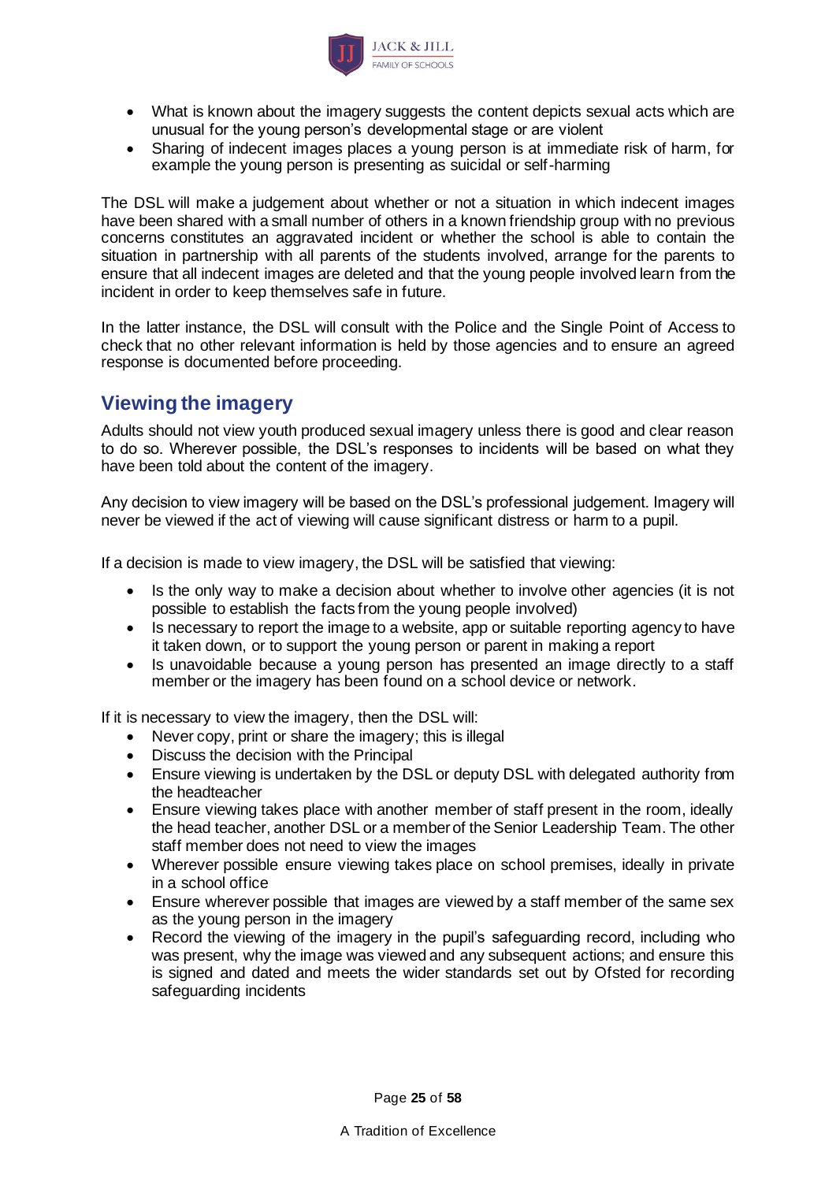- What is known about the imagery suggests the content depicts sexual acts which are unusual for the young person's developmental stage or are violent
- Sharing of indecent images places a young person is at immediate risk of harm, for example the young person is presenting as suicidal or self-harming

The DSL will make a judgement about whether or not a situation in which indecent images have been shared with a small number of others in a known friendship group with no previous concerns constitutes an aggravated incident or whether the school is able to contain the situation in partnership with all parents of the students involved, arrange for the parents to ensure that all indecent images are deleted and that the young people involved learn from the incident in order to keep themselves safe in future.

In the latter instance, the DSL will consult with the Police and the Single Point of Access to check that no other relevant information is held by those agencies and to ensure an agreed response is documented before proceeding.

## Viewing the imagery

Adults should not view youth produced sexual imagery unless there is good and clear reason to do so. Wherever possible, the DSL's responses to incidents will be based on what they have been told about the content of the imagery.

Any decision to view imagery will be based on the DSL's professional judgement. Imagery will never be viewed if the act of viewing will cause significant distress or harm to a pupil.

If a decision is made to view imagery, the DSL will be satisfied that viewing:

- Is the only way to make a decision about whether to involve other agencies (it is not possible to establish the facts from the young people involved)
- Is necessary to report the image to a website, app or suitable reporting agency to have it taken down, or to support the young person or parent in making a report
- Is unavoidable because a young person has presented an image directly to a staff member or the imagery has been found on a school device or network.

If it is necessary to view the imagery, then the DSL will:

- Never copy, print or share the imagery; this is illegal
- Discuss the decision with the Principal
- Ensure viewing is undertaken by the DSL or deputy DSL with delegated authority from the headteacher
- Ensure viewing takes place with another member of staff present in the room, ideally the head teacher, another DSL or a member of the Senior Leadership Team. The other staff member does not need to view the images
- Wherever possible ensure viewing takes place on school premises, ideally in private in a school office
- Ensure wherever possible that images are viewed by a staff member of the same sex as the young person in the imagery
- Record the viewing of the imagery in the pupil's safeguarding record, including who was present, why the image was viewed and any subsequent actions; and ensure this is signed and dated and meets the wider standards set out by Ofsted for recording safeguarding incidents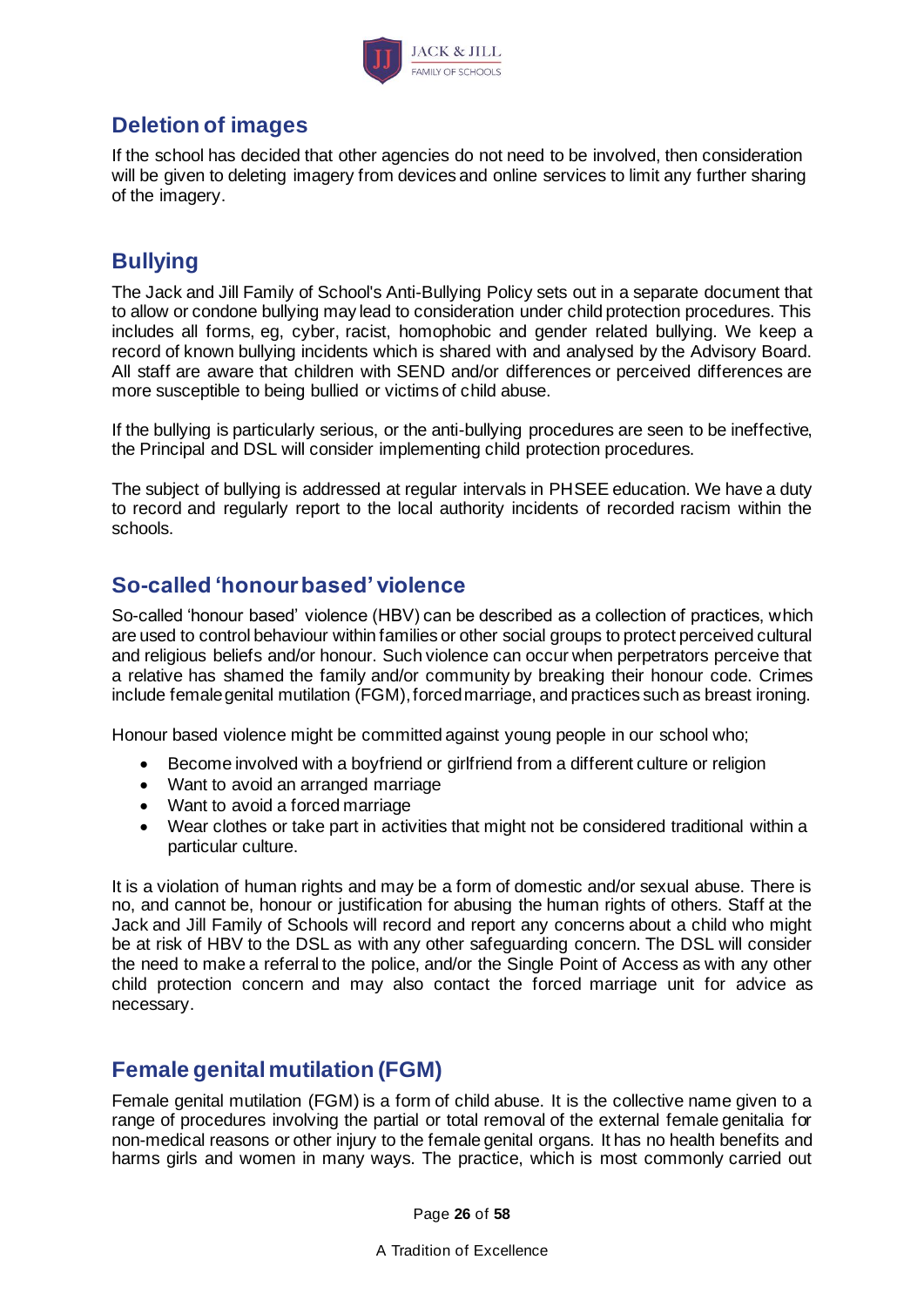## Deletion of images

If the school has decided that other agencies do not need to be involved, then consideration will be given to deleting imagery from devices and online services to limit any further sharing of the imagery.

## Bullying

The Jack and Jill Family of School's Anti-Bullying Policy sets out in a separate document that to allow or condone bullying may lead to consideration under child protection procedures. This includes all forms, eg, cyber, racist, homophobic and gender related bullying. We keep a record of known bullying incidents which is shared with and analysed by the Advisory Board. All staff are aware that children with SEND and/or differences or perceived differences are more susceptible to being bullied or victims of child abuse.

If the bullying is particularly serious, or the anti-bullying procedures are seen to be ineffective, the Principal and DSL will consider implementing child protection procedures.

The subject of bullying is addressed at regular intervals in PHSEE education. We have a duty to record and regularly report to the local authority incidents of recorded racism within the schools.

## So-called 'honour based' violence

So-called 'honour based' violence (HBV) can be described as a collection of practices, which are used to control behaviour within families or other social groups to protect perceived cultural and religious beliefs and/or honour. Such violence can occur when perpetrators perceive that a relative has shamed the family and/or community by breaking their honour code. Crimes include female genital mutilation (FGM), forced marriage, and practices such as breast ironing.

Honour based violence might be committed against young people in our school who;

- Become involved with a boyfriend or girlfriend from a different culture or religion
- Want to avoid an arranged marriage
- Want to avoid a forced marriage
- Wear clothes or take part in activities that might not be considered traditional within a particular culture.

It is a violation of human rights and may be a form of domestic and/or sexual abuse. There is no, and cannot be, honour or justification for abusing the human rights of others. Staff at the Jack and Jill Family of Schools will record and report any concerns about a child who might be at risk of HBV to the DSL as with any other safeguarding concern. The DSL will consider the need to make a referral to the police, and/or the Single Point of Access as with any other child protection concern and may also contact the forced marriage unit for advice as necessary.

## Female genital mutilation (FGM)

Female genital mutilation (FGM) is a form of child abuse. It is the collective name given to a range of procedures involving the partial or total removal of the external female genitalia for non-medical reasons or other injury to the female genital organs. It has no health benefits and harms girls and women in many ways. The practice, which is most commonly carried out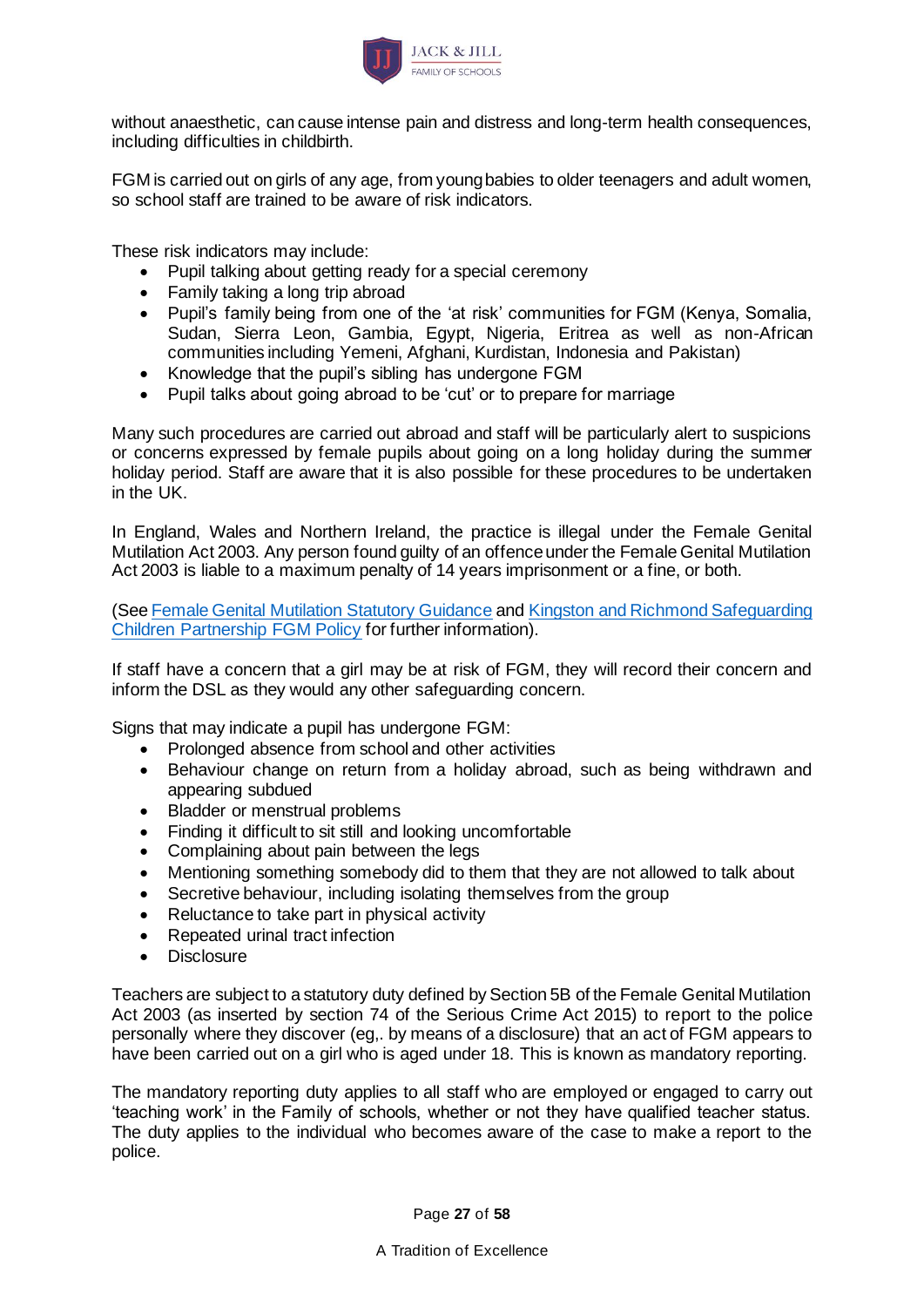without anaesthetic, can cause intense pain and distress and long-term health consequences, including difficulties in childbirth.

FGM is carried out on girls of any age, from young babies to older teenagers and adult women, so school staff are trained to be aware of risk indicators.

These risk indicators may include:

- Pupil talking about getting ready for a special ceremony
- Family taking a long trip abroad
- Pupil's family being from one of the 'at risk' communities for FGM (Kenya, Somalia, Sudan, Sierra Leon, Gambia, Egypt, Nigeria, Eritrea as well as non-African communities including Yemeni, Afghani, Kurdistan, Indonesia and Pakistan)
- Knowledge that the pupil's sibling has undergone FGM
- Pupil talks about going abroad to be 'cut' or to prepare for marriage

Many such procedures are carried out abroad and staff will be particularly alert to suspicions or concerns expressed by female pupils about going on a long holiday during the summer holiday period. Staff are aware that it is also possible for these procedures to be undertaken in the UK.

In England, Wales and Northern Ireland, the practice is illegal under the Female Genital Mutilation Act 2003. Any person found guilty of an offence under the Female Genital Mutilation Act 2003 is liable to a maximum penalty of 14 years imprisonment or a fine, or both.

(See Female Genital Mutilation Statutory Guidance and Kingston and Richmond Safeguarding Children Partnership FGM Policy for further information).

If staff have a concern that a girl may be at risk of FGM, they will record their concern and inform the DSL as they would any other safeguarding concern.

Signs that may indicate a pupil has undergone FGM:

- Prolonged absence from school and other activities
- Behaviour change on return from a holiday abroad, such as being withdrawn and appearing subdued
- Bladder or menstrual problems
- Finding it difficult to sit still and looking uncomfortable
- Complaining about pain between the legs
- Mentioning something somebody did to them that they are not allowed to talk about
- Secretive behaviour, including isolating themselves from the group
- Reluctance to take part in physical activity
- Repeated urinal tract infection
- Disclosure

Teachers are subject to a statutory duty defined by Section 5B of the Female Genital Mutilation Act 2003 (as inserted by section 74 of the Serious Crime Act 2015) to report to the police personally where they discover (eg,. by means of a disclosure) that an act of FGM appears to have been carried out on a girl who is aged under 18. This is known as mandatory reporting.

The mandatory reporting duty applies to all staff who are employed or engaged to carry out 'teaching work' in the Family of schools, whether or not they have qualified teacher status. The duty applies to the individual who becomes aware of the case to make a report to the police.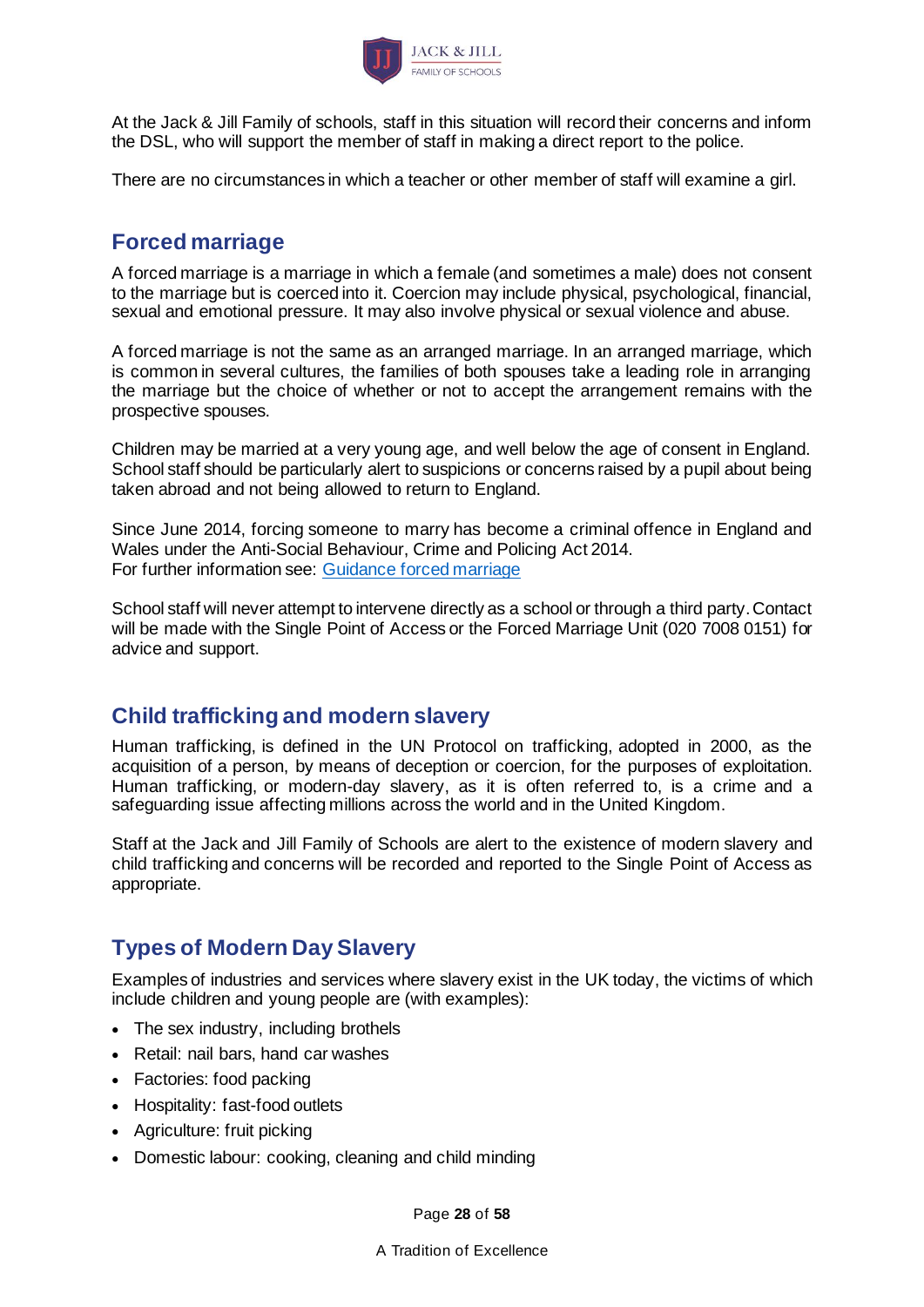At the Jack & Jill Family of schools, staff in this situation will record their concerns and inform the DSL, who will support the member of staff in making a direct report to the police.

There are no circumstances in which a teacher or other member of staff will examine a girl.

## Forced marriage

A forced marriage is a marriage in which a female (and sometimes a male) does not consent to the marriage but is coerced into it. Coercion may include physical, psychological, financial, sexual and emotional pressure. It may also involve physical or sexual violence and abuse.

A forced marriage is not the same as an arranged marriage. In an arranged marriage, which is common in several cultures, the families of both spouses take a leading role in arranging the marriage but the choice of whether or not to accept the arrangement remains with the prospective spouses.

Children may be married at a very young age, and well below the age of consent in England. School staff should be particularly alert to suspicions or concerns raised by a pupil about being taken abroad and not being allowed to return to England.

Since June 2014, forcing someone to marry has become a criminal offence in England and Wales under the Anti-Social Behaviour, Crime and Policing Act 2014.
For further information see: Guidance forced marriage

School staff will never attempt to intervene directly as a school or through a third party. Contact will be made with the Single Point of Access or the Forced Marriage Unit (020 7008 0151) for advice and support.

## Child trafficking and modern slavery

Human trafficking, is defined in the UN Protocol on trafficking, adopted in 2000, as the acquisition of a person, by means of deception or coercion, for the purposes of exploitation. Human trafficking, or modern-day slavery, as it is often referred to, is a crime and a safeguarding issue affecting millions across the world and in the United Kingdom.

Staff at the Jack and Jill Family of Schools are alert to the existence of modern slavery and child trafficking and concerns will be recorded and reported to the Single Point of Access as appropriate.

## Types of Modern Day Slavery

Examples of industries and services where slavery exist in the UK today, the victims of which include children and young people are (with examples):

- The sex industry, including brothels
- Retail: nail bars, hand car washes
- Factories: food packing
- Hospitality: fast-food outlets
- Agriculture: fruit picking
- Domestic labour: cooking, cleaning and child minding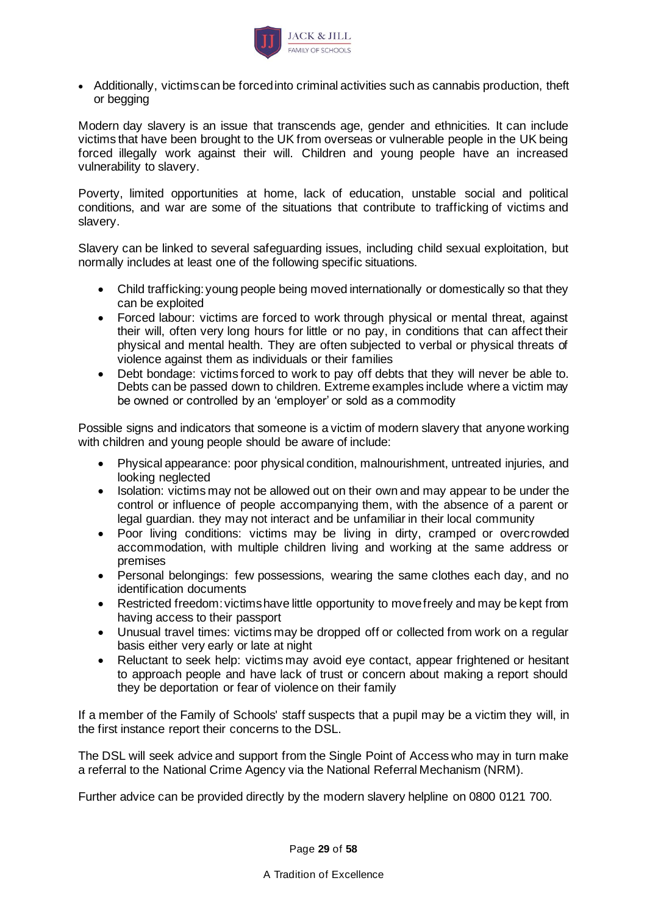- Additionally, victims can be forced into criminal activities such as cannabis production, theft or begging

Modern day slavery is an issue that transcends age, gender and ethnicities. It can include victims that have been brought to the UK from overseas or vulnerable people in the UK being forced illegally work against their will. Children and young people have an increased vulnerability to slavery.

Poverty, limited opportunities at home, lack of education, unstable social and political conditions, and war are some of the situations that contribute to trafficking of victims and slavery.

Slavery can be linked to several safeguarding issues, including child sexual exploitation, but normally includes at least one of the following specific situations.

- Child trafficking: young people being moved internationally or domestically so that they can be exploited
- Forced labour: victims are forced to work through physical or mental threat, against their will, often very long hours for little or no pay, in conditions that can affect their physical and mental health. They are often subjected to verbal or physical threats of violence against them as individuals or their families
- Debt bondage: victims forced to work to pay off debts that they will never be able to. Debts can be passed down to children. Extreme examples include where a victim may be owned or controlled by an 'employer' or sold as a commodity

Possible signs and indicators that someone is a victim of modern slavery that anyone working with children and young people should be aware of include:

- Physical appearance: poor physical condition, malnourishment, untreated injuries, and looking neglected
- Isolation: victims may not be allowed out on their own and may appear to be under the control or influence of people accompanying them, with the absence of a parent or legal guardian. they may not interact and be unfamiliar in their local community
- Poor living conditions: victims may be living in dirty, cramped or overcrowded accommodation, with multiple children living and working at the same address or premises
- Personal belongings: few possessions, wearing the same clothes each day, and no identification documents
- Restricted freedom: victims have little opportunity to move freely and may be kept from having access to their passport
- Unusual travel times: victims may be dropped off or collected from work on a regular basis either very early or late at night
- Reluctant to seek help: victims may avoid eye contact, appear frightened or hesitant to approach people and have lack of trust or concern about making a report should they be deportation or fear of violence on their family

If a member of the Family of Schools' staff suspects that a pupil may be a victim they will, in the first instance report their concerns to the DSL.

The DSL will seek advice and support from the Single Point of Access who may in turn make a referral to the National Crime Agency via the National Referral Mechanism (NRM).

Further advice can be provided directly by the modern slavery helpline on 0800 0121 700.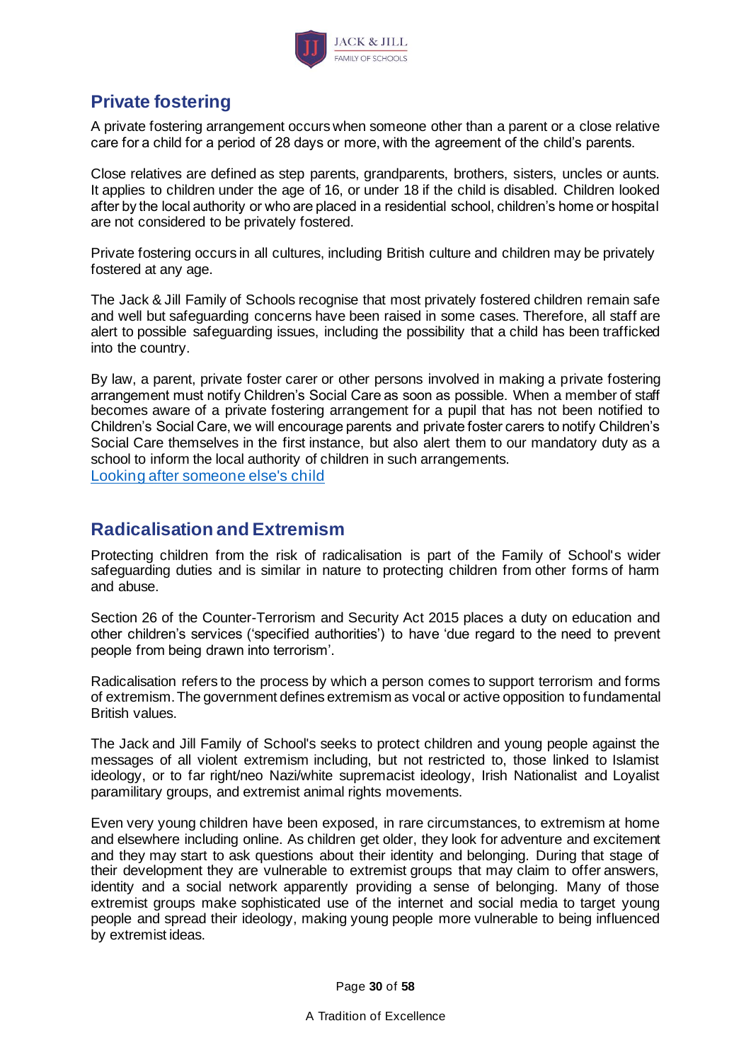## Private fostering

A private fostering arrangement occurs when someone other than a parent or a close relative care for a child for a period of 28 days or more, with the agreement of the child's parents.

Close relatives are defined as step parents, grandparents, brothers, sisters, uncles or aunts. It applies to children under the age of 16, or under 18 if the child is disabled. Children looked after by the local authority or who are placed in a residential school, children's home or hospital are not considered to be privately fostered.

Private fostering occurs in all cultures, including British culture and children may be privately fostered at any age.

The Jack & Jill Family of Schools recognise that most privately fostered children remain safe and well but safeguarding concerns have been raised in some cases. Therefore, all staff are alert to possible safeguarding issues, including the possibility that a child has been trafficked into the country.

By law, a parent, private foster carer or other persons involved in making a private fostering arrangement must notify Children's Social Care as soon as possible. When a member of staff becomes aware of a private fostering arrangement for a pupil that has not been notified to Children's Social Care, we will encourage parents and private foster carers to notify Children's Social Care themselves in the first instance, but also alert them to our mandatory duty as a school to inform the local authority of children in such arrangements.
Looking after someone else's child

## Radicalisation and Extremism

Protecting children from the risk of radicalisation is part of the Family of School's wider safeguarding duties and is similar in nature to protecting children from other forms of harm and abuse.

Section 26 of the Counter-Terrorism and Security Act 2015 places a duty on education and other children's services ('specified authorities') to have 'due regard to the need to prevent people from being drawn into terrorism'.

Radicalisation refers to the process by which a person comes to support terrorism and forms of extremism. The government defines extremism as vocal or active opposition to fundamental British values.

The Jack and Jill Family of School's seeks to protect children and young people against the messages of all violent extremism including, but not restricted to, those linked to Islamist ideology, or to far right/neo Nazi/white supremacist ideology, Irish Nationalist and Loyalist paramilitary groups, and extremist animal rights movements.

Even very young children have been exposed, in rare circumstances, to extremism at home and elsewhere including online. As children get older, they look for adventure and excitement and they may start to ask questions about their identity and belonging. During that stage of their development they are vulnerable to extremist groups that may claim to offer answers, identity and a social network apparently providing a sense of belonging. Many of those extremist groups make sophisticated use of the internet and social media to target young people and spread their ideology, making young people more vulnerable to being influenced by extremist ideas.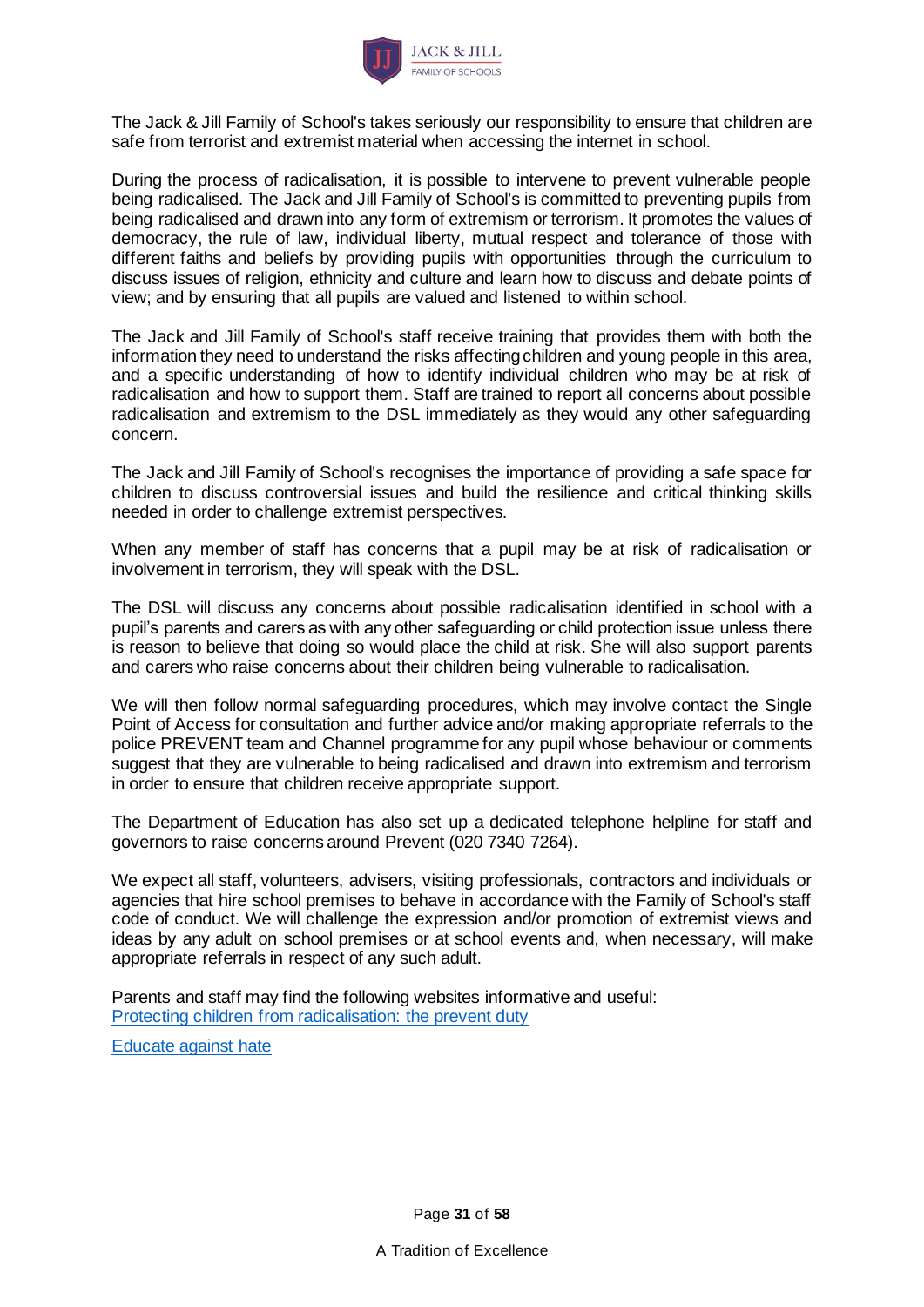The Jack & Jill Family of School's takes seriously our responsibility to ensure that children are safe from terrorist and extremist material when accessing the internet in school.

During the process of radicalisation, it is possible to intervene to prevent vulnerable people being radicalised. The Jack and Jill Family of School's is committed to preventing pupils from being radicalised and drawn into any form of extremism or terrorism. It promotes the values of democracy, the rule of law, individual liberty, mutual respect and tolerance of those with different faiths and beliefs by providing pupils with opportunities through the curriculum to discuss issues of religion, ethnicity and culture and learn how to discuss and debate points of view; and by ensuring that all pupils are valued and listened to within school.

The Jack and Jill Family of School's staff receive training that provides them with both the information they need to understand the risks affecting children and young people in this area, and a specific understanding of how to identify individual children who may be at risk of radicalisation and how to support them. Staff are trained to report all concerns about possible radicalisation and extremism to the DSL immediately as they would any other safeguarding concern.

The Jack and Jill Family of School's recognises the importance of providing a safe space for children to discuss controversial issues and build the resilience and critical thinking skills needed in order to challenge extremist perspectives.

When any member of staff has concerns that a pupil may be at risk of radicalisation or involvement in terrorism, they will speak with the DSL.

The DSL will discuss any concerns about possible radicalisation identified in school with a pupil's parents and carers as with any other safeguarding or child protection issue unless there is reason to believe that doing so would place the child at risk. She will also support parents and carers who raise concerns about their children being vulnerable to radicalisation.

We will then follow normal safeguarding procedures, which may involve contact the Single Point of Access for consultation and further advice and/or making appropriate referrals to the police PREVENT team and Channel programme for any pupil whose behaviour or comments suggest that they are vulnerable to being radicalised and drawn into extremism and terrorism in order to ensure that children receive appropriate support.

The Department of Education has also set up a dedicated telephone helpline for staff and governors to raise concerns around Prevent (020 7340 7264).

We expect all staff, volunteers, advisers, visiting professionals, contractors and individuals or agencies that hire school premises to behave in accordance with the Family of School's staff code of conduct. We will challenge the expression and/or promotion of extremist views and ideas by any adult on school premises or at school events and, when necessary, will make appropriate referrals in respect of any such adult.

Parents and staff may find the following websites informative and useful:
Protecting children from radicalisation: the prevent duty

Educate against hate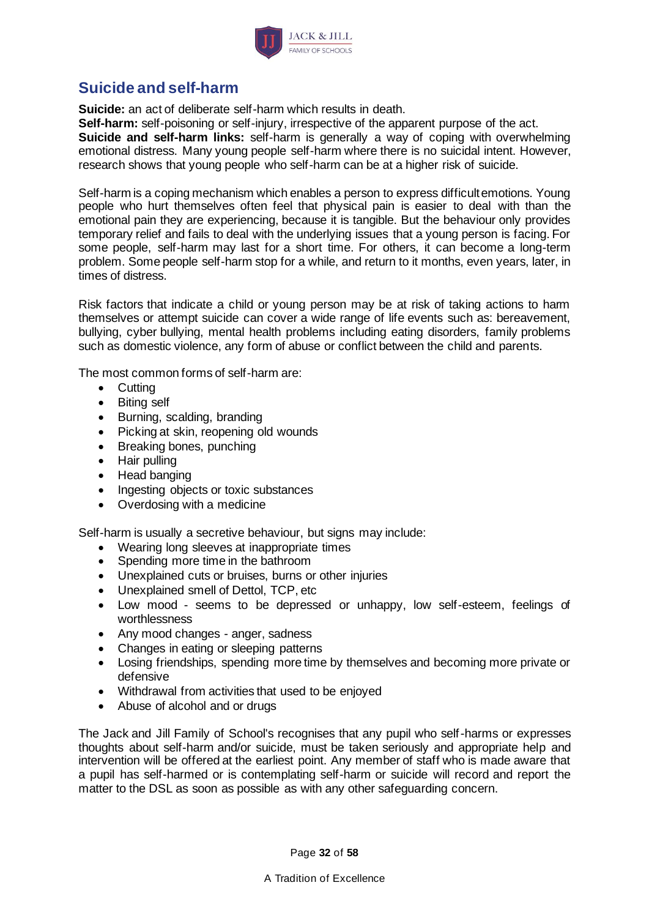## Suicide and self-harm

**Suicide:** an act of deliberate self-harm which results in death.
**Self-harm:** self-poisoning or self-injury, irrespective of the apparent purpose of the act.
**Suicide and self-harm links:** self-harm is generally a way of coping with overwhelming emotional distress. Many young people self-harm where there is no suicidal intent. However, research shows that young people who self-harm can be at a higher risk of suicide.

Self-harm is a coping mechanism which enables a person to express difficult emotions. Young people who hurt themselves often feel that physical pain is easier to deal with than the emotional pain they are experiencing, because it is tangible. But the behaviour only provides temporary relief and fails to deal with the underlying issues that a young person is facing. For some people, self-harm may last for a short time. For others, it can become a long-term problem. Some people self-harm stop for a while, and return to it months, even years, later, in times of distress.

Risk factors that indicate a child or young person may be at risk of taking actions to harm themselves or attempt suicide can cover a wide range of life events such as: bereavement, bullying, cyber bullying, mental health problems including eating disorders, family problems such as domestic violence, any form of abuse or conflict between the child and parents.

The most common forms of self-harm are:

- Cutting
- Biting self
- Burning, scalding, branding
- Picking at skin, reopening old wounds
- Breaking bones, punching
- Hair pulling
- Head banging
- Ingesting objects or toxic substances
- Overdosing with a medicine

Self-harm is usually a secretive behaviour, but signs may include:

- Wearing long sleeves at inappropriate times
- Spending more time in the bathroom
- Unexplained cuts or bruises, burns or other injuries
- Unexplained smell of Dettol, TCP, etc
- Low mood - seems to be depressed or unhappy, low self-esteem, feelings of worthlessness
- Any mood changes - anger, sadness
- Changes in eating or sleeping patterns
- Losing friendships, spending more time by themselves and becoming more private or defensive
- Withdrawal from activities that used to be enjoyed
- Abuse of alcohol and or drugs

The Jack and Jill Family of School's recognises that any pupil who self-harms or expresses thoughts about self-harm and/or suicide, must be taken seriously and appropriate help and intervention will be offered at the earliest point. Any member of staff who is made aware that a pupil has self-harmed or is contemplating self-harm or suicide will record and report the matter to the DSL as soon as possible as with any other safeguarding concern.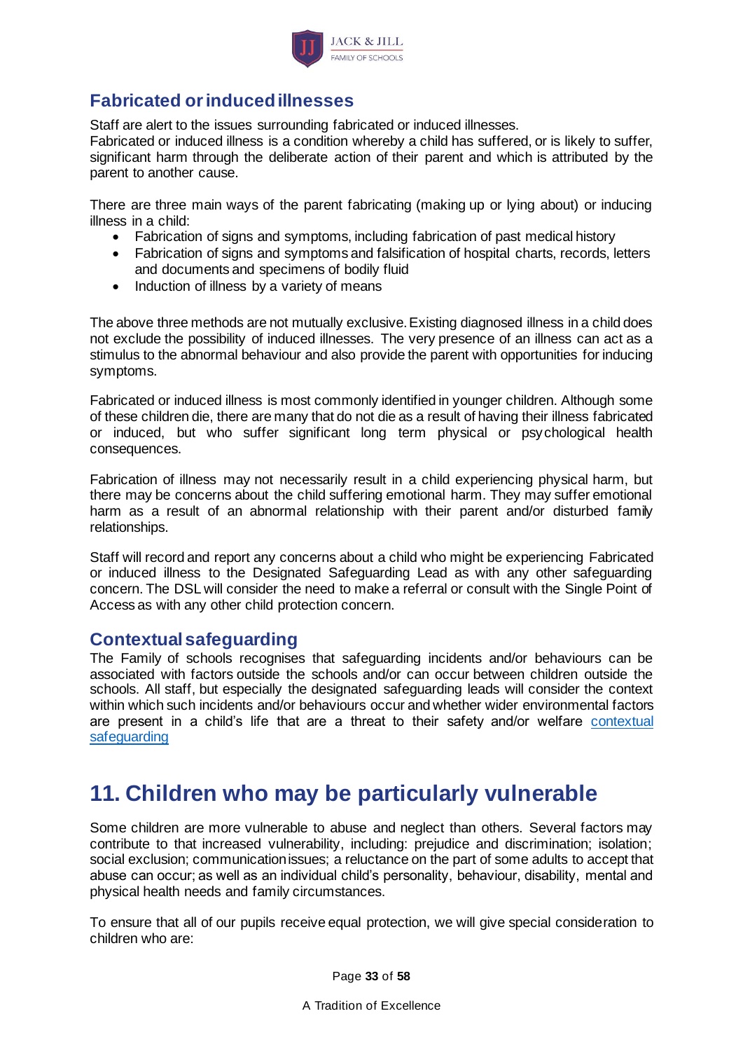## Fabricated or induced illnesses

Staff are alert to the issues surrounding fabricated or induced illnesses.
Fabricated or induced illness is a condition whereby a child has suffered, or is likely to suffer, significant harm through the deliberate action of their parent and which is attributed by the parent to another cause.

There are three main ways of the parent fabricating (making up or lying about) or inducing illness in a child:

- Fabrication of signs and symptoms, including fabrication of past medical history
- Fabrication of signs and symptoms and falsification of hospital charts, records, letters and documents and specimens of bodily fluid
- Induction of illness by a variety of means

The above three methods are not mutually exclusive. Existing diagnosed illness in a child does not exclude the possibility of induced illnesses. The very presence of an illness can act as a stimulus to the abnormal behaviour and also provide the parent with opportunities for inducing symptoms.

Fabricated or induced illness is most commonly identified in younger children. Although some of these children die, there are many that do not die as a result of having their illness fabricated or induced, but who suffer significant long term physical or psychological health consequences.

Fabrication of illness may not necessarily result in a child experiencing physical harm, but there may be concerns about the child suffering emotional harm. They may suffer emotional harm as a result of an abnormal relationship with their parent and/or disturbed family relationships.

Staff will record and report any concerns about a child who might be experiencing Fabricated or induced illness to the Designated Safeguarding Lead as with any other safeguarding concern. The DSL will consider the need to make a referral or consult with the Single Point of Access as with any other child protection concern.

## Contextual safeguarding

The Family of schools recognises that safeguarding incidents and/or behaviours can be associated with factors outside the schools and/or can occur between children outside the schools. All staff, but especially the designated safeguarding leads will consider the context within which such incidents and/or behaviours occur and whether wider environmental factors are present in a child's life that are a threat to their safety and/or welfare contextual safeguarding

# 11. Children who may be particularly vulnerable

Some children are more vulnerable to abuse and neglect than others. Several factors may contribute to that increased vulnerability, including: prejudice and discrimination; isolation; social exclusion; communication issues; a reluctance on the part of some adults to accept that abuse can occur; as well as an individual child's personality, behaviour, disability, mental and physical health needs and family circumstances.

To ensure that all of our pupils receive equal protection, we will give special consideration to children who are: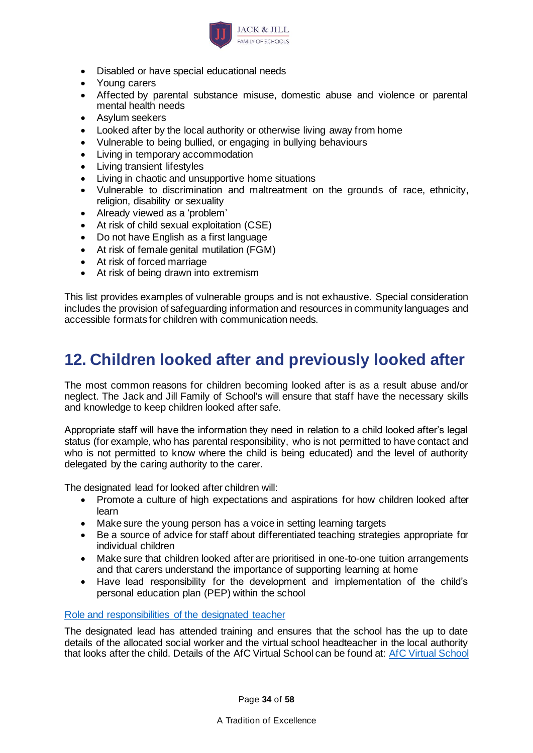- Disabled or have special educational needs
- Young carers
- Affected by parental substance misuse, domestic abuse and violence or parental mental health needs
- Asylum seekers
- Looked after by the local authority or otherwise living away from home
- Vulnerable to being bullied, or engaging in bullying behaviours
- Living in temporary accommodation
- Living transient lifestyles
- Living in chaotic and unsupportive home situations
- Vulnerable to discrimination and maltreatment on the grounds of race, ethnicity, religion, disability or sexuality
- Already viewed as a 'problem'
- At risk of child sexual exploitation (CSE)
- Do not have English as a first language
- At risk of female genital mutilation (FGM)
- At risk of forced marriage
- At risk of being drawn into extremism

This list provides examples of vulnerable groups and is not exhaustive. Special consideration includes the provision of safeguarding information and resources in community languages and accessible formats for children with communication needs.

# 12. Children looked after and previously looked after

The most common reasons for children becoming looked after is as a result abuse and/or neglect. The Jack and Jill Family of School's will ensure that staff have the necessary skills and knowledge to keep children looked after safe.

Appropriate staff will have the information they need in relation to a child looked after's legal status (for example, who has parental responsibility, who is not permitted to have contact and who is not permitted to know where the child is being educated) and the level of authority delegated by the caring authority to the carer.

The designated lead for looked after children will:

- Promote a culture of high expectations and aspirations for how children looked after learn
- Make sure the young person has a voice in setting learning targets
- Be a source of advice for staff about differentiated teaching strategies appropriate for individual children
- Make sure that children looked after are prioritised in one-to-one tuition arrangements and that carers understand the importance of supporting learning at home
- Have lead responsibility for the development and implementation of the child's personal education plan (PEP) within the school

Role and responsibilities of the designated teacher

The designated lead has attended training and ensures that the school has the up to date details of the allocated social worker and the virtual school headteacher in the local authority that looks after the child. Details of the AfC Virtual School can be found at: AfC Virtual School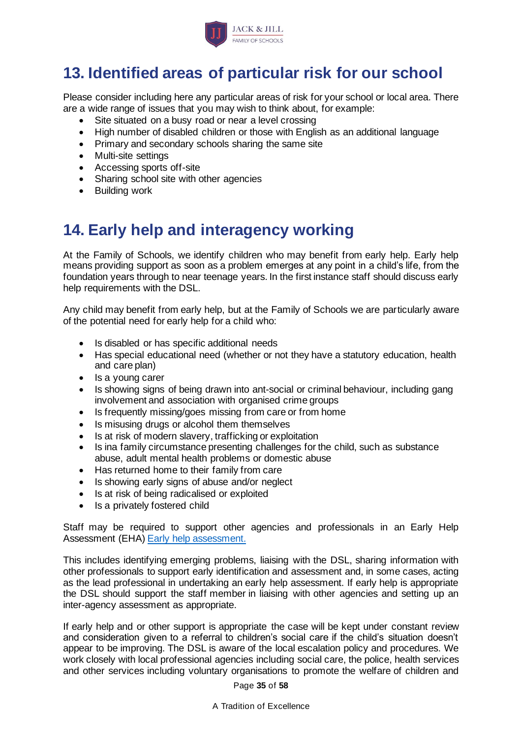## 13. Identified areas of particular risk for our school

Please consider including here any particular areas of risk for your school or local area. There are a wide range of issues that you may wish to think about, for example:

- Site situated on a busy road or near a level crossing
- High number of disabled children or those with English as an additional language
- Primary and secondary schools sharing the same site
- Multi-site settings
- Accessing sports off-site
- Sharing school site with other agencies
- Building work

## 14. Early help and interagency working

At the Family of Schools, we identify children who may benefit from early help. Early help means providing support as soon as a problem emerges at any point in a child's life, from the foundation years through to near teenage years. In the first instance staff should discuss early help requirements with the DSL.

Any child may benefit from early help, but at the Family of Schools we are particularly aware of the potential need for early help for a child who:

- Is disabled or has specific additional needs
- Has special educational need (whether or not they have a statutory education, health and care plan)
- Is a young carer
- Is showing signs of being drawn into ant-social or criminal behaviour, including gang involvement and association with organised crime groups
- Is frequently missing/goes missing from care or from home
- Is misusing drugs or alcohol them themselves
- Is at risk of modern slavery, trafficking or exploitation
- Is ina family circumstance presenting challenges for the child, such as substance abuse, adult mental health problems or domestic abuse
- Has returned home to their family from care
- Is showing early signs of abuse and/or neglect
- Is at risk of being radicalised or exploited
- Is a privately fostered child

Staff may be required to support other agencies and professionals in an Early Help Assessment (EHA) [Early help assessment.]

This includes identifying emerging problems, liaising with the DSL, sharing information with other professionals to support early identification and assessment and, in some cases, acting as the lead professional in undertaking an early help assessment. If early help is appropriate the DSL should support the staff member in liaising with other agencies and setting up an inter-agency assessment as appropriate.

If early help and or other support is appropriate the case will be kept under constant review and consideration given to a referral to children's social care if the child's situation doesn't appear to be improving. The DSL is aware of the local escalation policy and procedures. We work closely with local professional agencies including social care, the police, health services and other services including voluntary organisations to promote the welfare of children and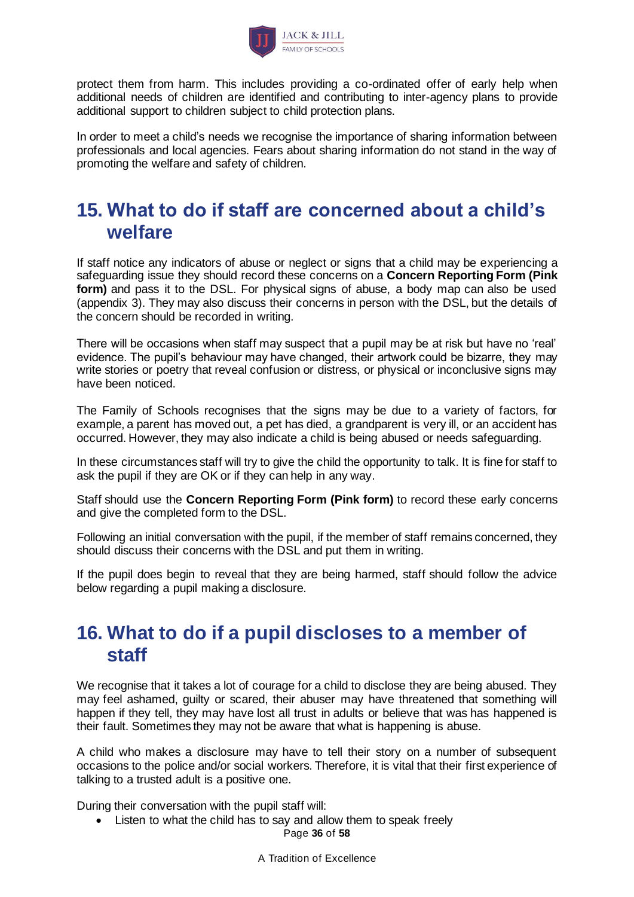protect them from harm. This includes providing a co-ordinated offer of early help when additional needs of children are identified and contributing to inter-agency plans to provide additional support to children subject to child protection plans.

In order to meet a child's needs we recognise the importance of sharing information between professionals and local agencies. Fears about sharing information do not stand in the way of promoting the welfare and safety of children.

## 15. What to do if staff are concerned about a child's welfare

If staff notice any indicators of abuse or neglect or signs that a child may be experiencing a safeguarding issue they should record these concerns on a **Concern Reporting Form (Pink form)** and pass it to the DSL. For physical signs of abuse, a body map can also be used (appendix 3). They may also discuss their concerns in person with the DSL, but the details of the concern should be recorded in writing.

There will be occasions when staff may suspect that a pupil may be at risk but have no 'real' evidence. The pupil's behaviour may have changed, their artwork could be bizarre, they may write stories or poetry that reveal confusion or distress, or physical or inconclusive signs may have been noticed.

The Family of Schools recognises that the signs may be due to a variety of factors, for example, a parent has moved out, a pet has died, a grandparent is very ill, or an accident has occurred. However, they may also indicate a child is being abused or needs safeguarding.

In these circumstances staff will try to give the child the opportunity to talk. It is fine for staff to ask the pupil if they are OK or if they can help in any way.

Staff should use the **Concern Reporting Form (Pink form)** to record these early concerns and give the completed form to the DSL.

Following an initial conversation with the pupil, if the member of staff remains concerned, they should discuss their concerns with the DSL and put them in writing.

If the pupil does begin to reveal that they are being harmed, staff should follow the advice below regarding a pupil making a disclosure.

## 16. What to do if a pupil discloses to a member of staff

We recognise that it takes a lot of courage for a child to disclose they are being abused. They may feel ashamed, guilty or scared, their abuser may have threatened that something will happen if they tell, they may have lost all trust in adults or believe that was has happened is their fault. Sometimes they may not be aware that what is happening is abuse.

A child who makes a disclosure may have to tell their story on a number of subsequent occasions to the police and/or social workers. Therefore, it is vital that their first experience of talking to a trusted adult is a positive one.

During their conversation with the pupil staff will:

- Listen to what the child has to say and allow them to speak freely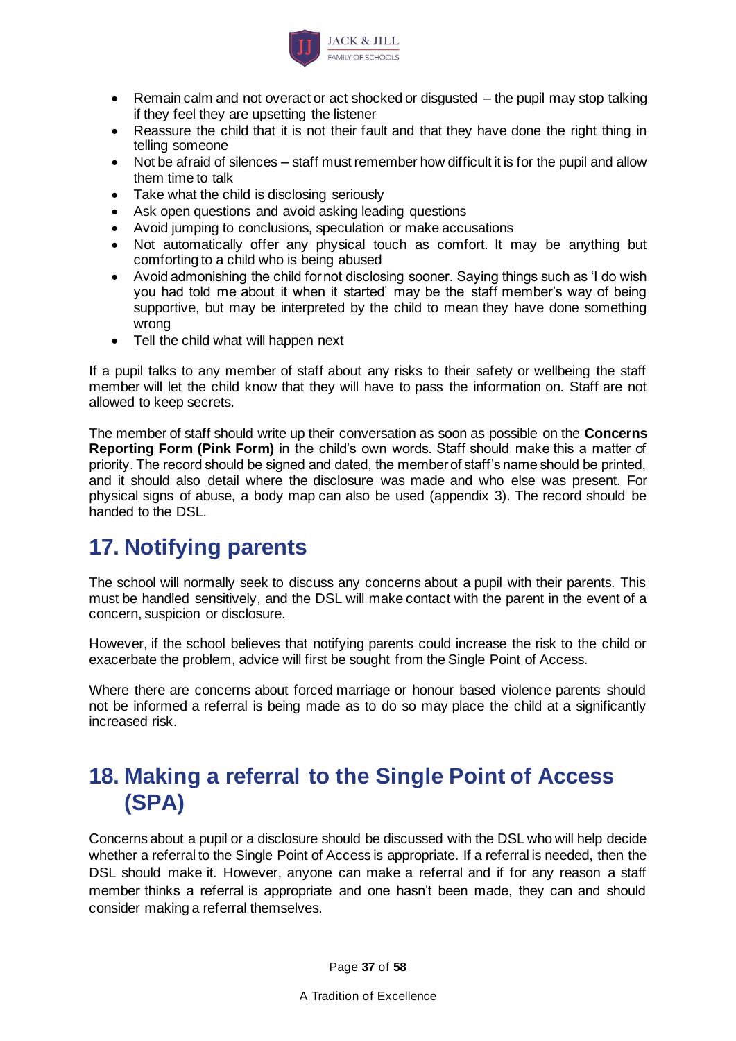- Remain calm and not overact or act shocked or disgusted – the pupil may stop talking if they feel they are upsetting the listener
- Reassure the child that it is not their fault and that they have done the right thing in telling someone
- Not be afraid of silences – staff must remember how difficult it is for the pupil and allow them time to talk
- Take what the child is disclosing seriously
- Ask open questions and avoid asking leading questions
- Avoid jumping to conclusions, speculation or make accusations
- Not automatically offer any physical touch as comfort. It may be anything but comforting to a child who is being abused
- Avoid admonishing the child for not disclosing sooner. Saying things such as 'I do wish you had told me about it when it started' may be the staff member's way of being supportive, but may be interpreted by the child to mean they have done something wrong
- Tell the child what will happen next

If a pupil talks to any member of staff about any risks to their safety or wellbeing the staff member will let the child know that they will have to pass the information on. Staff are not allowed to keep secrets.

The member of staff should write up their conversation as soon as possible on the **Concerns Reporting Form (Pink Form)** in the child's own words. Staff should make this a matter of priority. The record should be signed and dated, the member of staff's name should be printed, and it should also detail where the disclosure was made and who else was present. For physical signs of abuse, a body map can also be used (appendix 3). The record should be handed to the DSL.

## 17. Notifying parents

The school will normally seek to discuss any concerns about a pupil with their parents. This must be handled sensitively, and the DSL will make contact with the parent in the event of a concern, suspicion or disclosure.

However, if the school believes that notifying parents could increase the risk to the child or exacerbate the problem, advice will first be sought from the Single Point of Access.

Where there are concerns about forced marriage or honour based violence parents should not be informed a referral is being made as to do so may place the child at a significantly increased risk.

## 18. Making a referral to the Single Point of Access (SPA)

Concerns about a pupil or a disclosure should be discussed with the DSL who will help decide whether a referral to the Single Point of Access is appropriate. If a referral is needed, then the DSL should make it. However, anyone can make a referral and if for any reason a staff member thinks a referral is appropriate and one hasn't been made, they can and should consider making a referral themselves.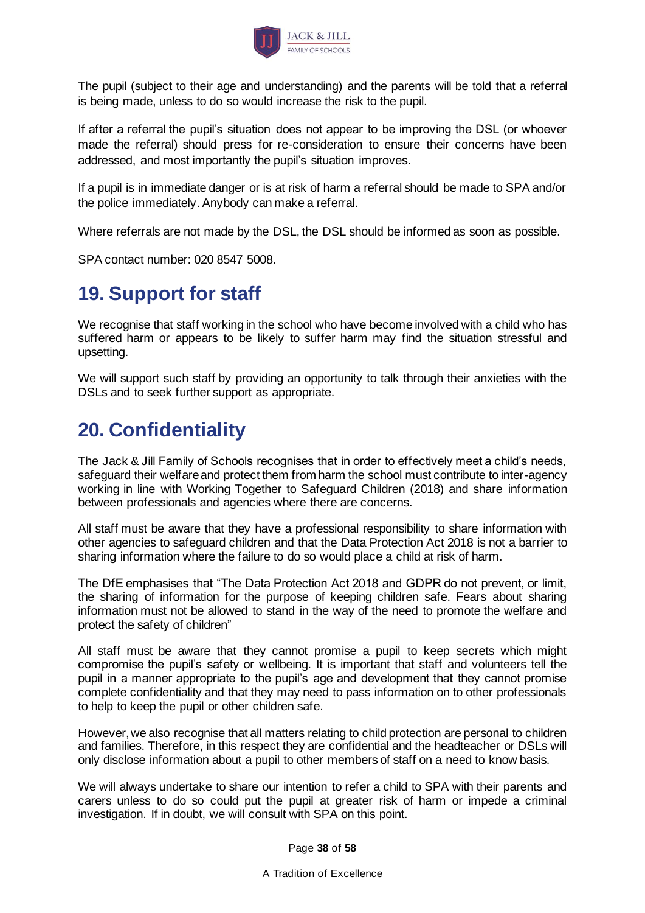The pupil (subject to their age and understanding) and the parents will be told that a referral is being made, unless to do so would increase the risk to the pupil.

If after a referral the pupil's situation does not appear to be improving the DSL (or whoever made the referral) should press for re-consideration to ensure their concerns have been addressed, and most importantly the pupil's situation improves.

If a pupil is in immediate danger or is at risk of harm a referral should be made to SPA and/or the police immediately. Anybody can make a referral.

Where referrals are not made by the DSL, the DSL should be informed as soon as possible.

SPA contact number: 020 8547 5008.

# 19. Support for staff

We recognise that staff working in the school who have become involved with a child who has suffered harm or appears to be likely to suffer harm may find the situation stressful and upsetting.

We will support such staff by providing an opportunity to talk through their anxieties with the DSLs and to seek further support as appropriate.

# 20. Confidentiality

The Jack & Jill Family of Schools recognises that in order to effectively meet a child's needs, safeguard their welfare and protect them from harm the school must contribute to inter-agency working in line with Working Together to Safeguard Children (2018) and share information between professionals and agencies where there are concerns.

All staff must be aware that they have a professional responsibility to share information with other agencies to safeguard children and that the Data Protection Act 2018 is not a barrier to sharing information where the failure to do so would place a child at risk of harm.

The DfE emphasises that "The Data Protection Act 2018 and GDPR do not prevent, or limit, the sharing of information for the purpose of keeping children safe. Fears about sharing information must not be allowed to stand in the way of the need to promote the welfare and protect the safety of children"

All staff must be aware that they cannot promise a pupil to keep secrets which might compromise the pupil's safety or wellbeing. It is important that staff and volunteers tell the pupil in a manner appropriate to the pupil's age and development that they cannot promise complete confidentiality and that they may need to pass information on to other professionals to help to keep the pupil or other children safe.

However, we also recognise that all matters relating to child protection are personal to children and families. Therefore, in this respect they are confidential and the headteacher or DSLs will only disclose information about a pupil to other members of staff on a need to know basis.

We will always undertake to share our intention to refer a child to SPA with their parents and carers unless to do so could put the pupil at greater risk of harm or impede a criminal investigation. If in doubt, we will consult with SPA on this point.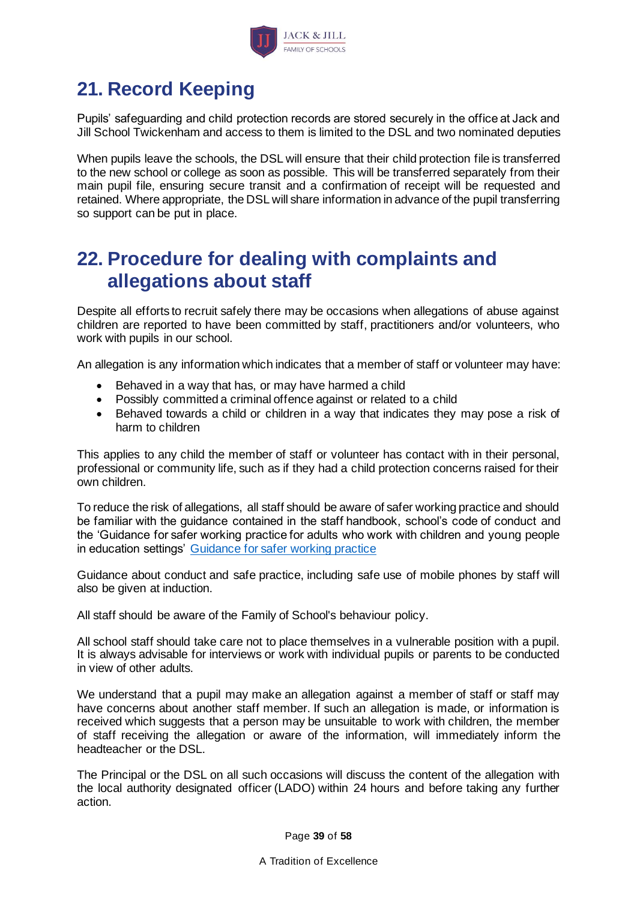# 21. Record Keeping

Pupils' safeguarding and child protection records are stored securely in the office at Jack and Jill School Twickenham and access to them is limited to the DSL and two nominated deputies

When pupils leave the schools, the DSL will ensure that their child protection file is transferred to the new school or college as soon as possible. This will be transferred separately from their main pupil file, ensuring secure transit and a confirmation of receipt will be requested and retained. Where appropriate, the DSL will share information in advance of the pupil transferring so support can be put in place.

# 22. Procedure for dealing with complaints and allegations about staff

Despite all efforts to recruit safely there may be occasions when allegations of abuse against children are reported to have been committed by staff, practitioners and/or volunteers, who work with pupils in our school.

An allegation is any information which indicates that a member of staff or volunteer may have:

- Behaved in a way that has, or may have harmed a child
- Possibly committed a criminal offence against or related to a child
- Behaved towards a child or children in a way that indicates they may pose a risk of harm to children

This applies to any child the member of staff or volunteer has contact with in their personal, professional or community life, such as if they had a child protection concerns raised for their own children.

To reduce the risk of allegations, all staff should be aware of safer working practice and should be familiar with the guidance contained in the staff handbook, school's code of conduct and the 'Guidance for safer working practice for adults who work with children and young people in education settings' [Guidance for safer working practice]

Guidance about conduct and safe practice, including safe use of mobile phones by staff will also be given at induction.

All staff should be aware of the Family of School's behaviour policy.

All school staff should take care not to place themselves in a vulnerable position with a pupil. It is always advisable for interviews or work with individual pupils or parents to be conducted in view of other adults.

We understand that a pupil may make an allegation against a member of staff or staff may have concerns about another staff member. If such an allegation is made, or information is received which suggests that a person may be unsuitable to work with children, the member of staff receiving the allegation or aware of the information, will immediately inform the headteacher or the DSL.

The Principal or the DSL on all such occasions will discuss the content of the allegation with the local authority designated officer (LADO) within 24 hours and before taking any further action.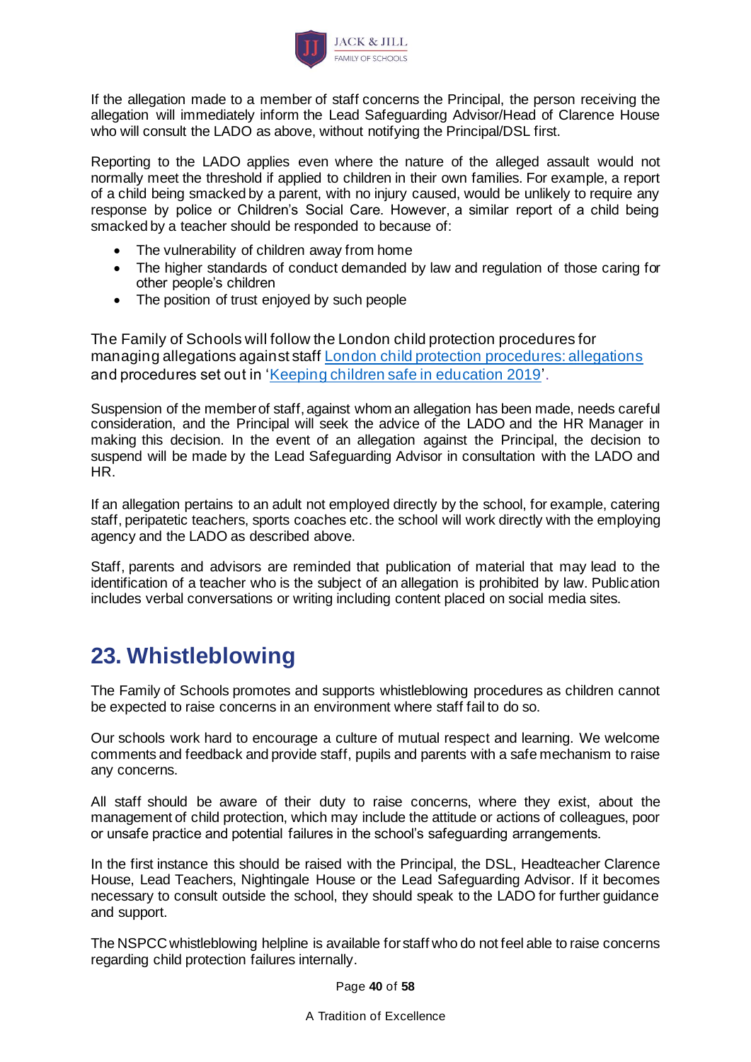If the allegation made to a member of staff concerns the Principal, the person receiving the allegation will immediately inform the Lead Safeguarding Advisor/Head of Clarence House who will consult the LADO as above, without notifying the Principal/DSL first.

Reporting to the LADO applies even where the nature of the alleged assault would not normally meet the threshold if applied to children in their own families. For example, a report of a child being smacked by a parent, with no injury caused, would be unlikely to require any response by police or Children's Social Care. However, a similar report of a child being smacked by a teacher should be responded to because of:

- The vulnerability of children away from home
- The higher standards of conduct demanded by law and regulation of those caring for other people's children
- The position of trust enjoyed by such people

The Family of Schools will follow the London child protection procedures for managing allegations against staff London child protection procedures: allegations and procedures set out in 'Keeping children safe in education 2019'.

Suspension of the member of staff, against whom an allegation has been made, needs careful consideration, and the Principal will seek the advice of the LADO and the HR Manager in making this decision. In the event of an allegation against the Principal, the decision to suspend will be made by the Lead Safeguarding Advisor in consultation with the LADO and HR.

If an allegation pertains to an adult not employed directly by the school, for example, catering staff, peripatetic teachers, sports coaches etc. the school will work directly with the employing agency and the LADO as described above.

Staff, parents and advisors are reminded that publication of material that may lead to the identification of a teacher who is the subject of an allegation is prohibited by law. Publication includes verbal conversations or writing including content placed on social media sites.

## 23. Whistleblowing

The Family of Schools promotes and supports whistleblowing procedures as children cannot be expected to raise concerns in an environment where staff fail to do so.

Our schools work hard to encourage a culture of mutual respect and learning. We welcome comments and feedback and provide staff, pupils and parents with a safe mechanism to raise any concerns.

All staff should be aware of their duty to raise concerns, where they exist, about the management of child protection, which may include the attitude or actions of colleagues, poor or unsafe practice and potential failures in the school's safeguarding arrangements.

In the first instance this should be raised with the Principal, the DSL, Headteacher Clarence House, Lead Teachers, Nightingale House or the Lead Safeguarding Advisor. If it becomes necessary to consult outside the school, they should speak to the LADO for further guidance and support.

The NSPCC whistleblowing helpline is available for staff who do not feel able to raise concerns regarding child protection failures internally.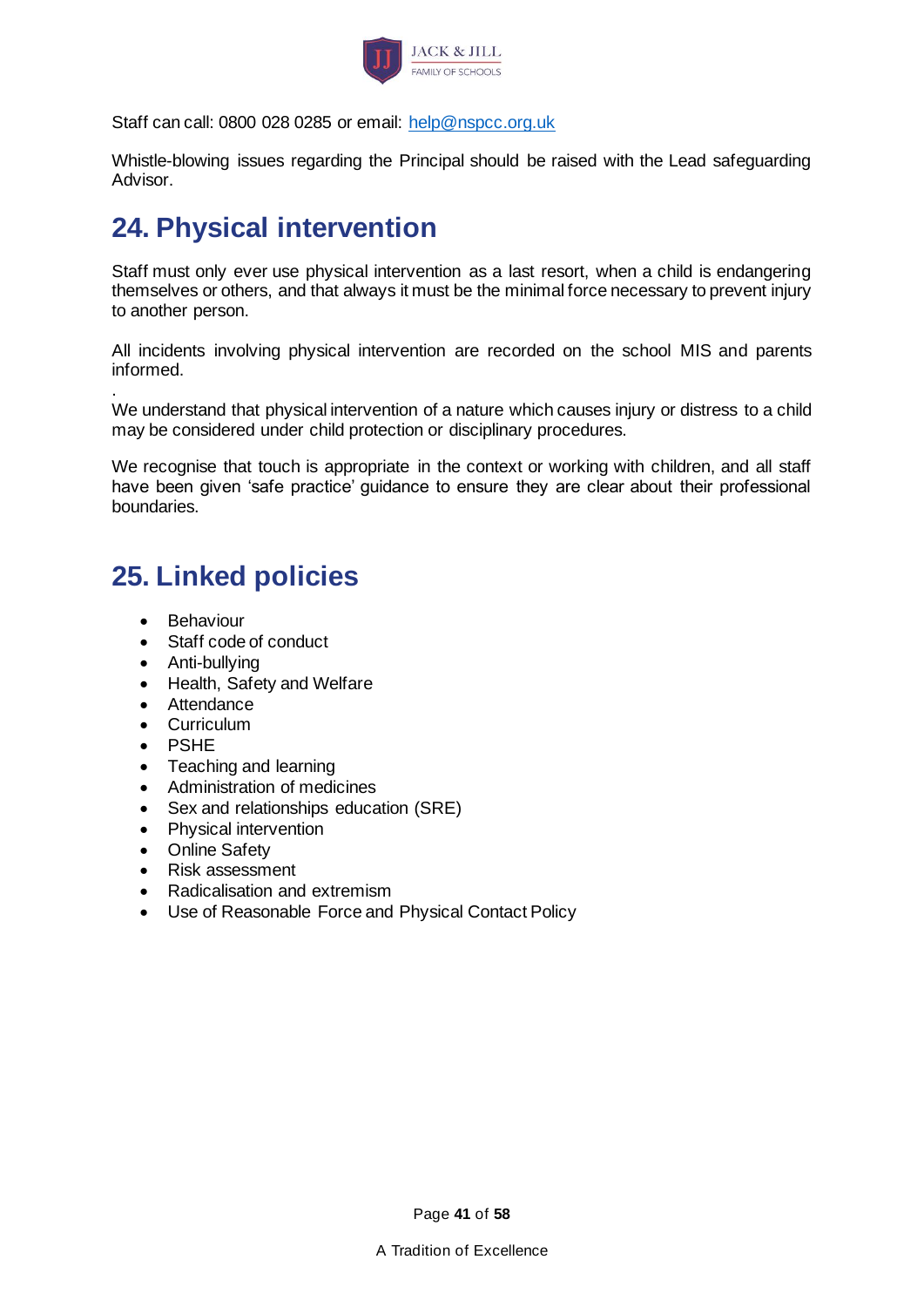Staff can call: 0800 028 0285 or email: help@nspcc.org.uk

Whistle-blowing issues regarding the Principal should be raised with the Lead safeguarding Advisor.

## 24. Physical intervention

Staff must only ever use physical intervention as a last resort, when a child is endangering themselves or others, and that always it must be the minimal force necessary to prevent injury to another person.

All incidents involving physical intervention are recorded on the school MIS and parents informed.

.
We understand that physical intervention of a nature which causes injury or distress to a child may be considered under child protection or disciplinary procedures.

We recognise that touch is appropriate in the context or working with children, and all staff have been given 'safe practice' guidance to ensure they are clear about their professional boundaries.

## 25. Linked policies

- Behaviour
- Staff code of conduct
- Anti-bullying
- Health, Safety and Welfare
- Attendance
- Curriculum
- PSHE
- Teaching and learning
- Administration of medicines
- Sex and relationships education (SRE)
- Physical intervention
- Online Safety
- Risk assessment
- Radicalisation and extremism
- Use of Reasonable Force and Physical Contact Policy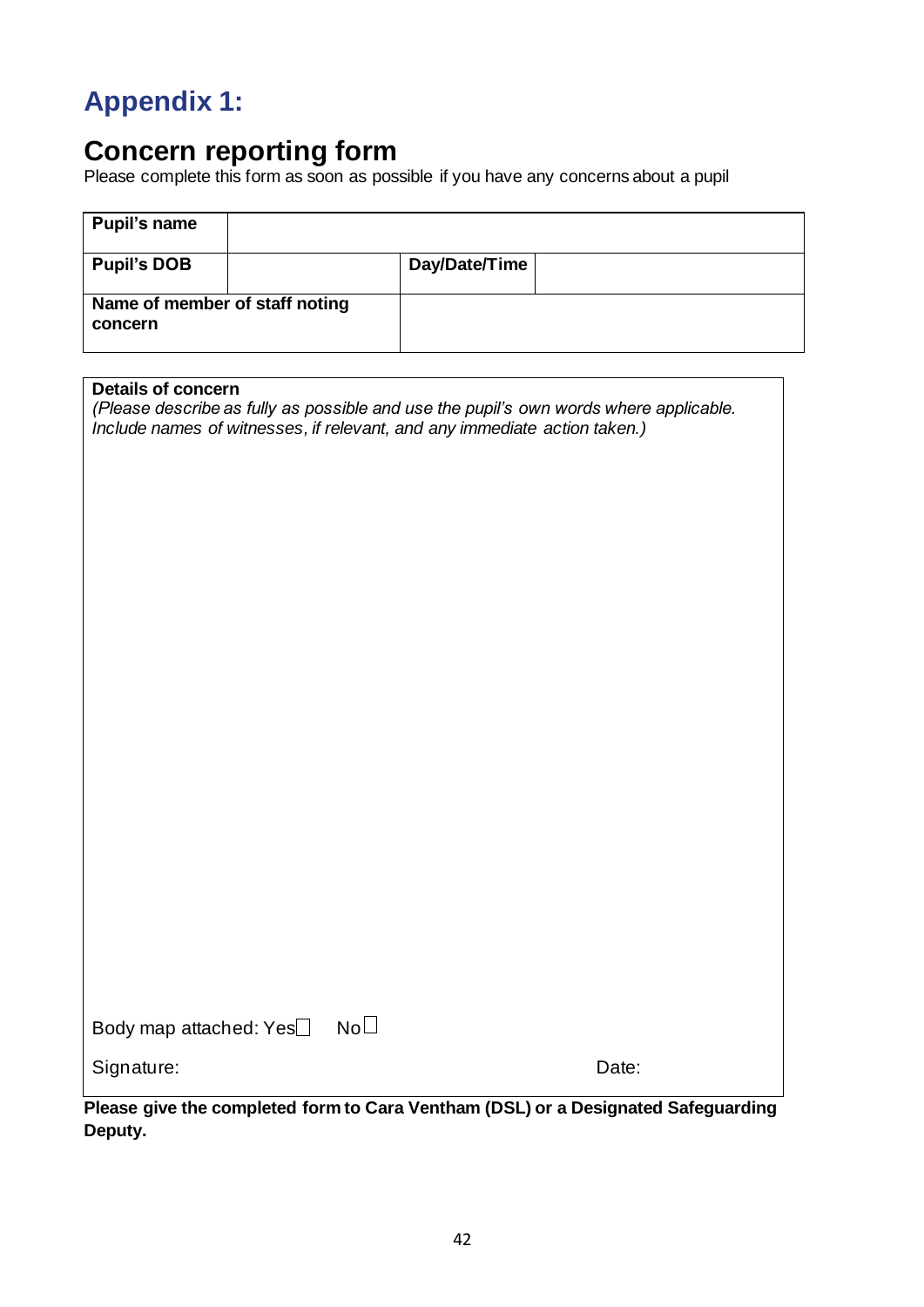# Appendix 1:

## Concern reporting form

Please complete this form as soon as possible if you have any concerns about a pupil

| **Pupil's name** | | | |
|---|---|---|---|
| **Pupil's DOB** | | **Day/Date/Time** | |
| **Name of member of staff noting concern** | | | |

**Details of concern**

*(Please describe as fully as possible and use the pupil's own words where applicable. Include names of witnesses, if relevant, and any immediate action taken.)*

Body map attached: Yes☐ No☐

Signature: Date:

**Please give the completed form to Cara Ventham (DSL) or a Designated Safeguarding Deputy.**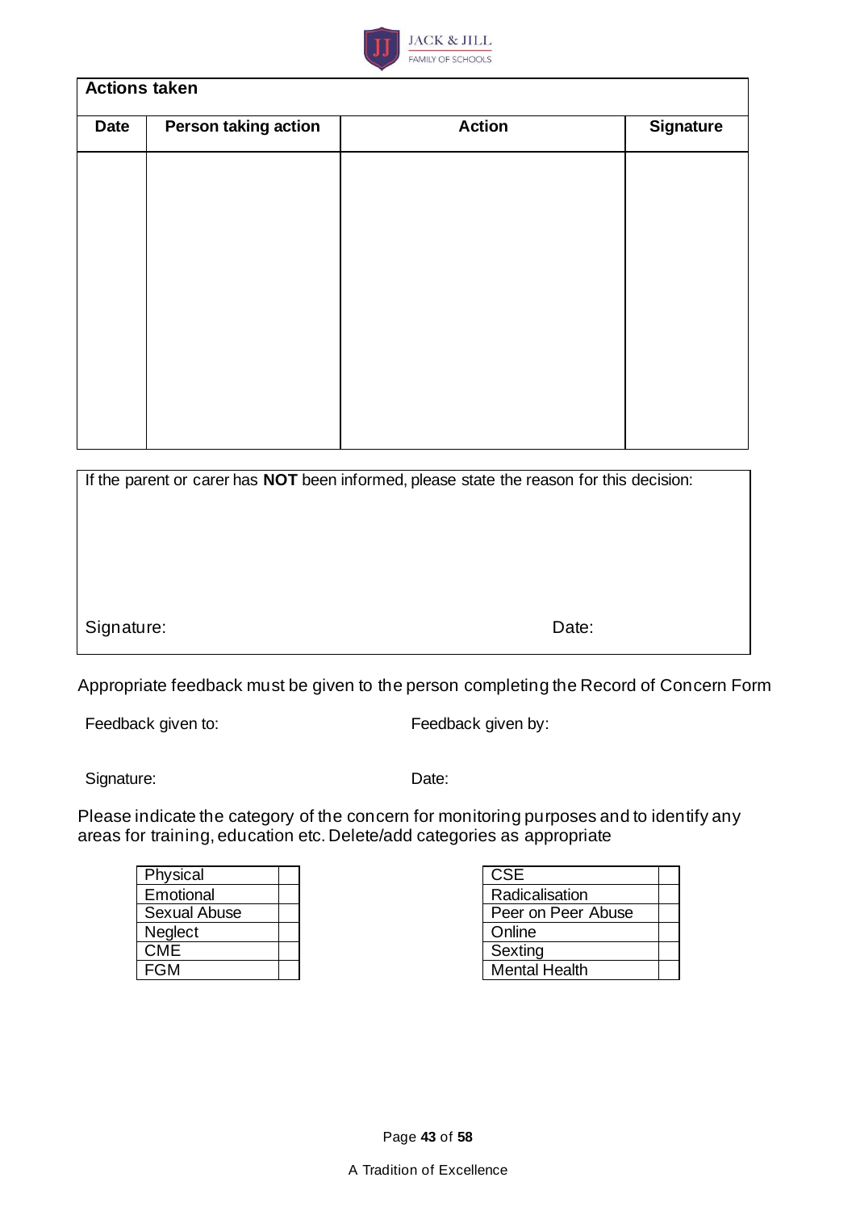| Actions taken | | | |
|---|---|---|---|
| **Date** | **Person taking action** | **Action** | **Signature** |
| | | | |

| If the parent or carer has **NOT** been informed, please state the reason for this decision: | |
|---|---|
| | |
| Signature: | Date: |

Appropriate feedback must be given to the person completing the Record of Concern Form

Feedback given to: Feedback given by:

Signature: Date:

Please indicate the category of the concern for monitoring purposes and to identify any areas for training, education etc. Delete/add categories as appropriate

| | |
|---|---|
| Physical | |
| Emotional | |
| Sexual Abuse | |
| Neglect | |
| CME | |
| FGM | |

| | |
|---|---|
| CSE | |
| Radicalisation | |
| Peer on Peer Abuse | |
| Online | |
| Sexting | |
| Mental Health | |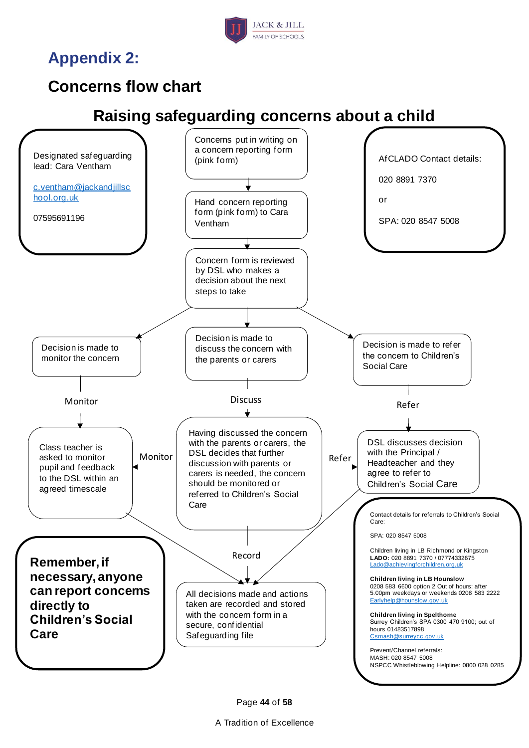# Appendix 2:

## Concerns flow chart

### Raising safeguarding concerns about a child

Designated safeguarding lead: Cara Ventham

c.ventham@jackandjillschool.org.uk

07595691196

AfCLADO Contact details:

020 8891 7370

or

SPA: 020 8547 5008

Concerns put in writing on a concern reporting form (pink form)

↓

Hand concern reporting form (pink form) to Cara Ventham

↓

Concern form is reviewed by DSL who makes a decision about the next steps to take

↓

- Decision is made to monitor the concern
  - Monitor ↓
  - Class teacher is asked to monitor pupil and feedback to the DSL within an agreed timescale
- Decision is made to discuss the concern with the parents or carers
  - Discuss ↓
  - Having discussed the concern with the parents or carers, the DSL decides that further discussion with parents or carers is needed, the concern should be monitored or referred to Children's Social Care
    - Monitor → Class teacher is asked to monitor pupil and feedback to the DSL within an agreed timescale
    - Refer → DSL discusses decision with the Principal / Headteacher and they agree to refer to Children's Social Care
- Decision is made to refer the concern to Children's Social Care
  - Refer ↓
  - DSL discusses decision with the Principal / Headteacher and they agree to refer to Children's Social Care

Record ↓

All decisions made and actions taken are recorded and stored with the concern form in a secure, confidential Safeguarding file

**Remember, if necessary, anyone can report concerns directly to Children's Social Care**

Contact details for referrals to Children's Social Care:

SPA: 020 8547 5008

Children living in LB Richmond or Kingston
**LADO:** 020 8891 7370 / 07774332675
Lado@achievingforchildren.org.uk

**Children living in LB Hounslow**
0208 583 6600 option 2 Out of hours: after 5.00pm weekdays or weekends 0208 583 2222
Earlyhelp@hounslow.gov.uk

**Children living in Spelthome**
Surrey Children's SPA 0300 470 9100; out of hours 01483517898
Csmash@surreycc.gov.uk

Prevent/Channel referrals:
MASH: 020 8547 5008
NSPCC Whistleblowing Helpline: 0800 028 0285

A Tradition of Excellence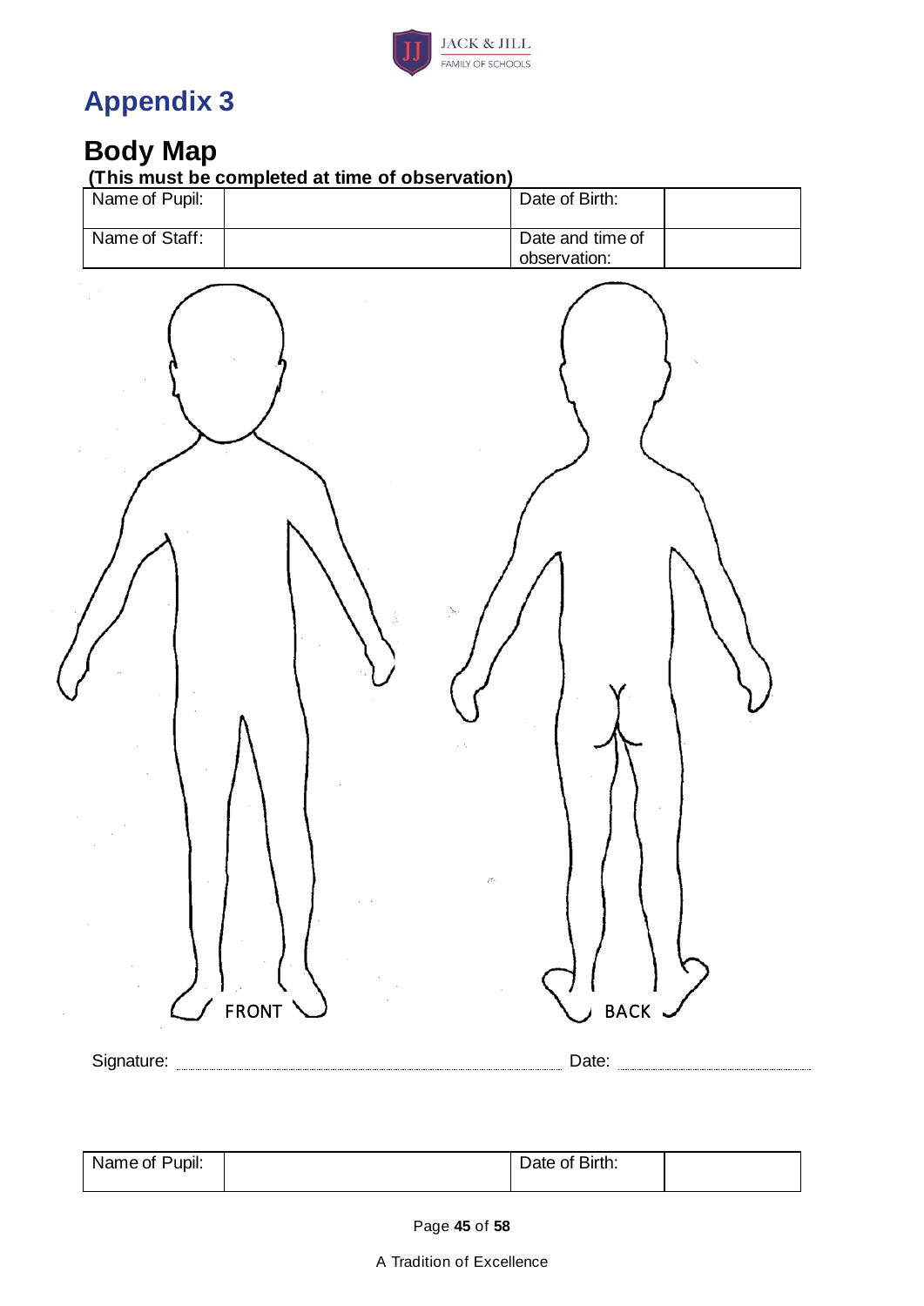# Appendix 3

## Body Map

**(This must be completed at time of observation)**

| Name of Pupil: | | Date of Birth: | |
|---|---|---|---|
| Name of Staff: | | Date and time of observation: | |

FRONT

BACK

Signature: ............................................................ Date: ..............................

| Name of Pupil: | | Date of Birth: | |
|---|---|---|---|

A Tradition of Excellence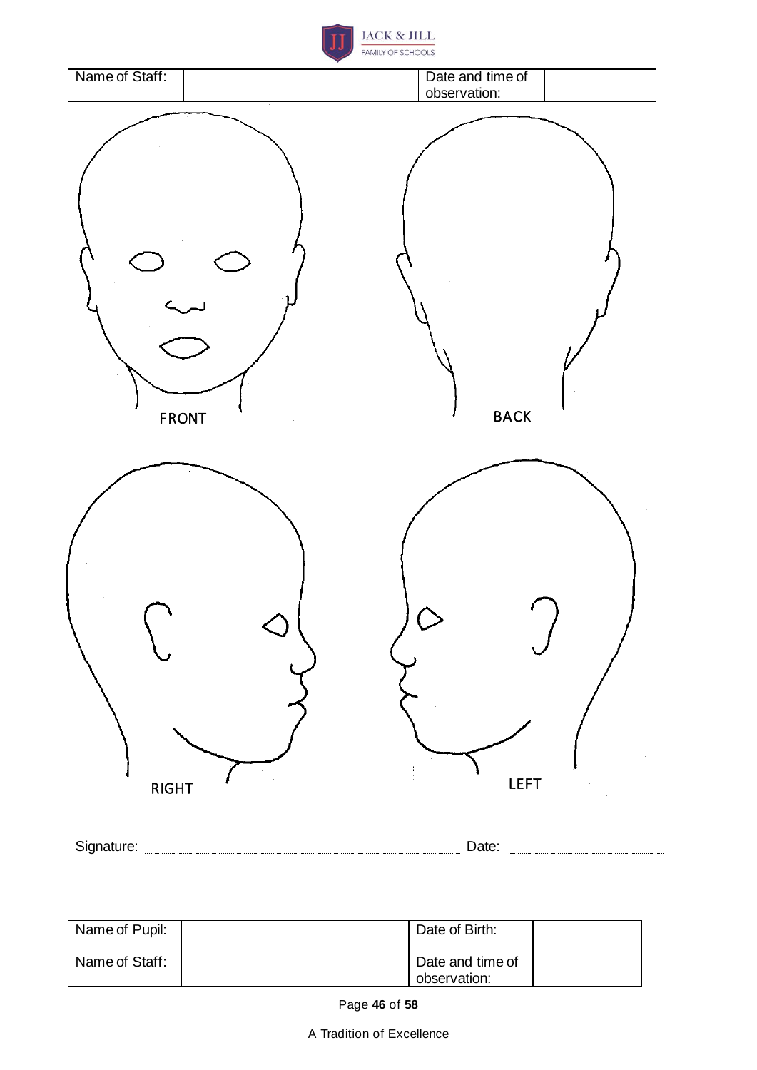| Name of Staff: | | Date and time of observation: | |
|---|---|---|---|

FRONT

BACK

RIGHT

LEFT

Signature: ______________________________ Date: ______________

| Name of Pupil: | | Date of Birth: | |
|---|---|---|---|
| Name of Staff: | | Date and time of observation: | |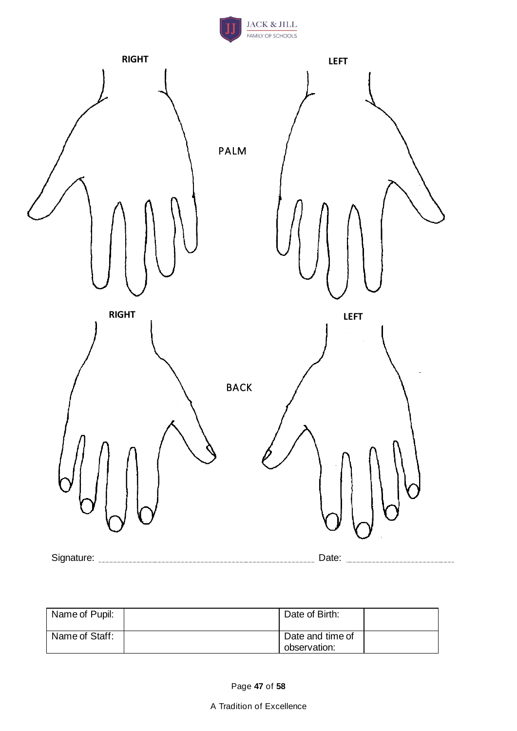RIGHT LEFT

PALM

RIGHT LEFT

BACK

Signature: .................................................................................. Date: ..................................

| Name of Pupil: | | Date of Birth: | |
|---|---|---|---|
| Name of Staff: | | Date and time of observation: | |

A Tradition of Excellence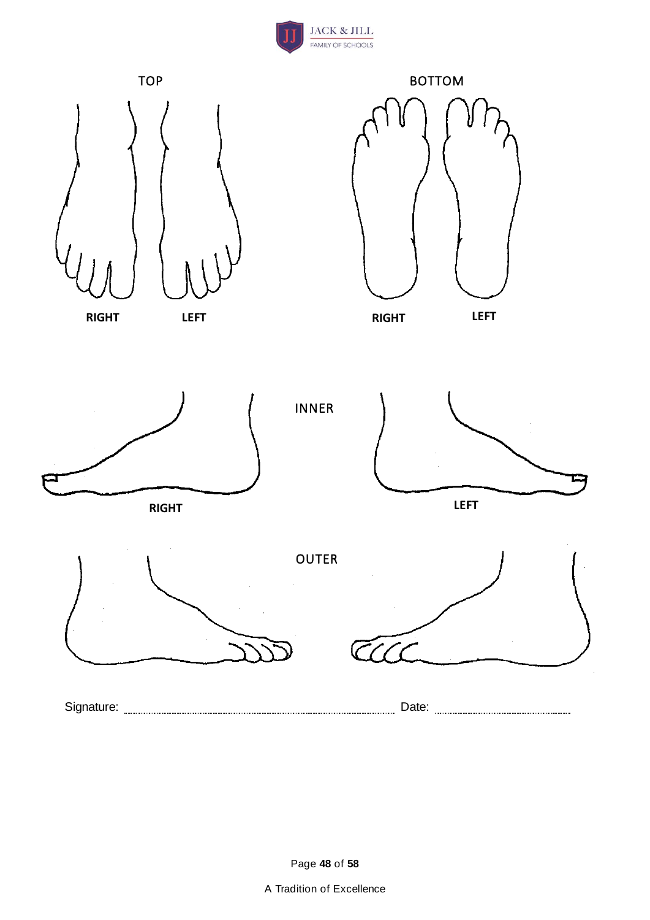TOP

**RIGHT** **LEFT**

BOTTOM

**RIGHT** **LEFT**

INNER

**RIGHT** **LEFT**

OUTER

Signature: .................................................................... Date: ..................................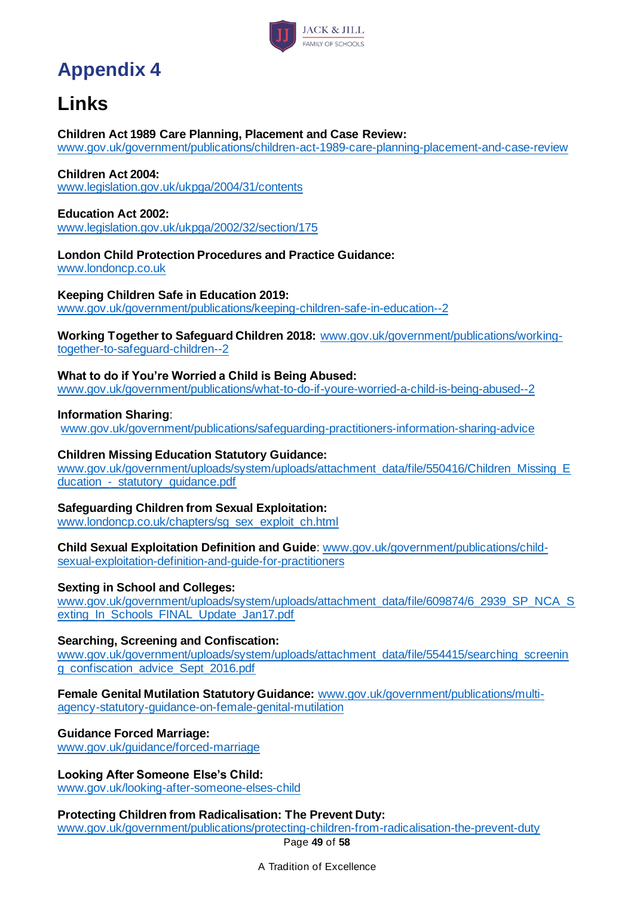# Appendix 4

## Links

**Children Act 1989 Care Planning, Placement and Case Review:**
www.gov.uk/government/publications/children-act-1989-care-planning-placement-and-case-review

**Children Act 2004:**
www.legislation.gov.uk/ukpga/2004/31/contents

**Education Act 2002:**
www.legislation.gov.uk/ukpga/2002/32/section/175

**London Child Protection Procedures and Practice Guidance:**
www.londoncp.co.uk

**Keeping Children Safe in Education 2019:**
www.gov.uk/government/publications/keeping-children-safe-in-education--2

**Working Together to Safeguard Children 2018:** www.gov.uk/government/publications/working-together-to-safeguard-children--2

**What to do if You're Worried a Child is Being Abused:**
www.gov.uk/government/publications/what-to-do-if-youre-worried-a-child-is-being-abused--2

**Information Sharing**:
www.gov.uk/government/publications/safeguarding-practitioners-information-sharing-advice

**Children Missing Education Statutory Guidance:**
www.gov.uk/government/uploads/system/uploads/attachment_data/file/550416/Children_Missing_Education_-_statutory_guidance.pdf

**Safeguarding Children from Sexual Exploitation:**
www.londoncp.co.uk/chapters/sg_sex_exploit_ch.html

**Child Sexual Exploitation Definition and Guide**: www.gov.uk/government/publications/child-sexual-exploitation-definition-and-guide-for-practitioners

**Sexting in School and Colleges:**
www.gov.uk/government/uploads/system/uploads/attachment_data/file/609874/6_2939_SP_NCA_Sexting_In_Schools_FINAL_Update_Jan17.pdf

**Searching, Screening and Confiscation:**
www.gov.uk/government/uploads/system/uploads/attachment_data/file/554415/searching_screening_confiscation_advice_Sept_2016.pdf

**Female Genital Mutilation Statutory Guidance:** www.gov.uk/government/publications/multi-agency-statutory-guidance-on-female-genital-mutilation

**Guidance Forced Marriage:**
www.gov.uk/guidance/forced-marriage

**Looking After Someone Else's Child:**
www.gov.uk/looking-after-someone-elses-child

**Protecting Children from Radicalisation: The Prevent Duty:**
www.gov.uk/government/publications/protecting-children-from-radicalisation-the-prevent-duty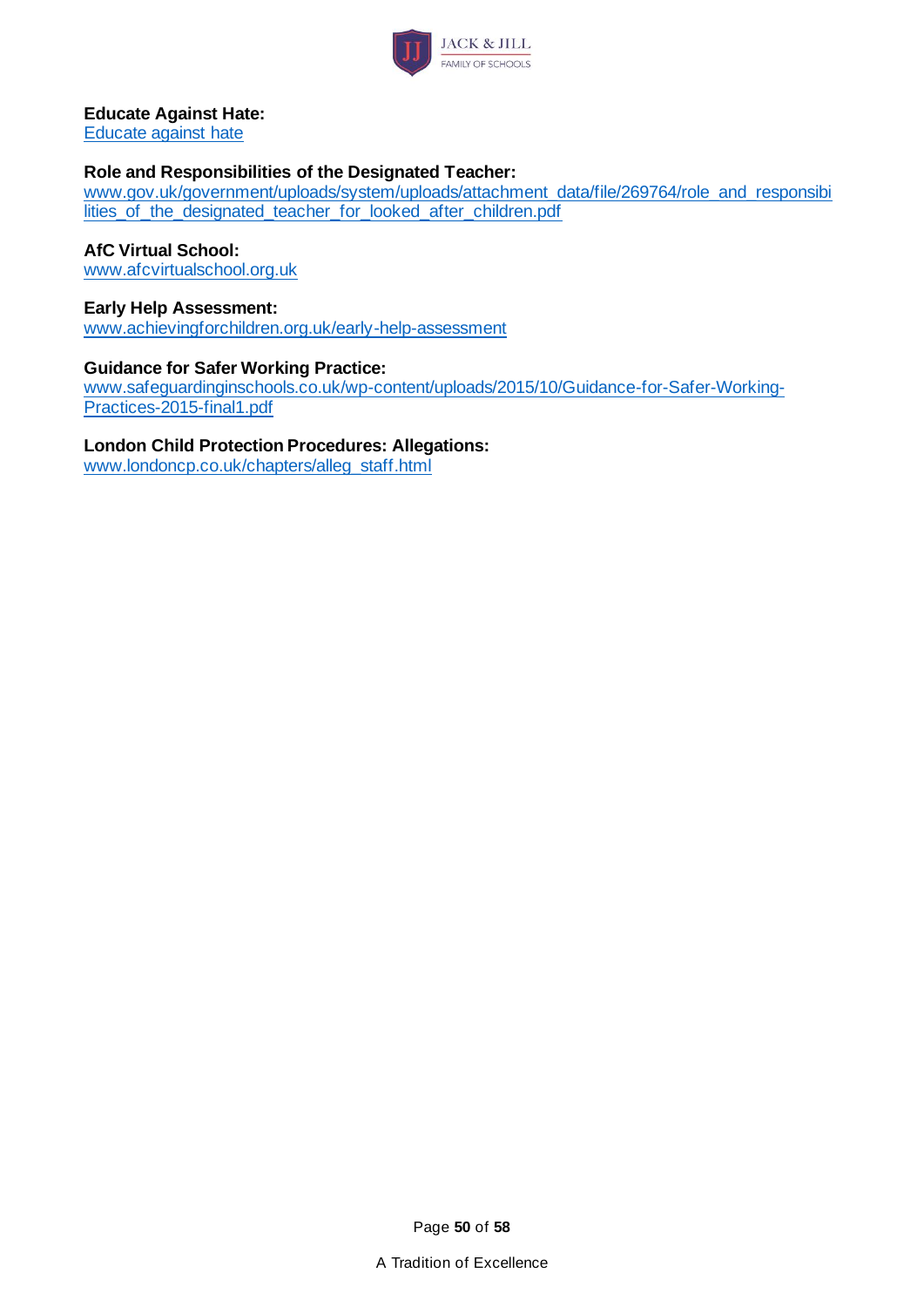**Educate Against Hate:**
Educate against hate

**Role and Responsibilities of the Designated Teacher:**
www.gov.uk/government/uploads/system/uploads/attachment_data/file/269764/role_and_responsibilities_of_the_designated_teacher_for_looked_after_children.pdf

**AfC Virtual School:**
www.afcvirtualschool.org.uk

**Early Help Assessment:**
www.achievingforchildren.org.uk/early-help-assessment

**Guidance for Safer Working Practice:**
www.safeguardinginschools.co.uk/wp-content/uploads/2015/10/Guidance-for-Safer-Working-Practices-2015-final1.pdf

**London Child Protection Procedures: Allegations:**
www.londoncp.co.uk/chapters/alleg_staff.html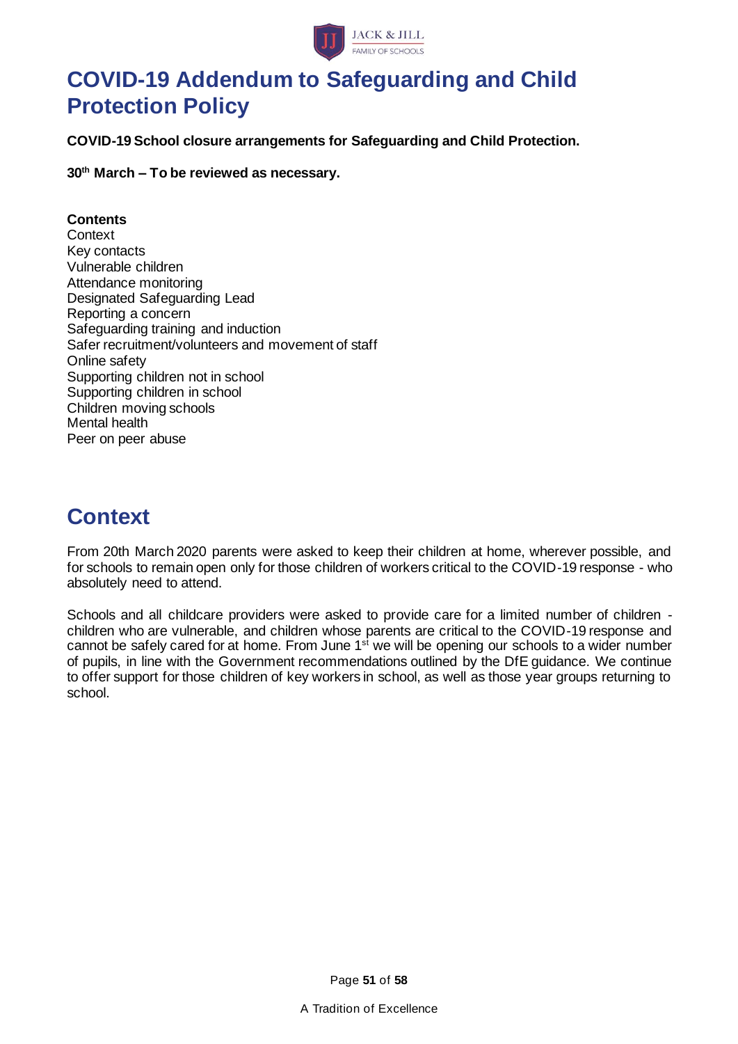# COVID-19 Addendum to Safeguarding and Child Protection Policy

**COVID-19 School closure arrangements for Safeguarding and Child Protection.**

**30th March – To be reviewed as necessary.**

**Contents**
Context
Key contacts
Vulnerable children
Attendance monitoring
Designated Safeguarding Lead
Reporting a concern
Safeguarding training and induction
Safer recruitment/volunteers and movement of staff
Online safety
Supporting children not in school
Supporting children in school
Children moving schools
Mental health
Peer on peer abuse

## Context

From 20th March 2020 parents were asked to keep their children at home, wherever possible, and for schools to remain open only for those children of workers critical to the COVID-19 response - who absolutely need to attend.

Schools and all childcare providers were asked to provide care for a limited number of children - children who are vulnerable, and children whose parents are critical to the COVID-19 response and cannot be safely cared for at home. From June 1st we will be opening our schools to a wider number of pupils, in line with the Government recommendations outlined by the DfE guidance. We continue to offer support for those children of key workers in school, as well as those year groups returning to school.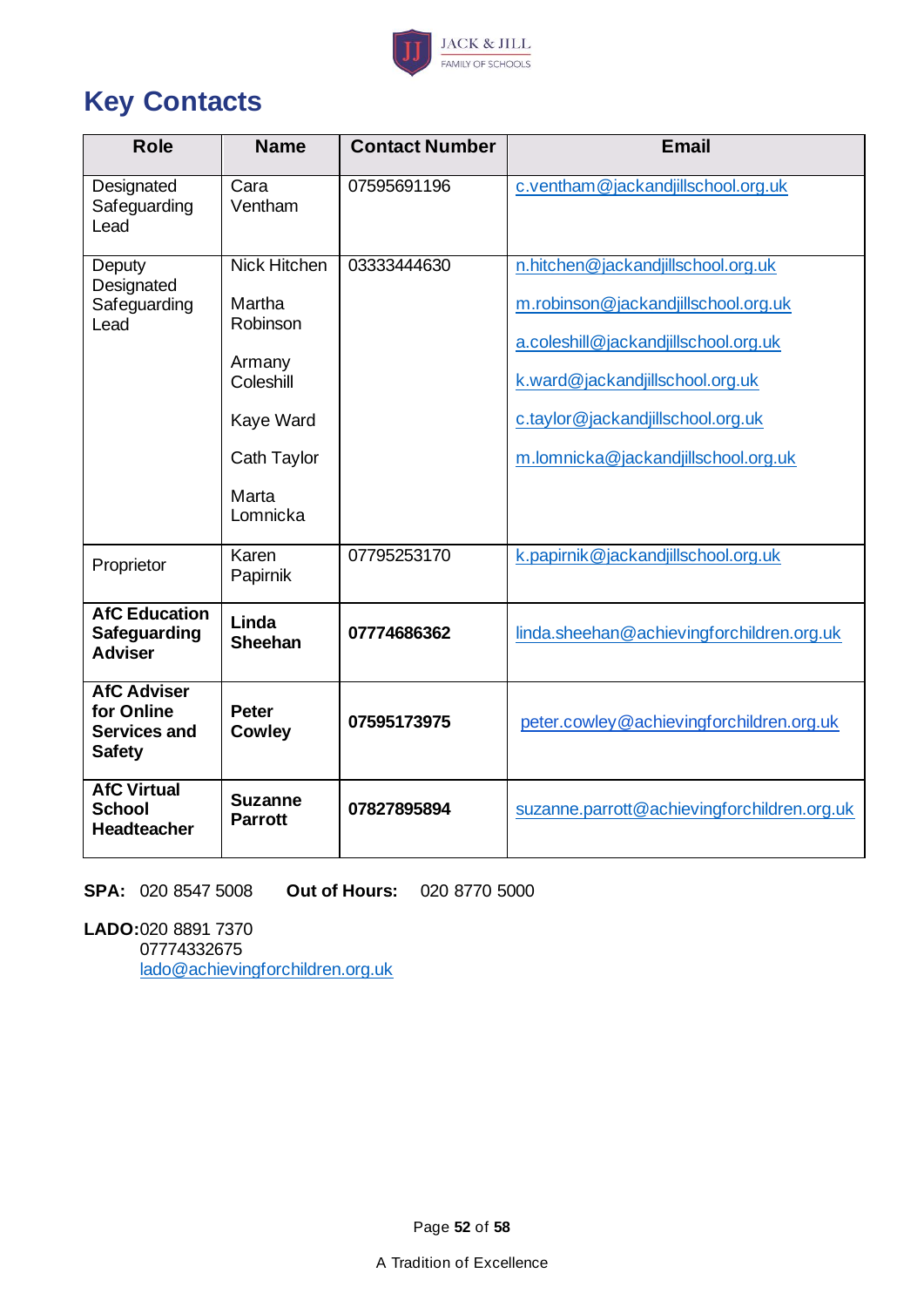# Key Contacts

| Role | Name | Contact Number | Email |
|---|---|---|---|
| Designated Safeguarding Lead | Cara Ventham | 07595691196 | c.ventham@jackandjillschool.org.uk |
| Deputy Designated Safeguarding Lead | Nick Hitchen<br>Martha Robinson<br>Armany Coleshill<br>Kaye Ward<br>Cath Taylor<br>Marta Lomnicka | 03333444630 | n.hitchen@jackandjillschool.org.uk<br>m.robinson@jackandjillschool.org.uk<br>a.coleshill@jackandjillschool.org.uk<br>k.ward@jackandjillschool.org.uk<br>c.taylor@jackandjillschool.org.uk<br>m.lomnicka@jackandjillschool.org.uk |
| Proprietor | Karen Papirnik | 07795253170 | k.papirnik@jackandjillschool.org.uk |
| **AfC Education Safeguarding Adviser** | **Linda Sheehan** | **07774686362** | linda.sheehan@achievingforchildren.org.uk |
| **AfC Adviser for Online Services and Safety** | **Peter Cowley** | **07595173975** | peter.cowley@achievingforchildren.org.uk |
| **AfC Virtual School Headteacher** | **Suzanne Parrott** | **07827895894** | suzanne.parrott@achievingforchildren.org.uk |

**SPA:** 020 8547 5008 **Out of Hours:** 020 8770 5000

**LADO:** 020 8891 7370
07774332675
lado@achievingforchildren.org.uk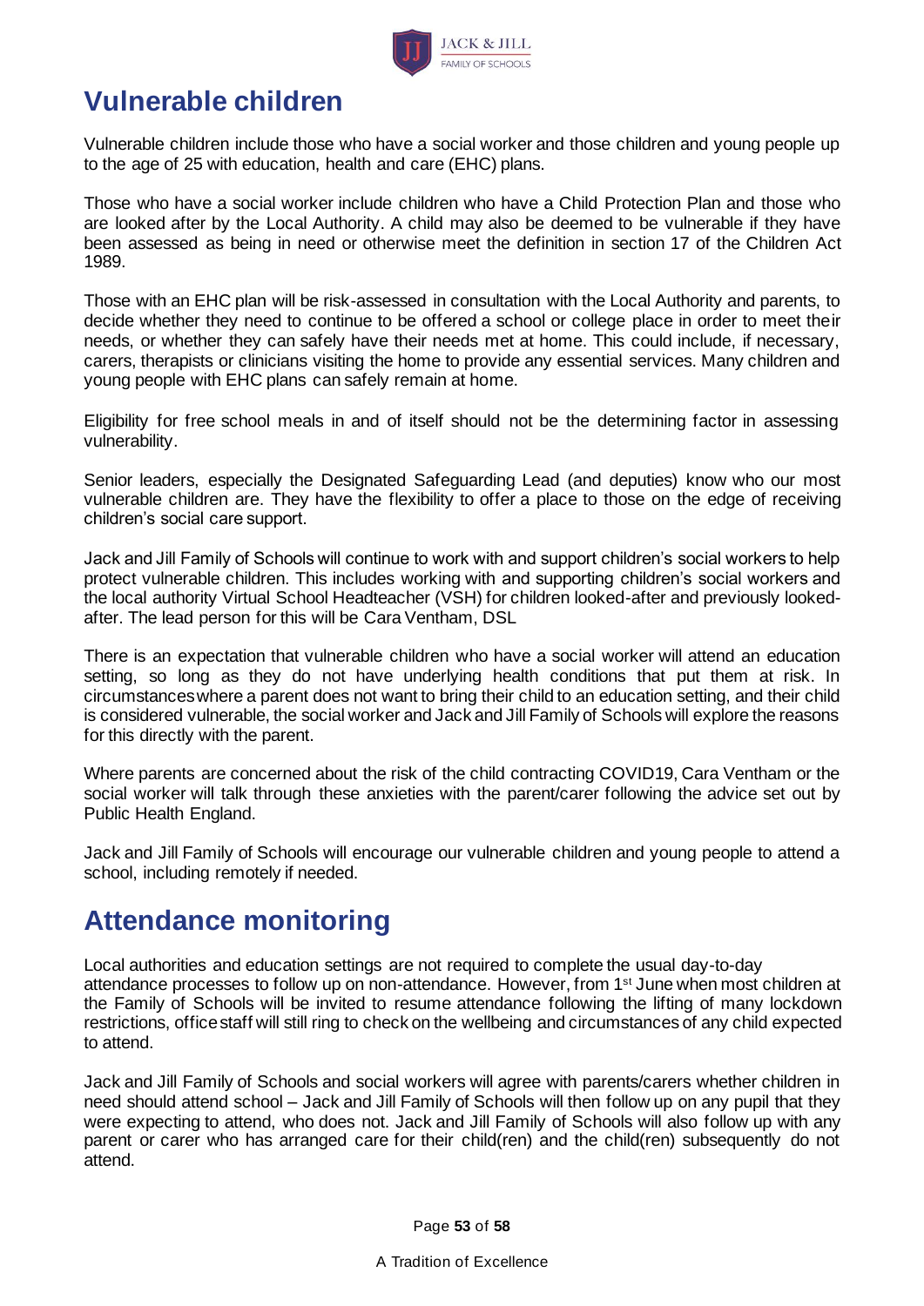## Vulnerable children

Vulnerable children include those who have a social worker and those children and young people up to the age of 25 with education, health and care (EHC) plans.

Those who have a social worker include children who have a Child Protection Plan and those who are looked after by the Local Authority. A child may also be deemed to be vulnerable if they have been assessed as being in need or otherwise meet the definition in section 17 of the Children Act 1989.

Those with an EHC plan will be risk-assessed in consultation with the Local Authority and parents, to decide whether they need to continue to be offered a school or college place in order to meet their needs, or whether they can safely have their needs met at home. This could include, if necessary, carers, therapists or clinicians visiting the home to provide any essential services. Many children and young people with EHC plans can safely remain at home.

Eligibility for free school meals in and of itself should not be the determining factor in assessing vulnerability.

Senior leaders, especially the Designated Safeguarding Lead (and deputies) know who our most vulnerable children are. They have the flexibility to offer a place to those on the edge of receiving children's social care support.

Jack and Jill Family of Schools will continue to work with and support children's social workers to help protect vulnerable children. This includes working with and supporting children's social workers and the local authority Virtual School Headteacher (VSH) for children looked-after and previously looked-after. The lead person for this will be Cara Ventham, DSL

There is an expectation that vulnerable children who have a social worker will attend an education setting, so long as they do not have underlying health conditions that put them at risk. In circumstances where a parent does not want to bring their child to an education setting, and their child is considered vulnerable, the social worker and Jack and Jill Family of Schools will explore the reasons for this directly with the parent.

Where parents are concerned about the risk of the child contracting COVID19, Cara Ventham or the social worker will talk through these anxieties with the parent/carer following the advice set out by Public Health England.

Jack and Jill Family of Schools will encourage our vulnerable children and young people to attend a school, including remotely if needed.

## Attendance monitoring

Local authorities and education settings are not required to complete the usual day-to-day attendance processes to follow up on non-attendance. However, from 1st June when most children at the Family of Schools will be invited to resume attendance following the lifting of many lockdown restrictions, office staff will still ring to check on the wellbeing and circumstances of any child expected to attend.

Jack and Jill Family of Schools and social workers will agree with parents/carers whether children in need should attend school – Jack and Jill Family of Schools will then follow up on any pupil that they were expecting to attend, who does not. Jack and Jill Family of Schools will also follow up with any parent or carer who has arranged care for their child(ren) and the child(ren) subsequently do not attend.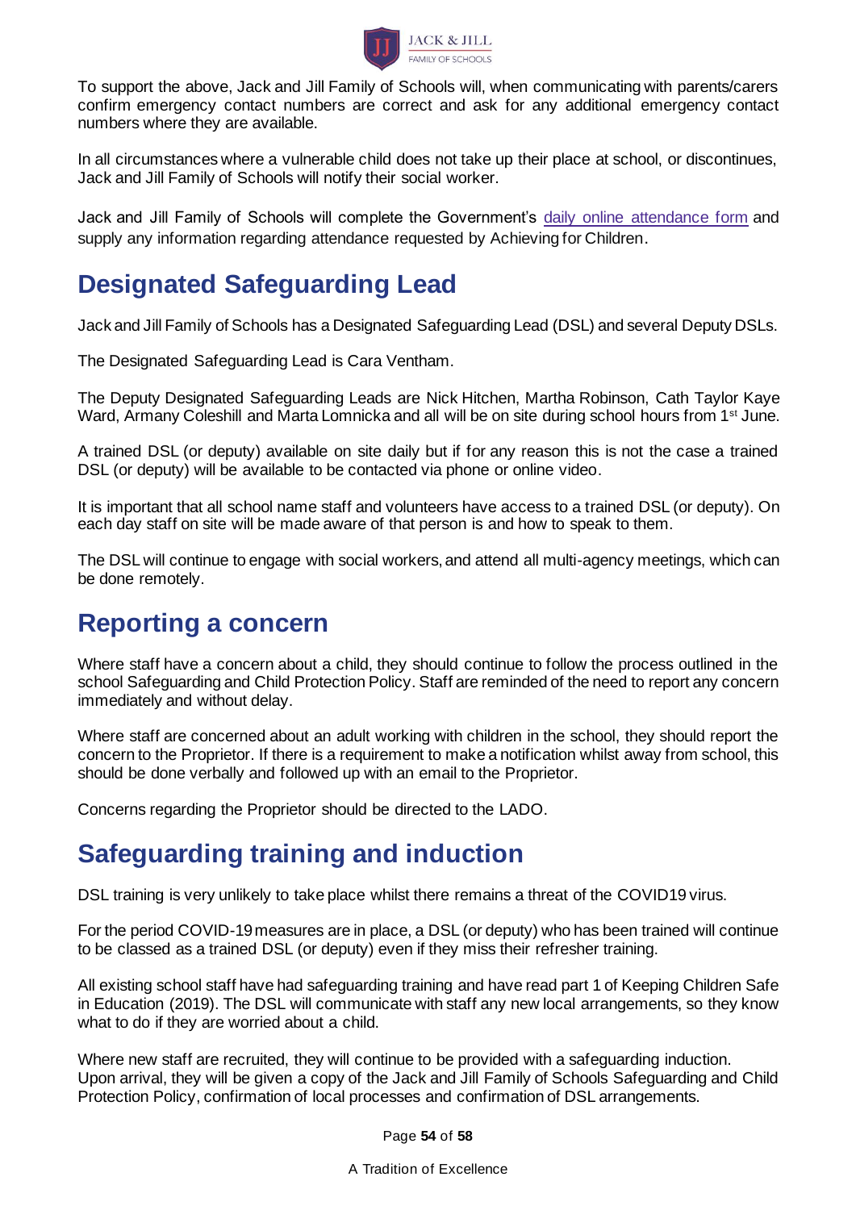To support the above, Jack and Jill Family of Schools will, when communicating with parents/carers confirm emergency contact numbers are correct and ask for any additional emergency contact numbers where they are available.

In all circumstances where a vulnerable child does not take up their place at school, or discontinues, Jack and Jill Family of Schools will notify their social worker.

Jack and Jill Family of Schools will complete the Government's [daily online attendance form]() and supply any information regarding attendance requested by Achieving for Children.

## Designated Safeguarding Lead

Jack and Jill Family of Schools has a Designated Safeguarding Lead (DSL) and several Deputy DSLs.

The Designated Safeguarding Lead is Cara Ventham.

The Deputy Designated Safeguarding Leads are Nick Hitchen, Martha Robinson, Cath Taylor Kaye Ward, Armany Coleshill and Marta Lomnicka and all will be on site during school hours from 1st June.

A trained DSL (or deputy) available on site daily but if for any reason this is not the case a trained DSL (or deputy) will be available to be contacted via phone or online video.

It is important that all school name staff and volunteers have access to a trained DSL (or deputy). On each day staff on site will be made aware of that person is and how to speak to them.

The DSL will continue to engage with social workers, and attend all multi-agency meetings, which can be done remotely.

## Reporting a concern

Where staff have a concern about a child, they should continue to follow the process outlined in the school Safeguarding and Child Protection Policy. Staff are reminded of the need to report any concern immediately and without delay.

Where staff are concerned about an adult working with children in the school, they should report the concern to the Proprietor. If there is a requirement to make a notification whilst away from school, this should be done verbally and followed up with an email to the Proprietor.

Concerns regarding the Proprietor should be directed to the LADO.

## Safeguarding training and induction

DSL training is very unlikely to take place whilst there remains a threat of the COVID19 virus.

For the period COVID-19 measures are in place, a DSL (or deputy) who has been trained will continue to be classed as a trained DSL (or deputy) even if they miss their refresher training.

All existing school staff have had safeguarding training and have read part 1 of Keeping Children Safe in Education (2019). The DSL will communicate with staff any new local arrangements, so they know what to do if they are worried about a child.

Where new staff are recruited, they will continue to be provided with a safeguarding induction. Upon arrival, they will be given a copy of the Jack and Jill Family of Schools Safeguarding and Child Protection Policy, confirmation of local processes and confirmation of DSL arrangements.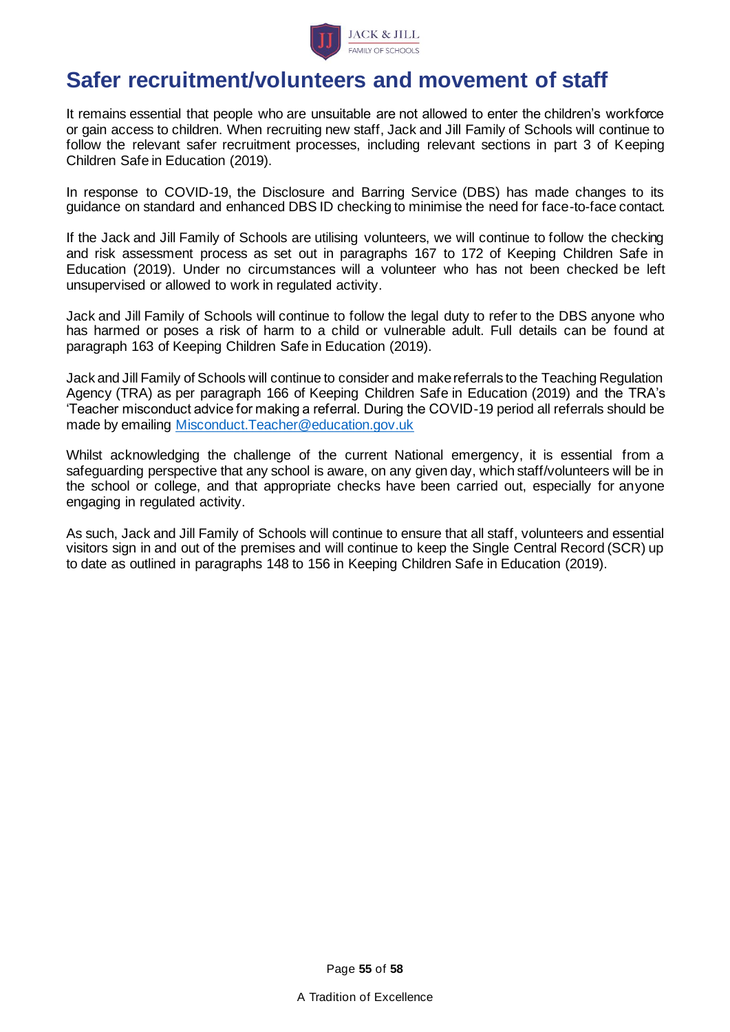# Safer recruitment/volunteers and movement of staff

It remains essential that people who are unsuitable are not allowed to enter the children's workforce or gain access to children. When recruiting new staff, Jack and Jill Family of Schools will continue to follow the relevant safer recruitment processes, including relevant sections in part 3 of Keeping Children Safe in Education (2019).

In response to COVID-19, the Disclosure and Barring Service (DBS) has made changes to its guidance on standard and enhanced DBS ID checking to minimise the need for face-to-face contact.

If the Jack and Jill Family of Schools are utilising volunteers, we will continue to follow the checking and risk assessment process as set out in paragraphs 167 to 172 of Keeping Children Safe in Education (2019). Under no circumstances will a volunteer who has not been checked be left unsupervised or allowed to work in regulated activity.

Jack and Jill Family of Schools will continue to follow the legal duty to refer to the DBS anyone who has harmed or poses a risk of harm to a child or vulnerable adult. Full details can be found at paragraph 163 of Keeping Children Safe in Education (2019).

Jack and Jill Family of Schools will continue to consider and make referrals to the Teaching Regulation Agency (TRA) as per paragraph 166 of Keeping Children Safe in Education (2019) and the TRA's 'Teacher misconduct advice for making a referral. During the COVID-19 period all referrals should be made by emailing [Misconduct.Teacher@education.gov.uk](mailto:Misconduct.Teacher@education.gov.uk)

Whilst acknowledging the challenge of the current National emergency, it is essential from a safeguarding perspective that any school is aware, on any given day, which staff/volunteers will be in the school or college, and that appropriate checks have been carried out, especially for anyone engaging in regulated activity.

As such, Jack and Jill Family of Schools will continue to ensure that all staff, volunteers and essential visitors sign in and out of the premises and will continue to keep the Single Central Record (SCR) up to date as outlined in paragraphs 148 to 156 in Keeping Children Safe in Education (2019).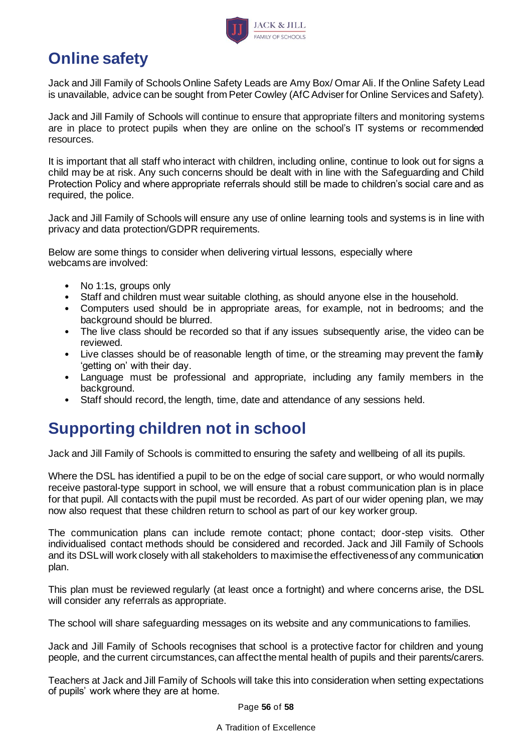## Online safety

Jack and Jill Family of Schools Online Safety Leads are Amy Box/ Omar Ali. If the Online Safety Lead is unavailable, advice can be sought from Peter Cowley (AfC Adviser for Online Services and Safety).

Jack and Jill Family of Schools will continue to ensure that appropriate filters and monitoring systems are in place to protect pupils when they are online on the school's IT systems or recommended resources.

It is important that all staff who interact with children, including online, continue to look out for signs a child may be at risk. Any such concerns should be dealt with in line with the Safeguarding and Child Protection Policy and where appropriate referrals should still be made to children's social care and as required, the police.

Jack and Jill Family of Schools will ensure any use of online learning tools and systems is in line with privacy and data protection/GDPR requirements.

Below are some things to consider when delivering virtual lessons, especially where webcams are involved:

- No 1:1s, groups only
- Staff and children must wear suitable clothing, as should anyone else in the household.
- Computers used should be in appropriate areas, for example, not in bedrooms; and the background should be blurred.
- The live class should be recorded so that if any issues subsequently arise, the video can be reviewed.
- Live classes should be of reasonable length of time, or the streaming may prevent the family 'getting on' with their day.
- Language must be professional and appropriate, including any family members in the background.
- Staff should record, the length, time, date and attendance of any sessions held.

## Supporting children not in school

Jack and Jill Family of Schools is committed to ensuring the safety and wellbeing of all its pupils.

Where the DSL has identified a pupil to be on the edge of social care support, or who would normally receive pastoral-type support in school, we will ensure that a robust communication plan is in place for that pupil. All contacts with the pupil must be recorded. As part of our wider opening plan, we may now also request that these children return to school as part of our key worker group.

The communication plans can include remote contact; phone contact; door-step visits. Other individualised contact methods should be considered and recorded. Jack and Jill Family of Schools and its DSL will work closely with all stakeholders to maximise the effectiveness of any communication plan.

This plan must be reviewed regularly (at least once a fortnight) and where concerns arise, the DSL will consider any referrals as appropriate.

The school will share safeguarding messages on its website and any communications to families.

Jack and Jill Family of Schools recognises that school is a protective factor for children and young people, and the current circumstances, can affect the mental health of pupils and their parents/carers.

Teachers at Jack and Jill Family of Schools will take this into consideration when setting expectations of pupils' work where they are at home.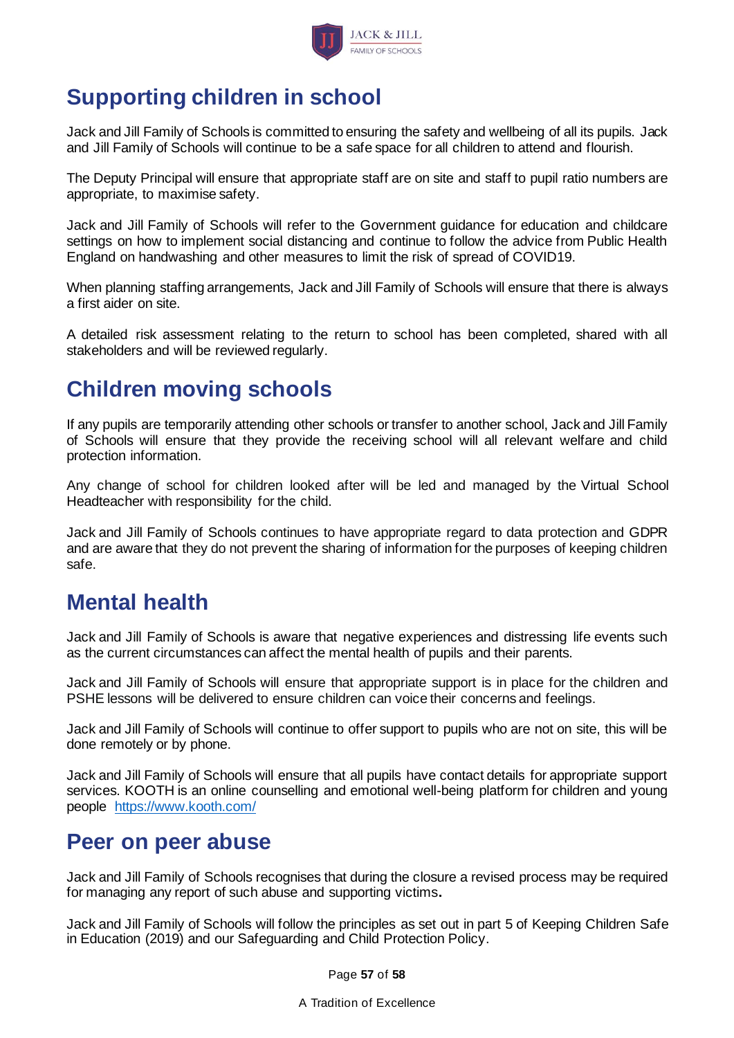## Supporting children in school

Jack and Jill Family of Schools is committed to ensuring the safety and wellbeing of all its pupils. Jack and Jill Family of Schools will continue to be a safe space for all children to attend and flourish.

The Deputy Principal will ensure that appropriate staff are on site and staff to pupil ratio numbers are appropriate, to maximise safety.

Jack and Jill Family of Schools will refer to the Government guidance for education and childcare settings on how to implement social distancing and continue to follow the advice from Public Health England on handwashing and other measures to limit the risk of spread of COVID19.

When planning staffing arrangements, Jack and Jill Family of Schools will ensure that there is always a first aider on site.

A detailed risk assessment relating to the return to school has been completed, shared with all stakeholders and will be reviewed regularly.

## Children moving schools

If any pupils are temporarily attending other schools or transfer to another school, Jack and Jill Family of Schools will ensure that they provide the receiving school will all relevant welfare and child protection information.

Any change of school for children looked after will be led and managed by the Virtual School Headteacher with responsibility for the child.

Jack and Jill Family of Schools continues to have appropriate regard to data protection and GDPR and are aware that they do not prevent the sharing of information for the purposes of keeping children safe.

## Mental health

Jack and Jill Family of Schools is aware that negative experiences and distressing life events such as the current circumstances can affect the mental health of pupils and their parents.

Jack and Jill Family of Schools will ensure that appropriate support is in place for the children and PSHE lessons will be delivered to ensure children can voice their concerns and feelings.

Jack and Jill Family of Schools will continue to offer support to pupils who are not on site, this will be done remotely or by phone.

Jack and Jill Family of Schools will ensure that all pupils have contact details for appropriate support services. KOOTH is an online counselling and emotional well-being platform for children and young people https://www.kooth.com/

## Peer on peer abuse

Jack and Jill Family of Schools recognises that during the closure a revised process may be required for managing any report of such abuse and supporting victims**.**

Jack and Jill Family of Schools will follow the principles as set out in part 5 of Keeping Children Safe in Education (2019) and our Safeguarding and Child Protection Policy.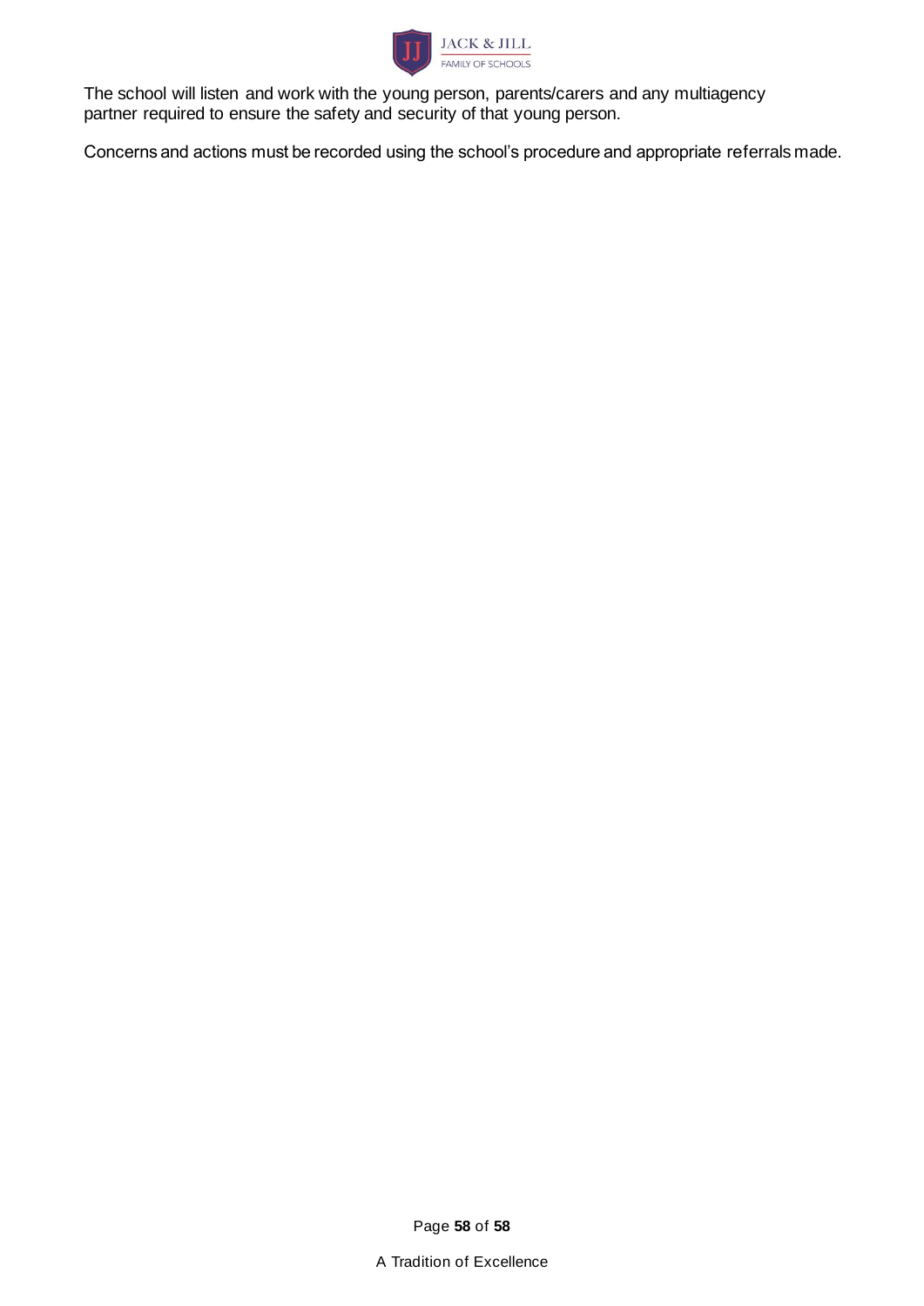The school will listen and work with the young person, parents/carers and any multiagency partner required to ensure the safety and security of that young person.

Concerns and actions must be recorded using the school's procedure and appropriate referrals made.